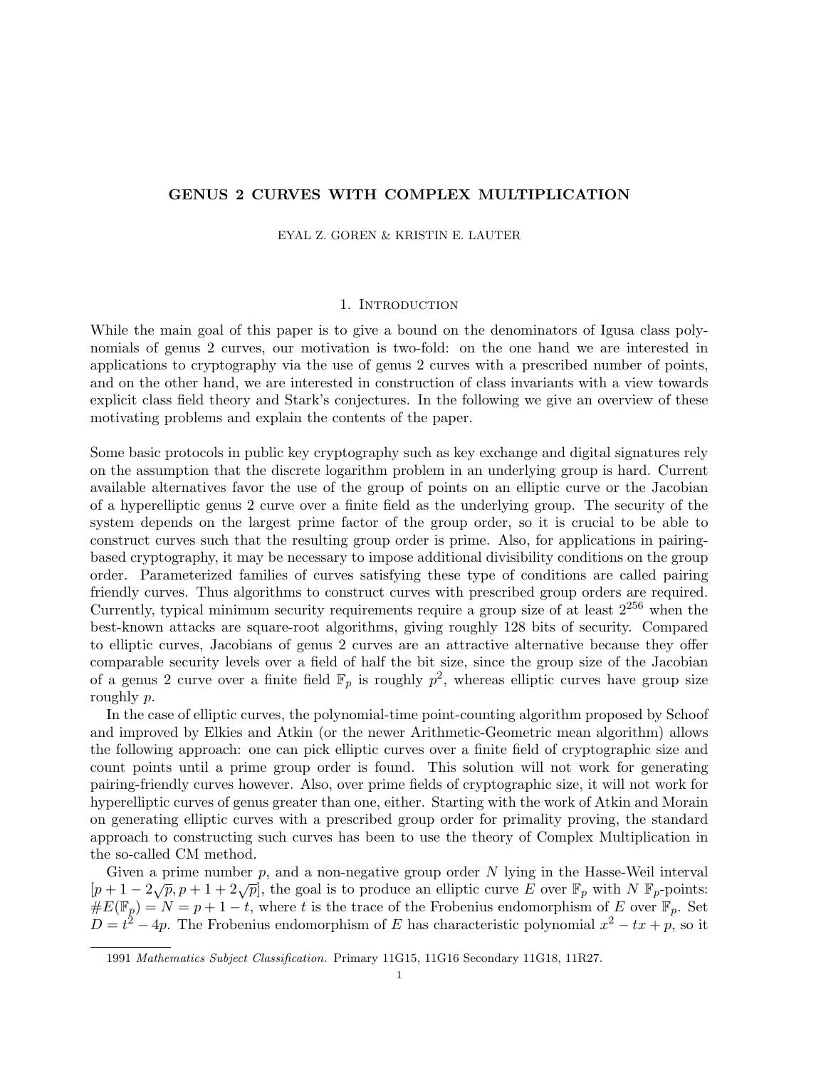# GENUS 2 CURVES WITH COMPLEX MULTIPLICATION

EYAL Z. GOREN & KRISTIN E. LAUTER

## 1. Introduction

While the main goal of this paper is to give a bound on the denominators of Igusa class polynomials of genus 2 curves, our motivation is two-fold: on the one hand we are interested in applications to cryptography via the use of genus 2 curves with a prescribed number of points, and on the other hand, we are interested in construction of class invariants with a view towards explicit class field theory and Stark's conjectures. In the following we give an overview of these motivating problems and explain the contents of the paper.

Some basic protocols in public key cryptography such as key exchange and digital signatures rely on the assumption that the discrete logarithm problem in an underlying group is hard. Current available alternatives favor the use of the group of points on an elliptic curve or the Jacobian of a hyperelliptic genus 2 curve over a finite field as the underlying group. The security of the system depends on the largest prime factor of the group order, so it is crucial to be able to construct curves such that the resulting group order is prime. Also, for applications in pairing-based cryptography, it may be necessary to impose additional divisibility conditions on the group order. Parameterized families of curves satisfying these type of conditions are called pairing friendly curves. Thus algorithms to construct curves with prescribed group orders are required. Currently, typical minimum security requirements require a group size of at least $2^{256}$ when the best-known attacks are square-root algorithms, giving roughly 128 bits of security. Compared to elliptic curves, Jacobians of genus 2 curves are an attractive alternative because they offer comparable security levels over a field of half the bit size, since the group size of the Jacobian of a genus 2 curve over a finite field $\mathbb{F}_p$ is roughly $p^2$, whereas elliptic curves have group size roughly $p$.

In the case of elliptic curves, the polynomial-time point-counting algorithm proposed by Schoof and improved by Elkies and Atkin (or the newer Arithmetic-Geometric mean algorithm) allows the following approach: one can pick elliptic curves over a finite field of cryptographic size and count points until a prime group order is found. This solution will not work for generating pairing-friendly curves however. Also, over prime fields of cryptographic size, it will not work for hyperelliptic curves of genus greater than one, either. Starting with the work of Atkin and Morain on generating elliptic curves with a prescribed group order for primality proving, the standard approach to constructing such curves has been to use the theory of Complex Multiplication in the so-called CM method.

Given a prime number $p$, and a non-negative group order $N$ lying in the Hasse-Weil interval $[p+1-2\sqrt{p}, p+1+2\sqrt{p}]$, the goal is to produce an elliptic curve $E$ over $\mathbb{F}_p$ with $N$ $\mathbb{F}_p$-points: $\#E(\mathbb{F}_p) = N = p+1-t$, where $t$ is the trace of the Frobenius endomorphism of $E$ over $\mathbb{F}_p$. Set $D = t^2 - 4p$. The Frobenius endomorphism of $E$ has characteristic polynomial $x^2 - tx + p$, so it

1991 *Mathematics Subject Classification.* Primary 11G15, 11G16 Secondary 11G18, 11R27.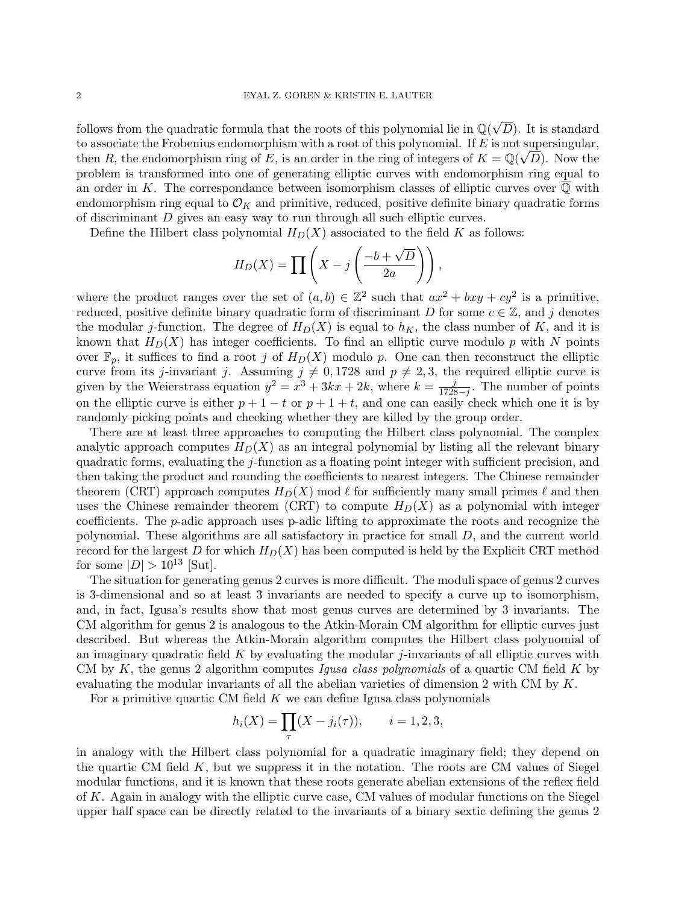follows from the quadratic formula that the roots of this polynomial lie in $\mathbb{Q}(\sqrt{D})$. It is standard to associate the Frobenius endomorphism with a root of this polynomial. If $E$ is not supersingular, then $R$, the endomorphism ring of $E$, is an order in the ring of integers of $K = \mathbb{Q}(\sqrt{D})$. Now the problem is transformed into one of generating elliptic curves with endomorphism ring equal to an order in $K$. The correspondance between isomorphism classes of elliptic curves over $\overline{\mathbb{Q}}$ with endomorphism ring equal to $\mathcal{O}_K$ and primitive, reduced, positive definite binary quadratic forms of discriminant $D$ gives an easy way to run through all such elliptic curves.

Define the Hilbert class polynomial $H_D(X)$ associated to the field $K$ as follows:

$$H_D(X) = \prod \left( X - j\left( \frac{-b + \sqrt{D}}{2a} \right) \right),$$

where the product ranges over the set of $(a, b) \in \mathbb{Z}^2$ such that $ax^2 + bxy + cy^2$ is a primitive, reduced, positive definite binary quadratic form of discriminant $D$ for some $c \in \mathbb{Z}$, and $j$ denotes the modular $j$-function. The degree of $H_D(X)$ is equal to $h_K$, the class number of $K$, and it is known that $H_D(X)$ has integer coefficients. To find an elliptic curve modulo $p$ with $N$ points over $\mathbb{F}_p$, it suffices to find a root $j$ of $H_D(X)$ modulo $p$. One can then reconstruct the elliptic curve from its $j$-invariant $j$. Assuming $j \neq 0, 1728$ and $p \neq 2, 3$, the required elliptic curve is given by the Weierstrass equation $y^2 = x^3 + 3kx + 2k$, where $k = \frac{j}{1728 - j}$. The number of points on the elliptic curve is either $p + 1 - t$ or $p + 1 + t$, and one can easily check which one it is by randomly picking points and checking whether they are killed by the group order.

There are at least three approaches to computing the Hilbert class polynomial. The complex analytic approach computes $H_D(X)$ as an integral polynomial by listing all the relevant binary quadratic forms, evaluating the $j$-function as a floating point integer with sufficient precision, and then taking the product and rounding the coefficients to nearest integers. The Chinese remainder theorem (CRT) approach computes $H_D(X) \bmod \ell$ for sufficiently many small primes $\ell$ and then uses the Chinese remainder theorem (CRT) to compute $H_D(X)$ as a polynomial with integer coefficients. The $p$-adic approach uses p-adic lifting to approximate the roots and recognize the polynomial. These algorithms are all satisfactory in practice for small $D$, and the current world record for the largest $D$ for which $H_D(X)$ has been computed is held by the Explicit CRT method for some $|D| > 10^{13}$ [Sut].

The situation for generating genus 2 curves is more difficult. The moduli space of genus 2 curves is 3-dimensional and so at least 3 invariants are needed to specify a curve up to isomorphism, and, in fact, Igusa's results show that most genus curves are determined by 3 invariants. The CM algorithm for genus 2 is analogous to the Atkin-Morain CM algorithm for elliptic curves just described. But whereas the Atkin-Morain algorithm computes the Hilbert class polynomial of an imaginary quadratic field $K$ by evaluating the modular $j$-invariants of all elliptic curves with CM by $K$, the genus 2 algorithm computes *Igusa class polynomials* of a quartic CM field $K$ by evaluating the modular invariants of all the abelian varieties of dimension 2 with CM by $K$.

For a primitive quartic CM field $K$ we can define Igusa class polynomials

$$h_i(X) = \prod_{\tau} (X - j_i(\tau)), \qquad i = 1, 2, 3,$$

in analogy with the Hilbert class polynomial for a quadratic imaginary field; they depend on the quartic CM field $K$, but we suppress it in the notation. The roots are CM values of Siegel modular functions, and it is known that these roots generate abelian extensions of the reflex field of $K$. Again in analogy with the elliptic curve case, CM values of modular functions on the Siegel upper half space can be directly related to the invariants of a binary sextic defining the genus 2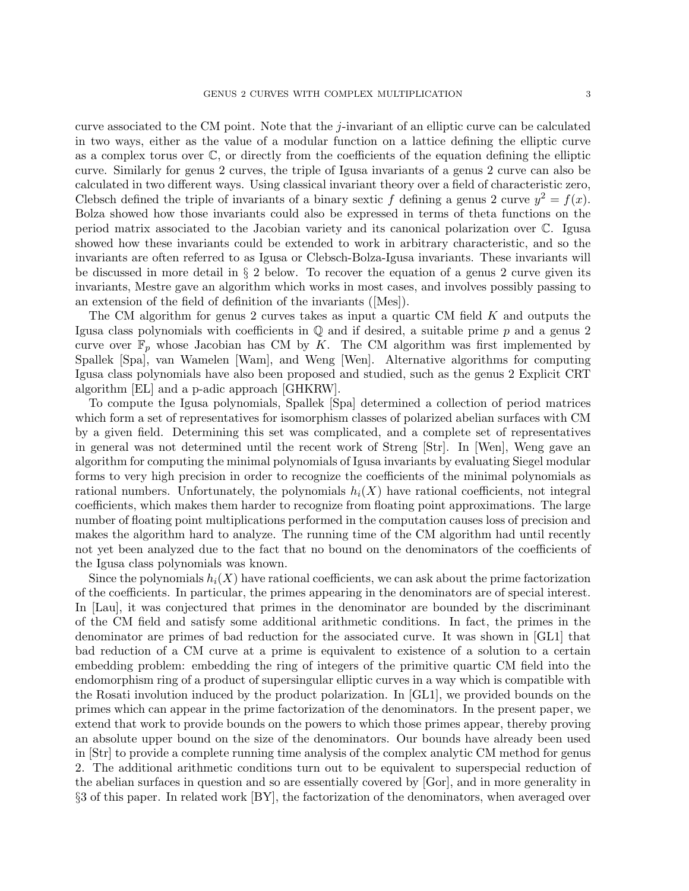curve associated to the CM point. Note that the $j$-invariant of an elliptic curve can be calculated in two ways, either as the value of a modular function on a lattice defining the elliptic curve as a complex torus over $\mathbb{C}$, or directly from the coefficients of the equation defining the elliptic curve. Similarly for genus 2 curves, the triple of Igusa invariants of a genus 2 curve can also be calculated in two different ways. Using classical invariant theory over a field of characteristic zero, Clebsch defined the triple of invariants of a binary sextic $f$ defining a genus 2 curve $y^2 = f(x)$. Bolza showed how those invariants could also be expressed in terms of theta functions on the period matrix associated to the Jacobian variety and its canonical polarization over $\mathbb{C}$. Igusa showed how these invariants could be extended to work in arbitrary characteristic, and so the invariants are often referred to as Igusa or Clebsch-Bolza-Igusa invariants. These invariants will be discussed in more detail in § 2 below. To recover the equation of a genus 2 curve given its invariants, Mestre gave an algorithm which works in most cases, and involves possibly passing to an extension of the field of definition of the invariants ([Mes]).

The CM algorithm for genus 2 curves takes as input a quartic CM field $K$ and outputs the Igusa class polynomials with coefficients in $\mathbb{Q}$ and if desired, a suitable prime $p$ and a genus 2 curve over $\mathbb{F}_p$ whose Jacobian has CM by $K$. The CM algorithm was first implemented by Spallek [Spa], van Wamelen [Wam], and Weng [Wen]. Alternative algorithms for computing Igusa class polynomials have also been proposed and studied, such as the genus 2 Explicit CRT algorithm [EL] and a p-adic approach [GHKRW].

To compute the Igusa polynomials, Spallek [Spa] determined a collection of period matrices which form a set of representatives for isomorphism classes of polarized abelian surfaces with CM by a given field. Determining this set was complicated, and a complete set of representatives in general was not determined until the recent work of Streng [Str]. In [Wen], Weng gave an algorithm for computing the minimal polynomials of Igusa invariants by evaluating Siegel modular forms to very high precision in order to recognize the coefficients of the minimal polynomials as rational numbers. Unfortunately, the polynomials $h_i(X)$ have rational coefficients, not integral coefficients, which makes them harder to recognize from floating point approximations. The large number of floating point multiplications performed in the computation causes loss of precision and makes the algorithm hard to analyze. The running time of the CM algorithm had until recently not yet been analyzed due to the fact that no bound on the denominators of the coefficients of the Igusa class polynomials was known.

Since the polynomials $h_i(X)$ have rational coefficients, we can ask about the prime factorization of the coefficients. In particular, the primes appearing in the denominators are of special interest. In [Lau], it was conjectured that primes in the denominator are bounded by the discriminant of the CM field and satisfy some additional arithmetic conditions. In fact, the primes in the denominator are primes of bad reduction for the associated curve. It was shown in [GL1] that bad reduction of a CM curve at a prime is equivalent to existence of a solution to a certain embedding problem: embedding the ring of integers of the primitive quartic CM field into the endomorphism ring of a product of supersingular elliptic curves in a way which is compatible with the Rosati involution induced by the product polarization. In [GL1], we provided bounds on the primes which can appear in the prime factorization of the denominators. In the present paper, we extend that work to provide bounds on the powers to which those primes appear, thereby proving an absolute upper bound on the size of the denominators. Our bounds have already been used in [Str] to provide a complete running time analysis of the complex analytic CM method for genus 2. The additional arithmetic conditions turn out to be equivalent to superspecial reduction of the abelian surfaces in question and so are essentially covered by [Gor], and in more generality in §3 of this paper. In related work [BY], the factorization of the denominators, when averaged over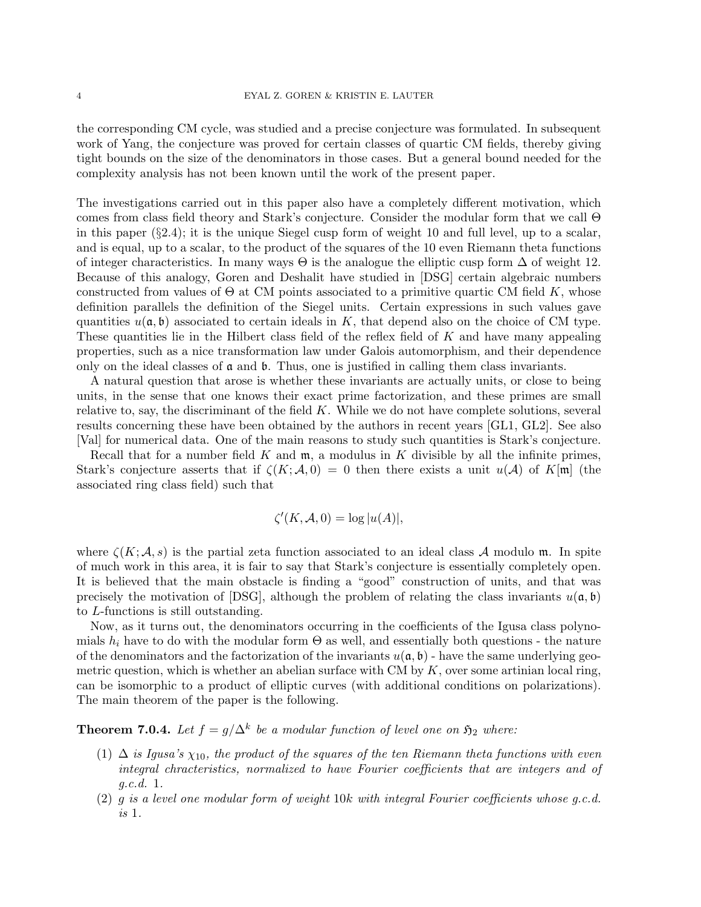the corresponding CM cycle, was studied and a precise conjecture was formulated. In subsequent work of Yang, the conjecture was proved for certain classes of quartic CM fields, thereby giving tight bounds on the size of the denominators in those cases. But a general bound needed for the complexity analysis has not been known until the work of the present paper.

The investigations carried out in this paper also have a completely different motivation, which comes from class field theory and Stark's conjecture. Consider the modular form that we call $\Theta$ in this paper (§2.4); it is the unique Siegel cusp form of weight 10 and full level, up to a scalar, and is equal, up to a scalar, to the product of the squares of the 10 even Riemann theta functions of integer characteristics. In many ways $\Theta$ is the analogue the elliptic cusp form $\Delta$ of weight 12. Because of this analogy, Goren and Deshalit have studied in [DSG] certain algebraic numbers constructed from values of $\Theta$ at CM points associated to a primitive quartic CM field $K$, whose definition parallels the definition of the Siegel units. Certain expressions in such values gave quantities $u(\mathfrak{a}, \mathfrak{b})$ associated to certain ideals in $K$, that depend also on the choice of CM type. These quantities lie in the Hilbert class field of the reflex field of $K$ and have many appealing properties, such as a nice transformation law under Galois automorphism, and their dependence only on the ideal classes of $\mathfrak{a}$ and $\mathfrak{b}$. Thus, one is justified in calling them class invariants.

A natural question that arose is whether these invariants are actually units, or close to being units, in the sense that one knows their exact prime factorization, and these primes are small relative to, say, the discriminant of the field $K$. While we do not have complete solutions, several results concerning these have been obtained by the authors in recent years [GL1, GL2]. See also [Val] for numerical data. One of the main reasons to study such quantities is Stark's conjecture.

Recall that for a number field $K$ and $\mathfrak{m}$, a modulus in $K$ divisible by all the infinite primes, Stark's conjecture asserts that if $\zeta(K; \mathcal{A}, 0) = 0$ then there exists a unit $u(\mathcal{A})$ of $K[\mathfrak{m}]$ (the associated ring class field) such that

$$\zeta'(K, \mathcal{A}, 0) = \log |u(A)|,$$

where $\zeta(K; \mathcal{A}, s)$ is the partial zeta function associated to an ideal class $\mathcal{A}$ modulo $\mathfrak{m}$. In spite of much work in this area, it is fair to say that Stark's conjecture is essentially completely open. It is believed that the main obstacle is finding a "good" construction of units, and that was precisely the motivation of [DSG], although the problem of relating the class invariants $u(\mathfrak{a}, \mathfrak{b})$ to $L$-functions is still outstanding.

Now, as it turns out, the denominators occurring in the coefficients of the Igusa class polynomials $h_i$ have to do with the modular form $\Theta$ as well, and essentially both questions - the nature of the denominators and the factorization of the invariants $u(\mathfrak{a}, \mathfrak{b})$ - have the same underlying geometric question, which is whether an abelian surface with CM by $K$, over some artinian local ring, can be isomorphic to a product of elliptic curves (with additional conditions on polarizations). The main theorem of the paper is the following.

**Theorem 7.0.4.** *Let $f = g/\Delta^k$ be a modular function of level one on $\mathfrak{H}_2$ where:*

1. *$\Delta$ is Igusa's $\chi_{10}$, the product of the squares of the ten Riemann theta functions with even integral chracteristics, normalized to have Fourier coefficients that are integers and of g.c.d. 1.*
2. *$g$ is a level one modular form of weight $10k$ with integral Fourier coefficients whose g.c.d. is 1.*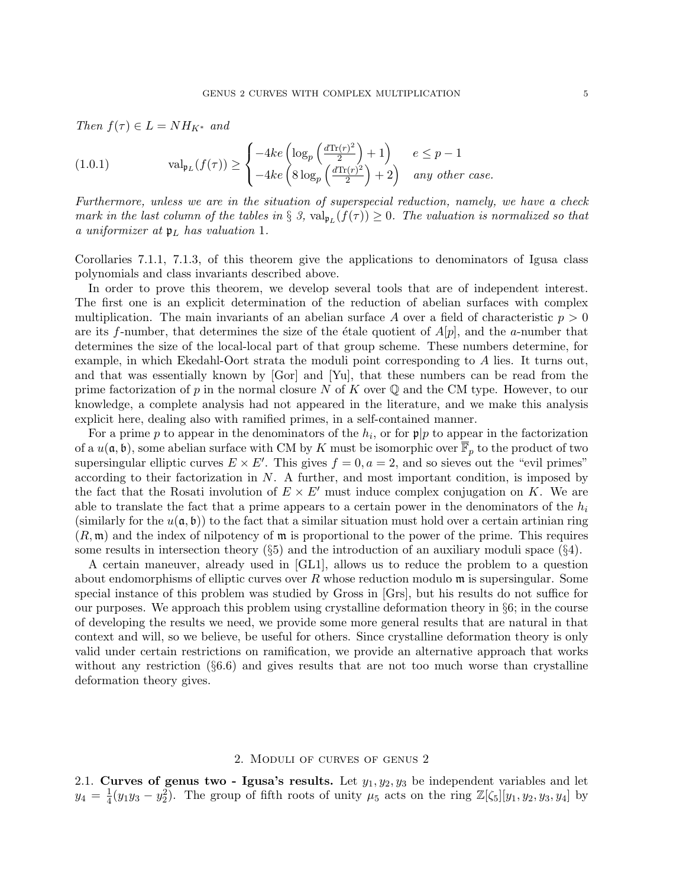*Then* $f(\tau) \in L = NH_{K^*}$ *and*

$$
\mathrm{val}_{\mathfrak{p}_L}(f(\tau)) \geq \begin{cases} -4ke\left(\log_p\left(\frac{d\mathrm{Tr}(r)^2}{2}\right)+1\right) & e \leq p-1 \\ -4ke\left(8\log_p\left(\frac{d\mathrm{Tr}(r)^2}{2}\right)+2\right) & \textit{any other case.}\end{cases} \tag{1.0.1}
$$

*Furthermore, unless we are in the situation of superspecial reduction, namely, we have a check mark in the last column of the tables in § 3,* $\mathrm{val}_{\mathfrak{p}_L}(f(\tau)) \geq 0$*. The valuation is normalized so that a uniformizer at* $\mathfrak{p}_L$ *has valuation* $1$*.*

Corollaries 7.1.1, 7.1.3, of this theorem give the applications to denominators of Igusa class polynomials and class invariants described above.

In order to prove this theorem, we develop several tools that are of independent interest. The first one is an explicit determination of the reduction of abelian surfaces with complex multiplication. The main invariants of an abelian surface $A$ over a field of characteristic $p > 0$ are its $f$-number, that determines the size of the étale quotient of $A[p]$, and the $a$-number that determines the size of the local-local part of that group scheme. These numbers determine, for example, in which Ekedahl-Oort strata the moduli point corresponding to $A$ lies. It turns out, and that was essentially known by [Gor] and [Yu], that these numbers can be read from the prime factorization of $p$ in the normal closure $N$ of $K$ over $\mathbb{Q}$ and the CM type. However, to our knowledge, a complete analysis had not appeared in the literature, and we make this analysis explicit here, dealing also with ramified primes, in a self-contained manner.

For a prime $p$ to appear in the denominators of the $h_i$, or for $\mathfrak{p}|p$ to appear in the factorization of a $u(\mathfrak{a},\mathfrak{b})$, some abelian surface with CM by $K$ must be isomorphic over $\overline{\mathbb{F}}_p$ to the product of two supersingular elliptic curves $E \times E'$. This gives $f = 0, a = 2$, and so sieves out the "evil primes" according to their factorization in $N$. A further, and most important condition, is imposed by the fact that the Rosati involution of $E \times E'$ must induce complex conjugation on $K$. We are able to translate the fact that a prime appears to a certain power in the denominators of the $h_i$ (similarly for the $u(\mathfrak{a},\mathfrak{b})$) to the fact that a similar situation must hold over a certain artinian ring $(R,\mathfrak{m})$ and the index of nilpotency of $\mathfrak{m}$ is proportional to the power of the prime. This requires some results in intersection theory (§5) and the introduction of an auxiliary moduli space (§4).

A certain maneuver, already used in [GL1], allows us to reduce the problem to a question about endomorphisms of elliptic curves over $R$ whose reduction modulo $\mathfrak{m}$ is supersingular. Some special instance of this problem was studied by Gross in [Grs], but his results do not suffice for our purposes. We approach this problem using crystalline deformation theory in §6; in the course of developing the results we need, we provide some more general results that are natural in that context and will, so we believe, be useful for others. Since crystalline deformation theory is only valid under certain restrictions on ramification, we provide an alternative approach that works without any restriction (§6.6) and gives results that are not too much worse than crystalline deformation theory gives.

## 2. Moduli of curves of genus 2

**2.1. Curves of genus two - Igusa's results.** Let $y_1, y_2, y_3$ be independent variables and let $y_4 = \frac{1}{4}(y_1y_3 - y_2^2)$. The group of fifth roots of unity $\mu_5$ acts on the ring $\mathbb{Z}[\zeta_5][y_1, y_2, y_3, y_4]$ by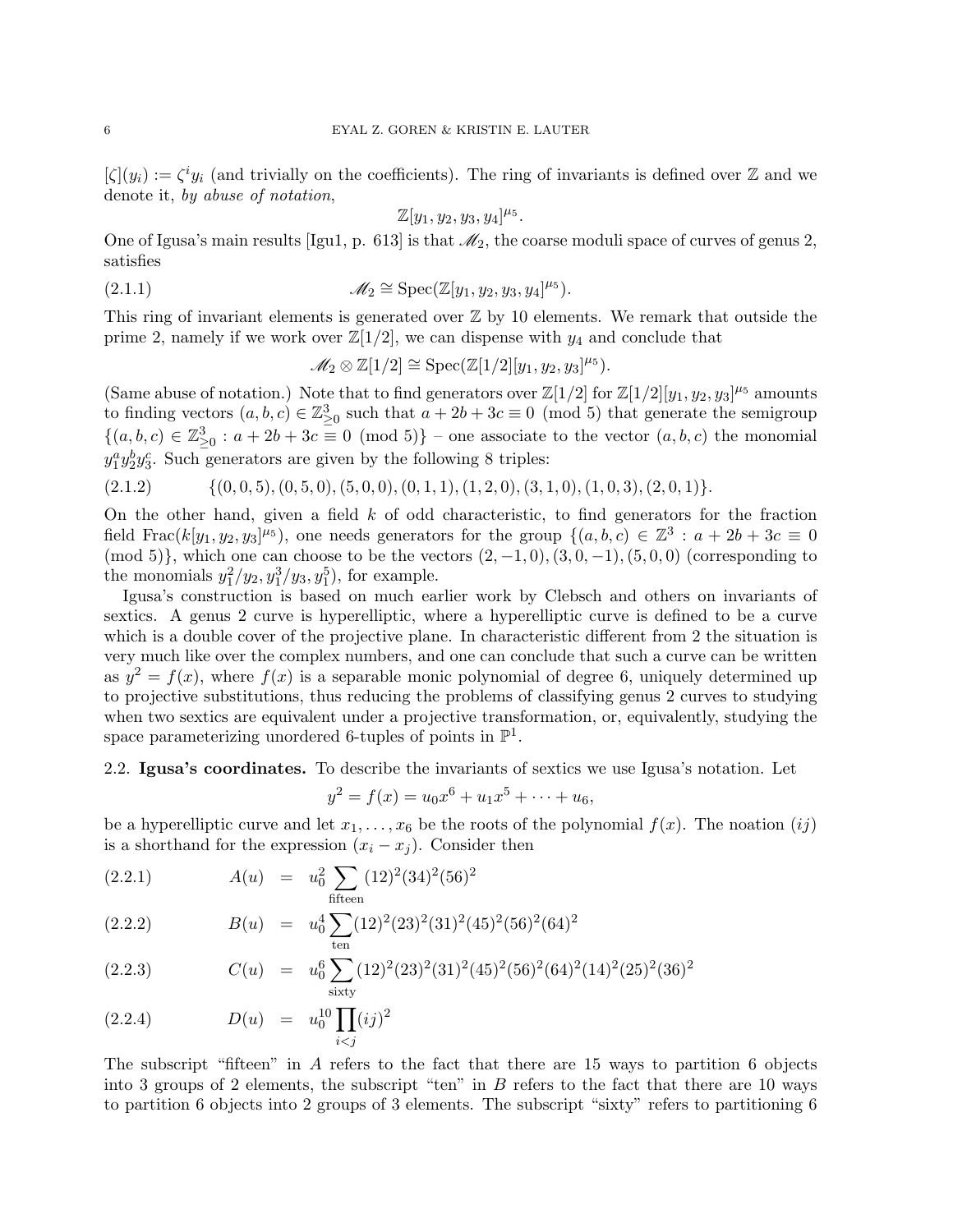$[\zeta](y_i) := \zeta^i y_i$ (and trivially on the coefficients). The ring of invariants is defined over $\mathbb{Z}$ and we denote it, *by abuse of notation*,

$$\mathbb{Z}[y_1, y_2, y_3, y_4]^{\mu_5}.$$

One of Igusa's main results [Igu1, p. 613] is that $\mathscr{M}_2$, the coarse moduli space of curves of genus 2, satisfies

$$\mathscr{M}_2 \cong \operatorname{Spec}(\mathbb{Z}[y_1, y_2, y_3, y_4]^{\mu_5}). \tag{2.1.1}$$

This ring of invariant elements is generated over $\mathbb{Z}$ by 10 elements. We remark that outside the prime 2, namely if we work over $\mathbb{Z}[1/2]$, we can dispense with $y_4$ and conclude that

$$\mathscr{M}_2 \otimes \mathbb{Z}[1/2] \cong \operatorname{Spec}(\mathbb{Z}[1/2][y_1, y_2, y_3]^{\mu_5}).$$

(Same abuse of notation.) Note that to find generators over $\mathbb{Z}[1/2]$ for $\mathbb{Z}[1/2][y_1, y_2, y_3]^{\mu_5}$ amounts to finding vectors $(a, b, c) \in \mathbb{Z}^3_{\geq 0}$ such that $a + 2b + 3c \equiv 0 \pmod 5$ that generate the semigroup $\{(a, b, c) \in \mathbb{Z}^3_{\geq 0} : a + 2b + 3c \equiv 0 \pmod 5\}$ – one associate to the vector $(a, b, c)$ the monomial $y_1^a y_2^b y_3^c$. Such generators are given by the following 8 triples:

$$\{(0, 0, 5), (0, 5, 0), (5, 0, 0), (0, 1, 1), (1, 2, 0), (3, 1, 0), (1, 0, 3), (2, 0, 1)\}. \tag{2.1.2}$$

On the other hand, given a field $k$ of odd characteristic, to find generators for the fraction field $\operatorname{Frac}(k[y_1, y_2, y_3]^{\mu_5})$, one needs generators for the group $\{(a, b, c) \in \mathbb{Z}^3 : a + 2b + 3c \equiv 0 \pmod 5)\}$, which one can choose to be the vectors $(2, -1, 0), (3, 0, -1), (5, 0, 0)$ (corresponding to the monomials $y_1^2/y_2, y_1^3/y_3, y_1^5$), for example.

Igusa's construction is based on much earlier work by Clebsch and others on invariants of sextics. A genus 2 curve is hyperelliptic, where a hyperelliptic curve is defined to be a curve which is a double cover of the projective plane. In characteristic different from 2 the situation is very much like over the complex numbers, and one can conclude that such a curve can be written as $y^2 = f(x)$, where $f(x)$ is a separable monic polynomial of degree 6, uniquely determined up to projective substitutions, thus reducing the problems of classifying genus 2 curves to studying when two sextics are equivalent under a projective transformation, or, equivalently, studying the space parameterizing unordered 6-tuples of points in $\mathbb{P}^1$.

## 2.2. Igusa's coordinates.

To describe the invariants of sextics we use Igusa's notation. Let

$$y^2 = f(x) = u_0 x^6 + u_1 x^5 + \cdots + u_6,$$

be a hyperelliptic curve and let $x_1, \ldots, x_6$ be the roots of the polynomial $f(x)$. The noation $(ij)$ is a shorthand for the expression $(x_i - x_j)$. Consider then

$$A(u) = u_0^2 \sum_{\text{fifteen}} (12)^2(34)^2(56)^2 \tag{2.2.1}$$

$$B(u) = u_0^4 \sum_{\text{ten}} (12)^2(23)^2(31)^2(45)^2(56)^2(64)^2 \tag{2.2.2}$$

$$C(u) = u_0^6 \sum_{\text{sixty}} (12)^2(23)^2(31)^2(45)^2(56)^2(64)^2(14)^2(25)^2(36)^2 \tag{2.2.3}$$

$$D(u) = u_0^{10} \prod_{i<j} (ij)^2 \tag{2.2.4}$$

The subscript "fifteen" in $A$ refers to the fact that there are 15 ways to partition 6 objects into 3 groups of 2 elements, the subscript "ten" in $B$ refers to the fact that there are 10 ways to partition 6 objects into 2 groups of 3 elements. The subscript "sixty" refers to partitioning 6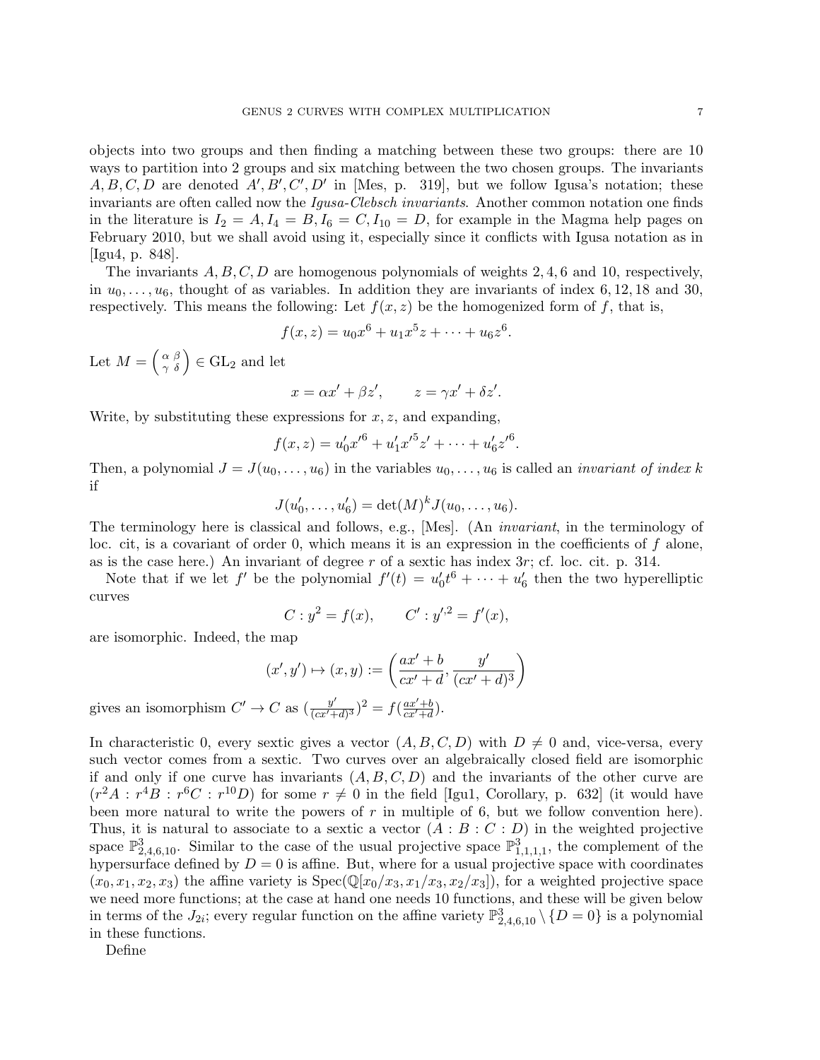objects into two groups and then finding a matching between these two groups: there are 10 ways to partition into 2 groups and six matching between the two chosen groups. The invariants $A, B, C, D$ are denoted $A', B', C', D'$ in [Mes, p. 319], but we follow Igusa's notation; these invariants are often called now the *Igusa-Clebsch invariants*. Another common notation one finds in the literature is $I_2 = A, I_4 = B, I_6 = C, I_{10} = D$, for example in the Magma help pages on February 2010, but we shall avoid using it, especially since it conflicts with Igusa notation as in [Igu4, p. 848].

The invariants $A, B, C, D$ are homogenous polynomials of weights $2, 4, 6$ and $10$, respectively, in $u_0, \dots, u_6$, thought of as variables. In addition they are invariants of index $6, 12, 18$ and $30$, respectively. This means the following: Let $f(x, z)$ be the homogenized form of $f$, that is,

$$f(x, z) = u_0 x^6 + u_1 x^5 z + \cdots + u_6 z^6.$$

Let $M = \left( \begin{smallmatrix} \alpha & \beta \\ \gamma & \delta \end{smallmatrix} \right) \in \mathrm{GL}_2$ and let

$$x = \alpha x' + \beta z', \qquad z = \gamma x' + \delta z'.$$

Write, by substituting these expressions for $x, z$, and expanding,

$$f(x, z) = u_0' x'^6 + u_1' x'^5 z' + \cdots + u_6' z'^6.$$

Then, a polynomial $J = J(u_0, \dots, u_6)$ in the variables $u_0, \dots, u_6$ is called an *invariant of index $k$* if

$$J(u_0', \dots, u_6') = \det(M)^k J(u_0, \dots, u_6).$$

The terminology here is classical and follows, e.g., [Mes]. (An *invariant*, in the terminology of loc. cit, is a covariant of order 0, which means it is an expression in the coefficients of $f$ alone, as is the case here.) An invariant of degree $r$ of a sextic has index $3r$; cf. loc. cit. p. 314.

Note that if we let $f'$ be the polynomial $f'(t) = u_0' t^6 + \cdots + u_6'$ then the two hyperelliptic curves

$$C : y^2 = f(x), \qquad C' : y'^2 = f'(x),$$

are isomorphic. Indeed, the map

$$(x', y') \mapsto (x, y) := \left( \frac{ax' + b}{cx' + d}, \frac{y'}{(cx' + d)^3} \right)$$

gives an isomorphism $C' \to C$ as $(\frac{y'}{(cx'+d)^3})^2 = f(\frac{ax'+b}{cx'+d})$.

In characteristic 0, every sextic gives a vector $(A, B, C, D)$ with $D \neq 0$ and, vice-versa, every such vector comes from a sextic. Two curves over an algebraically closed field are isomorphic if and only if one curve has invariants $(A, B, C, D)$ and the invariants of the other curve are $(r^2 A : r^4 B : r^6 C : r^{10} D)$ for some $r \neq 0$ in the field [Igu1, Corollary, p. 632] (it would have been more natural to write the powers of $r$ in multiple of 6, but we follow convention here). Thus, it is natural to associate to a sextic a vector $(A : B : C : D)$ in the weighted projective space $\mathbb{P}^3_{2,4,6,10}$. Similar to the case of the usual projective space $\mathbb{P}^3_{1,1,1,1}$, the complement of the hypersurface defined by $D = 0$ is affine. But, where for a usual projective space with coordinates $(x_0, x_1, x_2, x_3)$ the affine variety is $\mathrm{Spec}(\mathbb{Q}[x_0/x_3, x_1/x_3, x_2/x_3])$, for a weighted projective space we need more functions; at the case at hand one needs 10 functions, and these will be given below in terms of the $J_{2i}$; every regular function on the affine variety $\mathbb{P}^3_{2,4,6,10} \setminus \{D = 0\}$ is a polynomial in these functions.

Define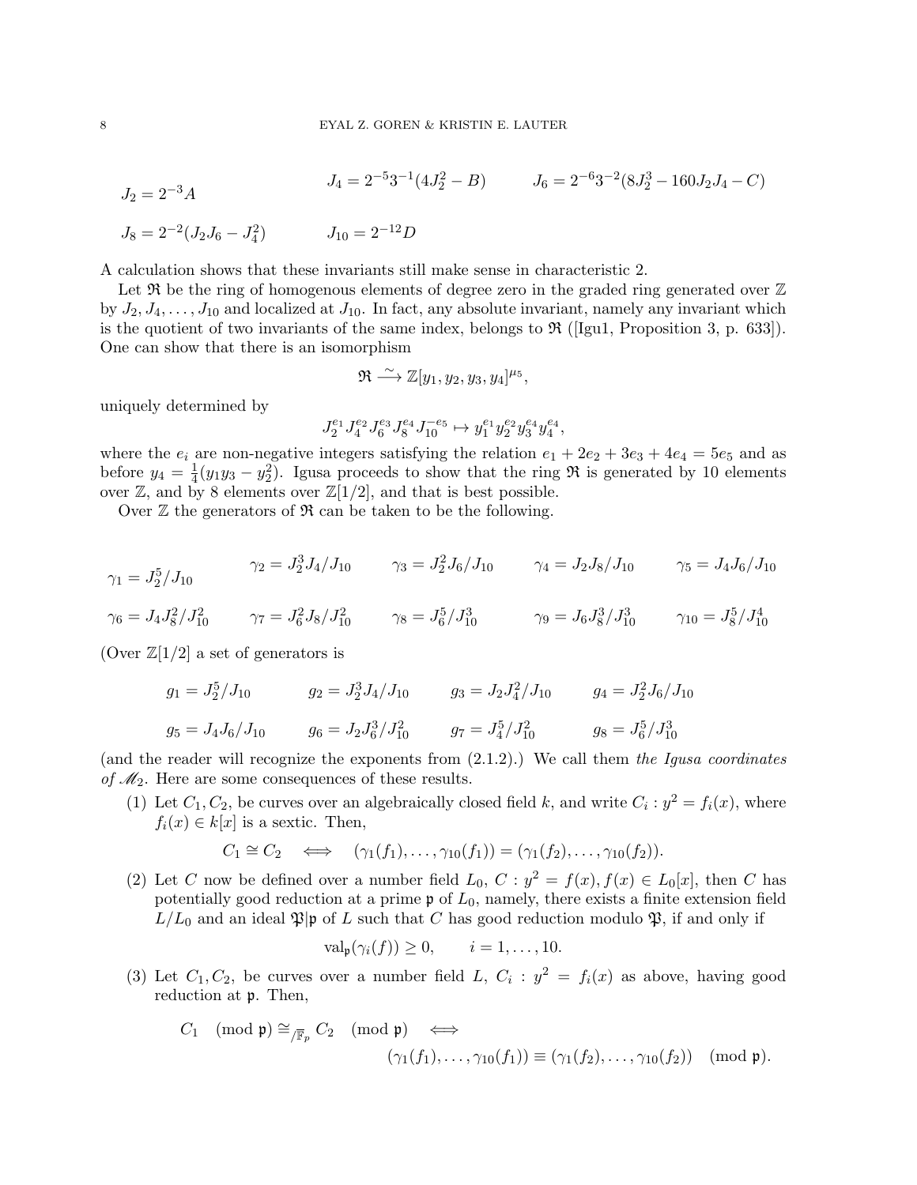$$J_2 = 2^{-3}A \qquad J_4 = 2^{-5}3^{-1}(4J_2^2 - B) \qquad J_6 = 2^{-6}3^{-2}(8J_2^3 - 160J_2J_4 - C)$$

$$J_8 = 2^{-2}(J_2J_6 - J_4^2) \qquad J_{10} = 2^{-12}D$$

A calculation shows that these invariants still make sense in characteristic 2.

Let $\mathfrak{R}$ be the ring of homogenous elements of degree zero in the graded ring generated over $\mathbb{Z}$ by $J_2, J_4, \ldots, J_{10}$ and localized at $J_{10}$. In fact, any absolute invariant, namely any invariant which is the quotient of two invariants of the same index, belongs to $\mathfrak{R}$ ([Igu1, Proposition 3, p. 633]). One can show that there is an isomorphism

$$\mathfrak{R} \xrightarrow{\sim} \mathbb{Z}[y_1, y_2, y_3, y_4]^{\mu_5},$$

uniquely determined by

$$J_2^{e_1}J_4^{e_2}J_6^{e_3}J_8^{e_4}J_{10}^{-e_5} \mapsto y_1^{e_1}y_2^{e_2}y_3^{e_4}y_4^{e_4},$$

where the $e_i$ are non-negative integers satisfying the relation $e_1 + 2e_2 + 3e_3 + 4e_4 = 5e_5$ and as before $y_4 = \frac{1}{4}(y_1y_3 - y_2^2)$. Igusa proceeds to show that the ring $\mathfrak{R}$ is generated by 10 elements over $\mathbb{Z}$, and by 8 elements over $\mathbb{Z}[1/2]$, and that is best possible.

Over $\mathbb{Z}$ the generators of $\mathfrak{R}$ can be taken to be the following.

$$\gamma_1 = J_2^5/J_{10} \qquad \gamma_2 = J_2^3J_4/J_{10} \qquad \gamma_3 = J_2^2J_6/J_{10} \qquad \gamma_4 = J_2J_8/J_{10} \qquad \gamma_5 = J_4J_6/J_{10}$$

$$\gamma_6 = J_4J_8^2/J_{10}^2 \qquad \gamma_7 = J_6^2J_8/J_{10}^2 \qquad \gamma_8 = J_6^5/J_{10}^3 \qquad \gamma_9 = J_6J_8^3/J_{10}^3 \qquad \gamma_{10} = J_8^5/J_{10}^4$$

(Over $\mathbb{Z}[1/2]$ a set of generators is

$$g_1 = J_2^5/J_{10} \qquad g_2 = J_2^3J_4/J_{10} \qquad g_3 = J_2J_4^2/J_{10} \qquad g_4 = J_2^2J_6/J_{10}$$

$$g_5 = J_4J_6/J_{10} \qquad g_6 = J_2J_6^3/J_{10}^2 \qquad g_7 = J_4^5/J_{10}^2 \qquad g_8 = J_6^5/J_{10}^3$$

(and the reader will recognize the exponents from (2.1.2).) We call them *the Igusa coordinates of $\mathscr{M}_2$*. Here are some consequences of these results.

(1) Let $C_1, C_2$, be curves over an algebraically closed field $k$, and write $C_i : y^2 = f_i(x)$, where $f_i(x) \in k[x]$ is a sextic. Then,

$$C_1 \cong C_2 \iff (\gamma_1(f_1), \ldots, \gamma_{10}(f_1)) = (\gamma_1(f_2), \ldots, \gamma_{10}(f_2)).$$

(2) Let $C$ now be defined over a number field $L_0$, $C : y^2 = f(x), f(x) \in L_0[x]$, then $C$ has potentially good reduction at a prime $\mathfrak{p}$ of $L_0$, namely, there exists a finite extension field $L/L_0$ and an ideal $\mathfrak{P}|\mathfrak{p}$ of $L$ such that $C$ has good reduction modulo $\mathfrak{P}$, if and only if

$$\mathrm{val}_{\mathfrak{p}}(\gamma_i(f)) \geq 0, \qquad i = 1, \ldots, 10.$$

(3) Let $C_1, C_2$, be curves over a number field $L$, $C_i : y^2 = f_i(x)$ as above, having good reduction at $\mathfrak{p}$. Then,

$$C_1 \pmod{\mathfrak{p}} \cong_{/\overline{\mathbb{F}}_p} C_2 \pmod{\mathfrak{p}} \iff$$
$$(\gamma_1(f_1), \ldots, \gamma_{10}(f_1)) \equiv (\gamma_1(f_2), \ldots, \gamma_{10}(f_2)) \pmod{\mathfrak{p}}.$$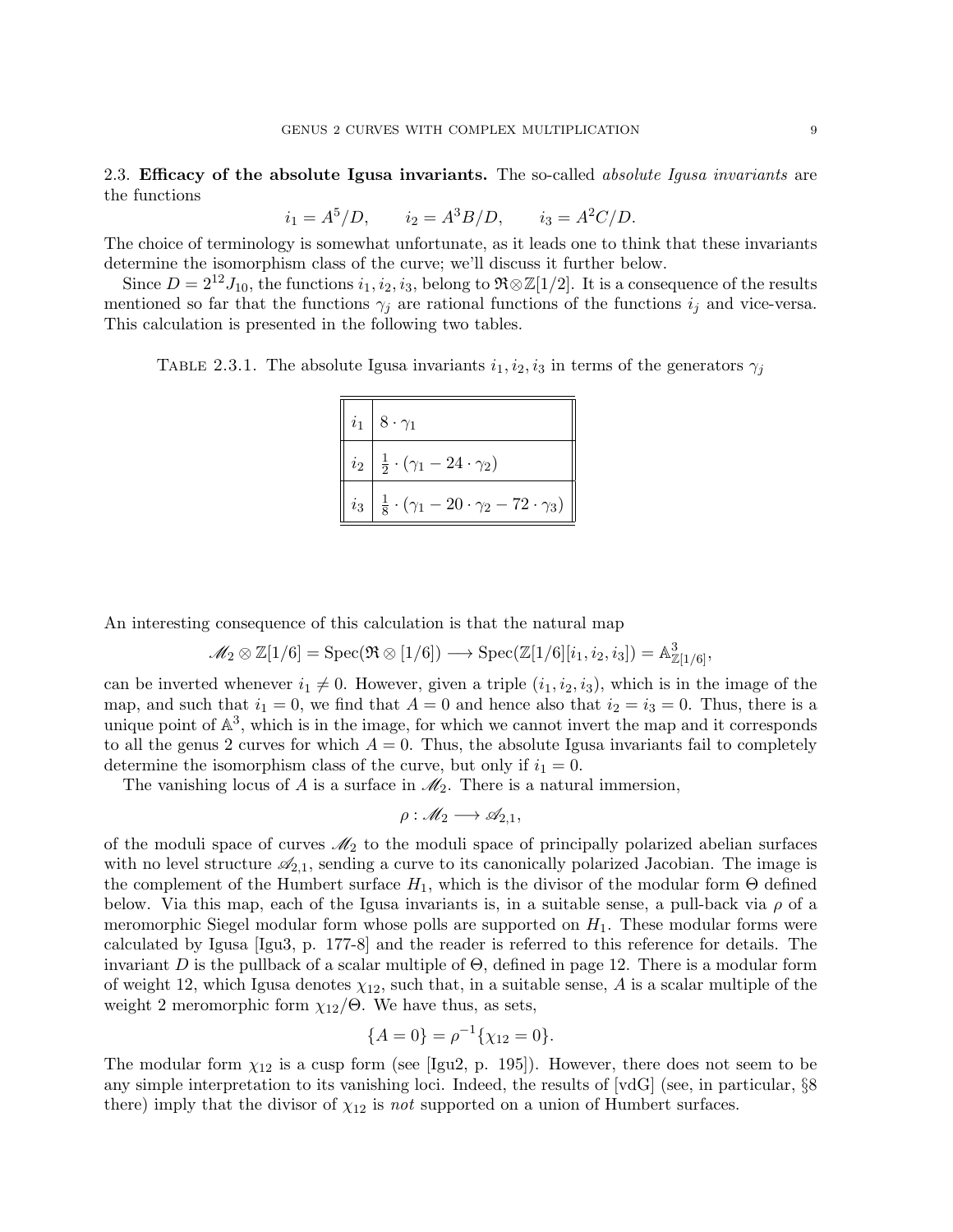**2.3. Efficacy of the absolute Igusa invariants.** The so-called *absolute Igusa invariants* are the functions

$$i_1 = A^5/D, \qquad i_2 = A^3B/D, \qquad i_3 = A^2C/D.$$

The choice of terminology is somewhat unfortunate, as it leads one to think that these invariants determine the isomorphism class of the curve; we'll discuss it further below.

Since $D = 2^{12}J_{10}$, the functions $i_1, i_2, i_3$, belong to $\mathfrak{R}\otimes\mathbb{Z}[1/2]$. It is a consequence of the results mentioned so far that the functions $\gamma_j$ are rational functions of the functions $i_j$ and vice-versa. This calculation is presented in the following two tables.

TABLE 2.3.1. The absolute Igusa invariants $i_1, i_2, i_3$ in terms of the generators $\gamma_j$

| | |
|---|---|
| $i_1$ | $8 \cdot \gamma_1$ |
| $i_2$ | $\frac{1}{2} \cdot (\gamma_1 - 24 \cdot \gamma_2)$ |
| $i_3$ | $\frac{1}{8} \cdot (\gamma_1 - 20 \cdot \gamma_2 - 72 \cdot \gamma_3)$ |

An interesting consequence of this calculation is that the natural map

$$\mathscr{M}_2 \otimes \mathbb{Z}[1/6] = \mathrm{Spec}(\mathfrak{R} \otimes [1/6]) \longrightarrow \mathrm{Spec}(\mathbb{Z}[1/6][i_1, i_2, i_3]) = \mathbb{A}^3_{\mathbb{Z}[1/6]},$$

can be inverted whenever $i_1 \neq 0$. However, given a triple $(i_1, i_2, i_3)$, which is in the image of the map, and such that $i_1 = 0$, we find that $A = 0$ and hence also that $i_2 = i_3 = 0$. Thus, there is a unique point of $\mathbb{A}^3$, which is in the image, for which we cannot invert the map and it corresponds to all the genus 2 curves for which $A = 0$. Thus, the absolute Igusa invariants fail to completely determine the isomorphism class of the curve, but only if $i_1 = 0$.

The vanishing locus of $A$ is a surface in $\mathscr{M}_2$. There is a natural immersion,

$$\rho : \mathscr{M}_2 \longrightarrow \mathscr{A}_{2,1},$$

of the moduli space of curves $\mathscr{M}_2$ to the moduli space of principally polarized abelian surfaces with no level structure $\mathscr{A}_{2,1}$, sending a curve to its canonically polarized Jacobian. The image is the complement of the Humbert surface $H_1$, which is the divisor of the modular form $\Theta$ defined below. Via this map, each of the Igusa invariants is, in a suitable sense, a pull-back via $\rho$ of a meromorphic Siegel modular form whose polls are supported on $H_1$. These modular forms were calculated by Igusa [Igu3, p. 177-8] and the reader is referred to this reference for details. The invariant $D$ is the pullback of a scalar multiple of $\Theta$, defined in page 12. There is a modular form of weight 12, which Igusa denotes $\chi_{12}$, such that, in a suitable sense, $A$ is a scalar multiple of the weight 2 meromorphic form $\chi_{12}/\Theta$. We have thus, as sets,

$$\{A = 0\} = \rho^{-1}\{\chi_{12} = 0\}.$$

The modular form $\chi_{12}$ is a cusp form (see [Igu2, p. 195]). However, there does not seem to be any simple interpretation to its vanishing loci. Indeed, the results of [vdG] (see, in particular, §8 there) imply that the divisor of $\chi_{12}$ is *not* supported on a union of Humbert surfaces.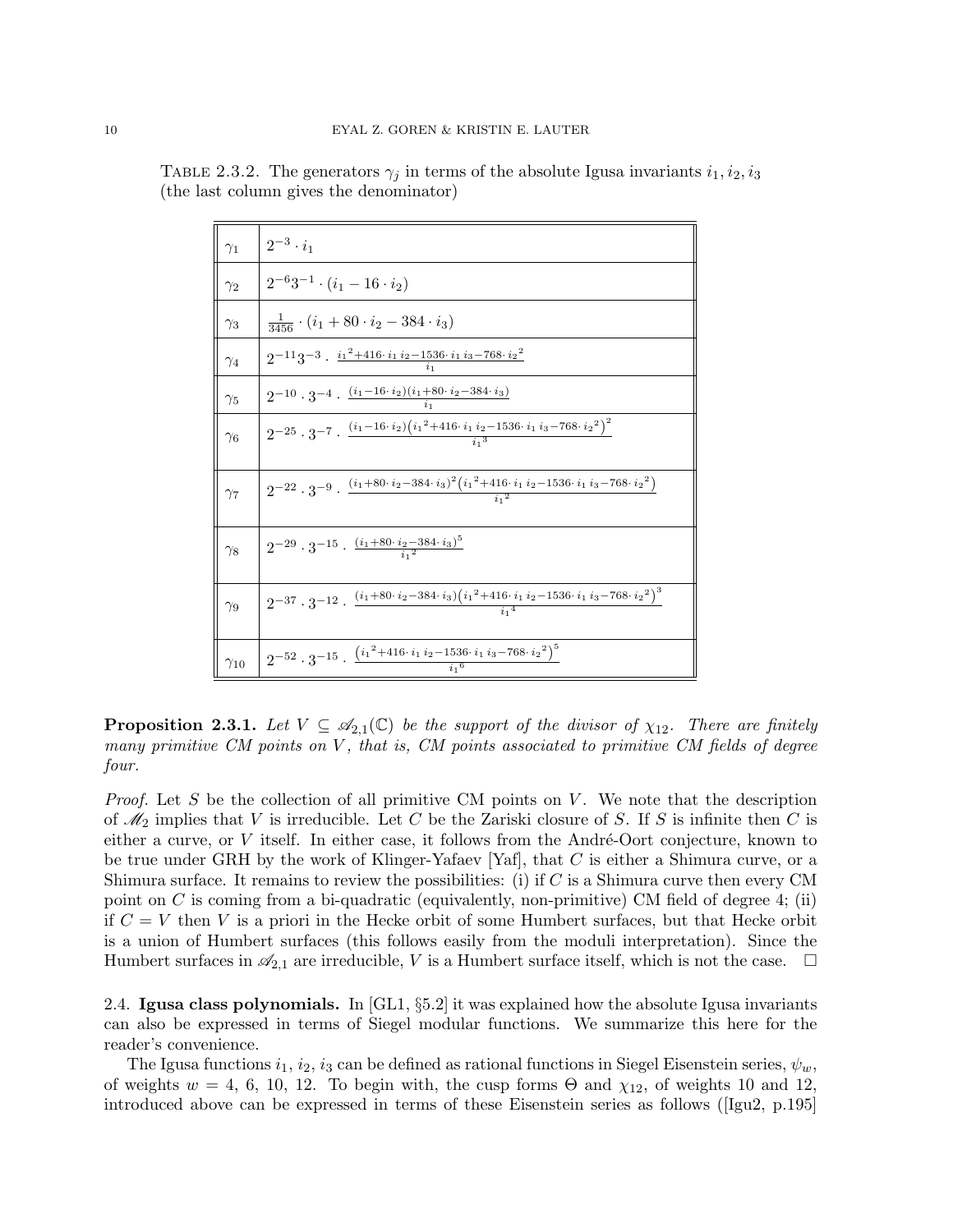Table 2.3.2. The generators $\gamma_j$ in terms of the absolute Igusa invariants $i_1, i_2, i_3$ (the last column gives the denominator)

| | |
|---|---|
| $\gamma_1$ | $2^{-3} \cdot i_1$ |
| $\gamma_2$ | $2^{-6}3^{-1} \cdot (i_1 - 16 \cdot i_2)$ |
| $\gamma_3$ | $\frac{1}{3456} \cdot (i_1 + 80 \cdot i_2 - 384 \cdot i_3)$ |
| $\gamma_4$ | $2^{-11}3^{-3} \cdot \frac{i_1{}^2 + 416 \cdot i_1 i_2 - 1536 \cdot i_1 i_3 - 768 \cdot i_2{}^2}{i_1}$ |
| $\gamma_5$ | $2^{-10} \cdot 3^{-4} \cdot \frac{(i_1 - 16 \cdot i_2)(i_1 + 80 \cdot i_2 - 384 \cdot i_3)}{i_1}$ |
| $\gamma_6$ | $2^{-25} \cdot 3^{-7} \cdot \frac{(i_1 - 16 \cdot i_2)\left(i_1{}^2 + 416 \cdot i_1 i_2 - 1536 \cdot i_1 i_3 - 768 \cdot i_2{}^2\right)^2}{i_1{}^3}$ |
| $\gamma_7$ | $2^{-22} \cdot 3^{-9} \cdot \frac{(i_1 + 80 \cdot i_2 - 384 \cdot i_3)^2\left(i_1{}^2 + 416 \cdot i_1 i_2 - 1536 \cdot i_1 i_3 - 768 \cdot i_2{}^2\right)}{i_1{}^2}$ |
| $\gamma_8$ | $2^{-29} \cdot 3^{-15} \cdot \frac{(i_1 + 80 \cdot i_2 - 384 \cdot i_3)^5}{i_1{}^2}$ |
| $\gamma_9$ | $2^{-37} \cdot 3^{-12} \cdot \frac{(i_1 + 80 \cdot i_2 - 384 \cdot i_3)\left(i_1{}^2 + 416 \cdot i_1 i_2 - 1536 \cdot i_1 i_3 - 768 \cdot i_2{}^2\right)^3}{i_1{}^4}$ |
| $\gamma_{10}$ | $2^{-52} \cdot 3^{-15} \cdot \frac{\left(i_1{}^2 + 416 \cdot i_1 i_2 - 1536 \cdot i_1 i_3 - 768 \cdot i_2{}^2\right)^5}{i_1{}^6}$ |

**Proposition 2.3.1.** *Let $V \subseteq \mathscr{A}_{2,1}(\mathbb{C})$ be the support of the divisor of $\chi_{12}$. There are finitely many primitive CM points on $V$, that is, CM points associated to primitive CM fields of degree four.*

*Proof.* Let $S$ be the collection of all primitive CM points on $V$. We note that the description of $\mathscr{M}_2$ implies that $V$ is irreducible. Let $C$ be the Zariski closure of $S$. If $S$ is infinite then $C$ is either a curve, or $V$ itself. In either case, it follows from the André-Oort conjecture, known to be true under GRH by the work of Klinger-Yafaev [Yaf], that $C$ is either a Shimura curve, or a Shimura surface. It remains to review the possibilities: (i) if $C$ is a Shimura curve then every CM point on $C$ is coming from a bi-quadratic (equivalently, non-primitive) CM field of degree 4; (ii) if $C = V$ then $V$ is a priori in the Hecke orbit of some Humbert surfaces, but that Hecke orbit is a union of Humbert surfaces (this follows easily from the moduli interpretation). Since the Humbert surfaces in $\mathscr{A}_{2,1}$ are irreducible, $V$ is a Humbert surface itself, which is not the case. $\square$

2.4. **Igusa class polynomials.** In [GL1, §5.2] it was explained how the absolute Igusa invariants can also be expressed in terms of Siegel modular functions. We summarize this here for the reader's convenience.

The Igusa functions $i_1$, $i_2$, $i_3$ can be defined as rational functions in Siegel Eisenstein series, $\psi_w$, of weights $w = 4$, 6, 10, 12. To begin with, the cusp forms $\Theta$ and $\chi_{12}$, of weights 10 and 12, introduced above can be expressed in terms of these Eisenstein series as follows ([Igu2, p.195]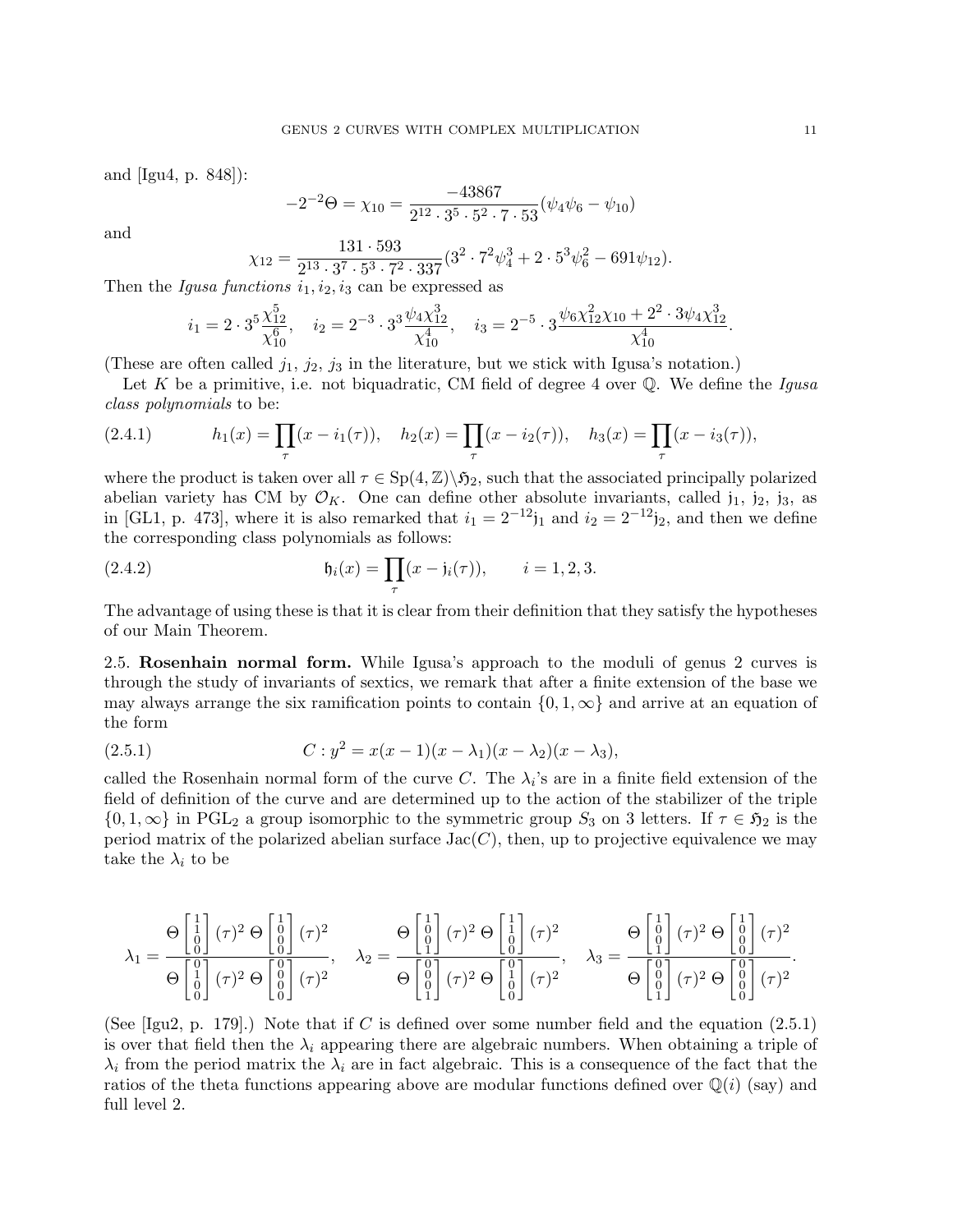and [Igu4, p. 848]):

$$-2^{-2}\Theta = \chi_{10} = \frac{-43867}{2^{12}\cdot 3^5 \cdot 5^2 \cdot 7 \cdot 53}(\psi_4\psi_6 - \psi_{10})$$

and

$$\chi_{12} = \frac{131\cdot 593}{2^{13}\cdot 3^7\cdot 5^3\cdot 7^2\cdot 337}(3^2\cdot 7^2\psi_4^3 + 2\cdot 5^3\psi_6^2 - 691\psi_{12}).$$

Then the *Igusa functions* $i_1, i_2, i_3$ can be expressed as

$$i_1 = 2\cdot 3^5\frac{\chi_{12}^5}{\chi_{10}^6}, \quad i_2 = 2^{-3}\cdot 3^3\frac{\psi_4\chi_{12}^3}{\chi_{10}^4}, \quad i_3 = 2^{-5}\cdot 3\frac{\psi_6\chi_{12}^2\chi_{10} + 2^2\cdot 3\psi_4\chi_{12}^3}{\chi_{10}^4}.$$

(These are often called $j_1$, $j_2$, $j_3$ in the literature, but we stick with Igusa's notation.)

Let $K$ be a primitive, i.e. not biquadratic, CM field of degree 4 over $\mathbb{Q}$. We define the *Igusa class polynomials* to be:

$$h_1(x) = \prod_\tau (x - i_1(\tau)), \quad h_2(x) = \prod_\tau (x - i_2(\tau)), \quad h_3(x) = \prod_\tau (x - i_3(\tau)), \tag{2.4.1}$$

where the product is taken over all $\tau \in \mathrm{Sp}(4,\mathbb{Z})\backslash\mathfrak{H}_2$, such that the associated principally polarized abelian variety has CM by $\mathcal{O}_K$. One can define other absolute invariants, called $\mathfrak{j}_1$, $\mathfrak{j}_2$, $\mathfrak{j}_3$, as in [GL1, p. 473], where it is also remarked that $i_1 = 2^{-12}\mathfrak{j}_1$ and $i_2 = 2^{-12}\mathfrak{j}_2$, and then we define the corresponding class polynomials as follows:

$$\mathfrak{h}_i(x) = \prod_\tau (x - \mathfrak{j}_i(\tau)), \qquad i = 1, 2, 3. \tag{2.4.2}$$

The advantage of using these is that it is clear from their definition that they satisfy the hypotheses of our Main Theorem.

**2.5. Rosenhain normal form.** While Igusa's approach to the moduli of genus 2 curves is through the study of invariants of sextics, we remark that after a finite extension of the base we may always arrange the six ramification points to contain $\{0, 1, \infty\}$ and arrive at an equation of the form

$$C : y^2 = x(x-1)(x-\lambda_1)(x-\lambda_2)(x-\lambda_3), \tag{2.5.1}$$

called the Rosenhain normal form of the curve $C$. The $\lambda_i$'s are in a finite field extension of the field of definition of the curve and are determined up to the action of the stabilizer of the triple $\{0, 1, \infty\}$ in $\mathrm{PGL}_2$ a group isomorphic to the symmetric group $S_3$ on 3 letters. If $\tau \in \mathfrak{H}_2$ is the period matrix of the polarized abelian surface $\mathrm{Jac}(C)$, then, up to projective equivalence we may take the $\lambda_i$ to be

$$\lambda_1 = \frac{\Theta\begin{bmatrix}1\\1\\0\\0\end{bmatrix}(\tau)^2\,\Theta\begin{bmatrix}1\\0\\0\\0\end{bmatrix}(\tau)^2}{\Theta\begin{bmatrix}0\\1\\0\\0\end{bmatrix}(\tau)^2\,\Theta\begin{bmatrix}0\\0\\0\\0\end{bmatrix}(\tau)^2}, \quad \lambda_2 = \frac{\Theta\begin{bmatrix}1\\0\\0\\1\end{bmatrix}(\tau)^2\,\Theta\begin{bmatrix}1\\1\\0\\0\end{bmatrix}(\tau)^2}{\Theta\begin{bmatrix}0\\0\\0\\1\end{bmatrix}(\tau)^2\,\Theta\begin{bmatrix}0\\1\\0\\0\end{bmatrix}(\tau)^2}, \quad \lambda_3 = \frac{\Theta\begin{bmatrix}1\\0\\0\\1\end{bmatrix}(\tau)^2\,\Theta\begin{bmatrix}1\\0\\0\\0\end{bmatrix}(\tau)^2}{\Theta\begin{bmatrix}0\\0\\0\\1\end{bmatrix}(\tau)^2\,\Theta\begin{bmatrix}0\\0\\0\\0\end{bmatrix}(\tau)^2}.$$

(See [Igu2, p. 179].) Note that if $C$ is defined over some number field and the equation (2.5.1) is over that field then the $\lambda_i$ appearing there are algebraic numbers. When obtaining a triple of $\lambda_i$ from the period matrix the $\lambda_i$ are in fact algebraic. This is a consequence of the fact that the ratios of the theta functions appearing above are modular functions defined over $\mathbb{Q}(i)$ (say) and full level 2.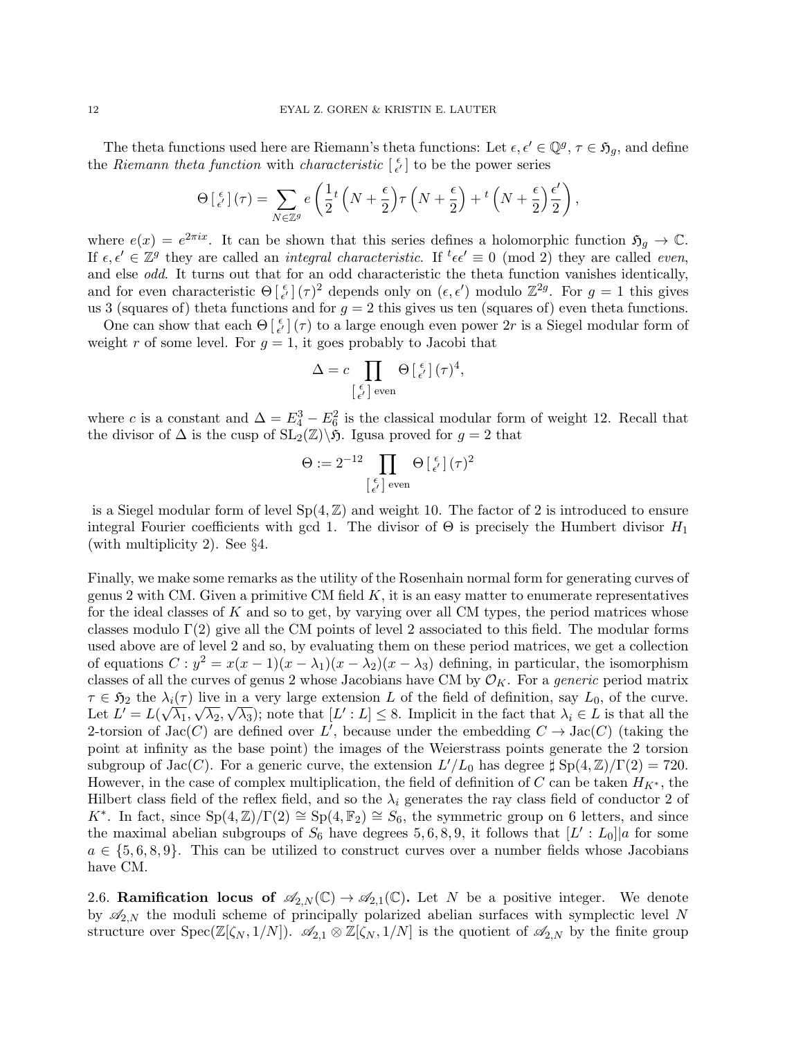The theta functions used here are Riemann's theta functions: Let $\epsilon, \epsilon' \in \mathbb{Q}^g$, $\tau \in \mathfrak{H}_g$, and define the *Riemann theta function* with *characteristic* $\left[\begin{smallmatrix}\epsilon\\ \epsilon'\end{smallmatrix}\right]$ to be the power series

$$\Theta\left[\begin{smallmatrix}\epsilon\\ \epsilon'\end{smallmatrix}\right](\tau) = \sum_{N\in\mathbb{Z}^g} e\left(\frac{1}{2}{}^t\left(N+\frac{\epsilon}{2}\right)\tau\left(N+\frac{\epsilon}{2}\right)+{}^t\left(N+\frac{\epsilon}{2}\right)\frac{\epsilon'}{2}\right),$$

where $e(x) = e^{2\pi i x}$. It can be shown that this series defines a holomorphic function $\mathfrak{H}_g \to \mathbb{C}$. If $\epsilon, \epsilon' \in \mathbb{Z}^g$ they are called an *integral characteristic*. If ${}^t\epsilon\epsilon' \equiv 0 \pmod 2$ they are called *even*, and else *odd*. It turns out that for an odd characteristic the theta function vanishes identically, and for even characteristic $\Theta\left[\begin{smallmatrix}\epsilon\\ \epsilon'\end{smallmatrix}\right](\tau)^2$ depends only on $(\epsilon, \epsilon')$ modulo $\mathbb{Z}^{2g}$. For $g = 1$ this gives us 3 (squares of) theta functions and for $g = 2$ this gives us ten (squares of) even theta functions.

One can show that each $\Theta\left[\begin{smallmatrix}\epsilon\\ \epsilon'\end{smallmatrix}\right](\tau)$ to a large enough even power $2r$ is a Siegel modular form of weight $r$ of some level. For $g = 1$, it goes probably to Jacobi that

$$\Delta = c \prod_{\left[\begin{smallmatrix}\epsilon\\ \epsilon'\end{smallmatrix}\right] \text{ even}} \Theta\left[\begin{smallmatrix}\epsilon\\ \epsilon'\end{smallmatrix}\right](\tau)^4,$$

where $c$ is a constant and $\Delta = E_4^3 - E_6^2$ is the classical modular form of weight 12. Recall that the divisor of $\Delta$ is the cusp of $\mathrm{SL}_2(\mathbb{Z})\backslash\mathfrak{H}$. Igusa proved for $g = 2$ that

$$\Theta := 2^{-12} \prod_{\left[\begin{smallmatrix}\epsilon\\ \epsilon'\end{smallmatrix}\right] \text{ even}} \Theta\left[\begin{smallmatrix}\epsilon\\ \epsilon'\end{smallmatrix}\right](\tau)^2$$

is a Siegel modular form of level $\mathrm{Sp}(4,\mathbb{Z})$ and weight 10. The factor of 2 is introduced to ensure integral Fourier coefficients with gcd 1. The divisor of $\Theta$ is precisely the Humbert divisor $H_1$ (with multiplicity 2). See §4.

Finally, we make some remarks as the utility of the Rosenhain normal form for generating curves of genus 2 with CM. Given a primitive CM field $K$, it is an easy matter to enumerate representatives for the ideal classes of $K$ and so to get, by varying over all CM types, the period matrices whose classes modulo $\Gamma(2)$ give all the CM points of level 2 associated to this field. The modular forms used above are of level 2 and so, by evaluating them on these period matrices, we get a collection of equations $C : y^2 = x(x-1)(x-\lambda_1)(x-\lambda_2)(x-\lambda_3)$ defining, in particular, the isomorphism classes of all the curves of genus 2 whose Jacobians have CM by $\mathcal{O}_K$. For a *generic* period matrix $\tau \in \mathfrak{H}_2$ the $\lambda_i(\tau)$ live in a very large extension $L$ of the field of definition, say $L_0$, of the curve. Let $L' = L(\sqrt{\lambda_1}, \sqrt{\lambda_2}, \sqrt{\lambda_3})$; note that $[L' : L] \leq 8$. Implicit in the fact that $\lambda_i \in L$ is that all the 2-torsion of $\mathrm{Jac}(C)$ are defined over $L'$, because under the embedding $C \to \mathrm{Jac}(C)$ (taking the point at infinity as the base point) the images of the Weierstrass points generate the 2 torsion subgroup of $\mathrm{Jac}(C)$. For a generic curve, the extension $L'/L_0$ has degree $\sharp\,\mathrm{Sp}(4,\mathbb{Z})/\Gamma(2) = 720$. However, in the case of complex multiplication, the field of definition of $C$ can be taken $H_{K^*}$, the Hilbert class field of the reflex field, and so the $\lambda_i$ generates the ray class field of conductor 2 of $K^*$. In fact, since $\mathrm{Sp}(4,\mathbb{Z})/\Gamma(2) \cong \mathrm{Sp}(4,\mathbb{F}_2) \cong S_6$, the symmetric group on 6 letters, and since the maximal abelian subgroups of $S_6$ have degrees $5, 6, 8, 9$, it follows that $[L' : L_0] | a$ for some $a \in \{5, 6, 8, 9\}$. This can be utilized to construct curves over a number fields whose Jacobians have CM.

2.6. **Ramification locus of $\mathscr{A}_{2,N}(\mathbb{C}) \to \mathscr{A}_{2,1}(\mathbb{C})$.** Let $N$ be a positive integer. We denote by $\mathscr{A}_{2,N}$ the moduli scheme of principally polarized abelian surfaces with symplectic level $N$ structure over $\mathrm{Spec}(\mathbb{Z}[\zeta_N, 1/N])$. $\mathscr{A}_{2,1} \otimes \mathbb{Z}[\zeta_N, 1/N]$ is the quotient of $\mathscr{A}_{2,N}$ by the finite group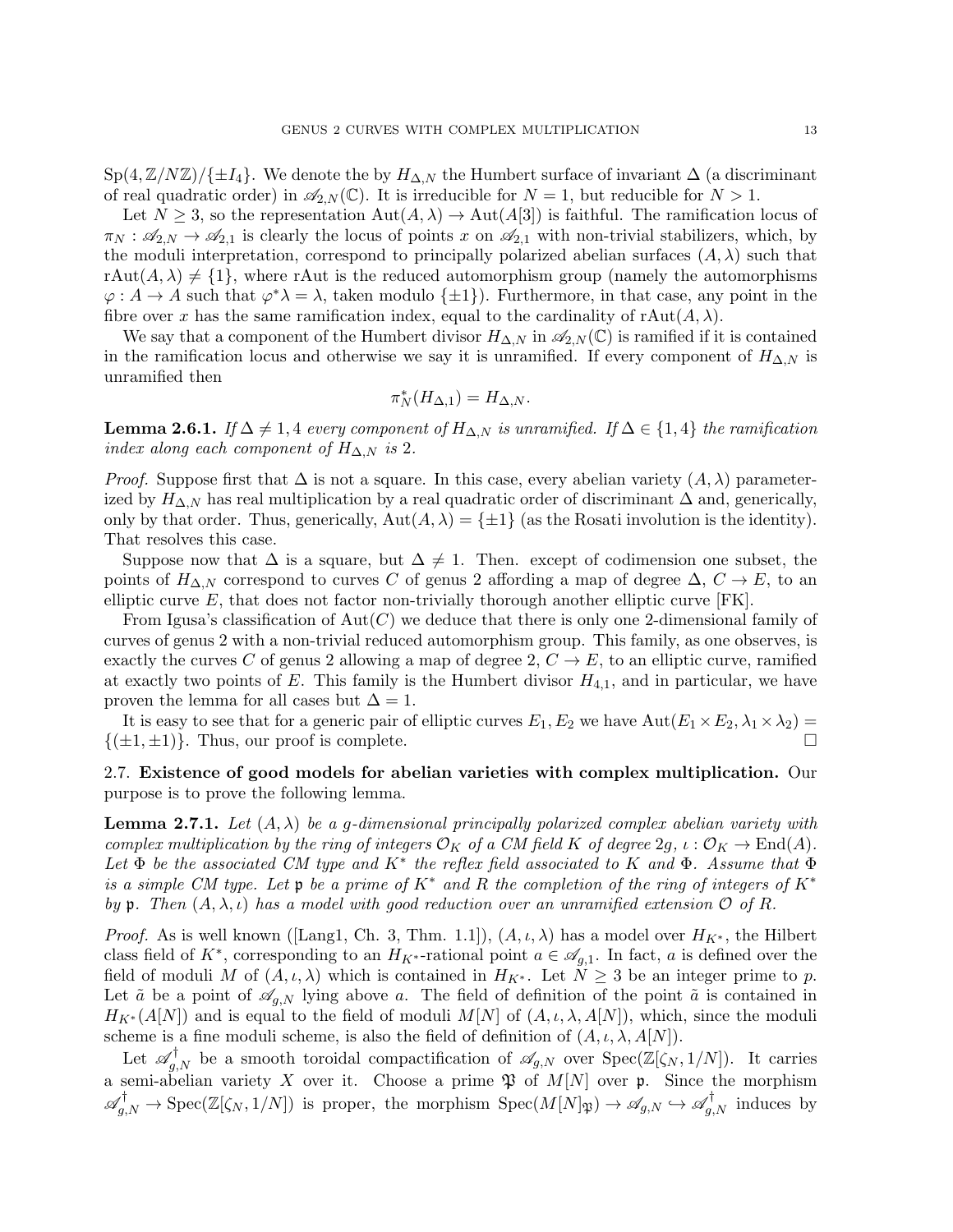$\mathrm{Sp}(4,\mathbb{Z}/N\mathbb{Z})/\{\pm I_4\}$. We denote the by $H_{\Delta,N}$ the Humbert surface of invariant $\Delta$ (a discriminant of real quadratic order) in $\mathscr{A}_{2,N}(\mathbb{C})$. It is irreducible for $N=1$, but reducible for $N>1$.

Let $N\geq 3$, so the representation $\mathrm{Aut}(A,\lambda)\to \mathrm{Aut}(A[3])$ is faithful. The ramification locus of $\pi_N : \mathscr{A}_{2,N}\to\mathscr{A}_{2,1}$ is clearly the locus of points $x$ on $\mathscr{A}_{2,1}$ with non-trivial stabilizers, which, by the moduli interpretation, correspond to principally polarized abelian surfaces $(A,\lambda)$ such that $\mathrm{rAut}(A,\lambda)\neq\{1\}$, where rAut is the reduced automorphism group (namely the automorphisms $\varphi: A\to A$ such that $\varphi^*\lambda=\lambda$, taken modulo $\{\pm 1\}$). Furthermore, in that case, any point in the fibre over $x$ has the same ramification index, equal to the cardinality of $\mathrm{rAut}(A,\lambda)$.

We say that a component of the Humbert divisor $H_{\Delta,N}$ in $\mathscr{A}_{2,N}(\mathbb{C})$ is ramified if it is contained in the ramification locus and otherwise we say it is unramified. If every component of $H_{\Delta,N}$ is unramified then

$$\pi_N^*(H_{\Delta,1}) = H_{\Delta,N}.$$

**Lemma 2.6.1.** *If $\Delta\neq 1,4$ every component of $H_{\Delta,N}$ is unramified. If $\Delta\in\{1,4\}$ the ramification index along each component of $H_{\Delta,N}$ is 2.*

*Proof.* Suppose first that $\Delta$ is not a square. In this case, every abelian variety $(A,\lambda)$ parameterized by $H_{\Delta,N}$ has real multiplication by a real quadratic order of discriminant $\Delta$ and, generically, only by that order. Thus, generically, $\mathrm{Aut}(A,\lambda)=\{\pm 1\}$ (as the Rosati involution is the identity). That resolves this case.

Suppose now that $\Delta$ is a square, but $\Delta\neq 1$. Then. except of codimension one subset, the points of $H_{\Delta,N}$ correspond to curves $C$ of genus 2 affording a map of degree $\Delta$, $C\to E$, to an elliptic curve $E$, that does not factor non-trivially thorough another elliptic curve [FK].

From Igusa's classification of $\mathrm{Aut}(C)$ we deduce that there is only one 2-dimensional family of curves of genus 2 with a non-trivial reduced automorphism group. This family, as one observes, is exactly the curves $C$ of genus 2 allowing a map of degree 2, $C\to E$, to an elliptic curve, ramified at exactly two points of $E$. This family is the Humbert divisor $H_{4,1}$, and in particular, we have proven the lemma for all cases but $\Delta=1$.

It is easy to see that for a generic pair of elliptic curves $E_1,E_2$ we have $\mathrm{Aut}(E_1\times E_2,\lambda_1\times\lambda_2)=\{(\pm1,\pm1)\}$. Thus, our proof is complete. ∎

### 2.7. Existence of good models for abelian varieties with complex multiplication.

Our purpose is to prove the following lemma.

**Lemma 2.7.1.** *Let $(A,\lambda)$ be a $g$-dimensional principally polarized complex abelian variety with complex multiplication by the ring of integers $\mathcal{O}_K$ of a CM field $K$ of degree $2g$, $\iota:\mathcal{O}_K\to\mathrm{End}(A)$. Let $\Phi$ be the associated CM type and $K^*$ the reflex field associated to $K$ and $\Phi$. Assume that $\Phi$ is a simple CM type. Let $\mathfrak{p}$ be a prime of $K^*$ and $R$ the completion of the ring of integers of $K^*$ by $\mathfrak{p}$. Then $(A,\lambda,\iota)$ has a model with good reduction over an unramified extension $\mathcal{O}$ of $R$.*

*Proof.* As is well known ([Lang1, Ch. 3, Thm. 1.1]), $(A,\iota,\lambda)$ has a model over $H_{K^*}$, the Hilbert class field of $K^*$, corresponding to an $H_{K^*}$-rational point $a\in\mathscr{A}_{g,1}$. In fact, $a$ is defined over the field of moduli $M$ of $(A,\iota,\lambda)$ which is contained in $H_{K^*}$. Let $N\geq 3$ be an integer prime to $p$. Let $\tilde{a}$ be a point of $\mathscr{A}_{g,N}$ lying above $a$. The field of definition of the point $\tilde{a}$ is contained in $H_{K^*}(A[N])$ and is equal to the field of moduli $M[N]$ of $(A,\iota,\lambda,A[N])$, which, since the moduli scheme is a fine moduli scheme, is also the field of definition of $(A,\iota,\lambda,A[N])$.

Let $\mathscr{A}_{g,N}^\dagger$ be a smooth toroidal compactification of $\mathscr{A}_{g,N}$ over $\mathrm{Spec}(\mathbb{Z}[\zeta_N,1/N])$. It carries a semi-abelian variety $X$ over it. Choose a prime $\mathfrak{P}$ of $M[N]$ over $\mathfrak{p}$. Since the morphism $\mathscr{A}_{g,N}^\dagger\to\mathrm{Spec}(\mathbb{Z}[\zeta_N,1/N])$ is proper, the morphism $\mathrm{Spec}(M[N]_{\mathfrak{P}})\to\mathscr{A}_{g,N}\hookrightarrow\mathscr{A}_{g,N}^\dagger$ induces by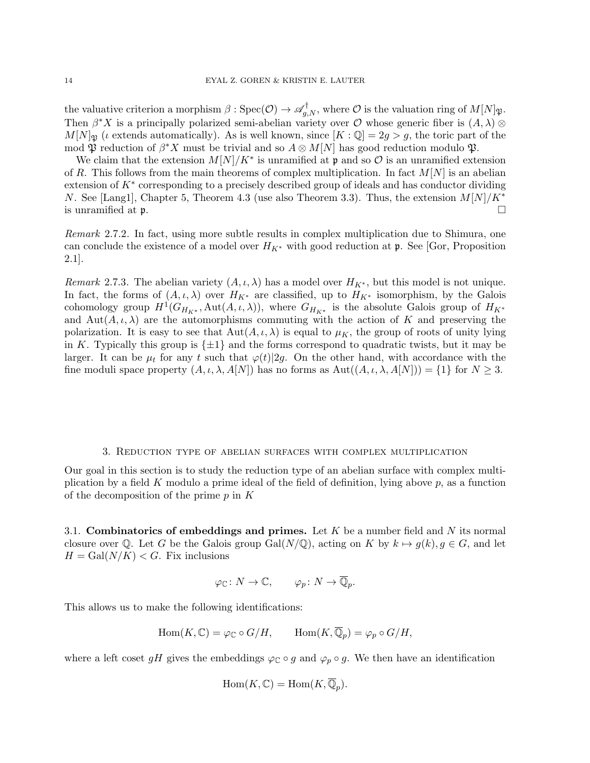the valuative criterion a morphism $\beta : \mathrm{Spec}(\mathcal{O}) \to \mathscr{A}_{g,N}^{\dagger}$, where $\mathcal{O}$ is the valuation ring of $M[N]_{\mathfrak{P}}$. Then $\beta^* X$ is a principally polarized semi-abelian variety over $\mathcal{O}$ whose generic fiber is $(A, \lambda) \otimes M[N]_{\mathfrak{P}}$ ($\iota$ extends automatically). As is well known, since $[K : \mathbb{Q}] = 2g > g$, the toric part of the mod $\mathfrak{P}$ reduction of $\beta^* X$ must be trivial and so $A \otimes M[N]$ has good reduction modulo $\mathfrak{P}$.

We claim that the extension $M[N]/K^*$ is unramified at $\mathfrak{p}$ and so $\mathcal{O}$ is an unramified extension of $R$. This follows from the main theorems of complex multiplication. In fact $M[N]$ is an abelian extension of $K^*$ corresponding to a precisely described group of ideals and has conductor dividing $N$. See [Lang1], Chapter 5, Theorem 4.3 (use also Theorem 3.3). Thus, the extension $M[N]/K^*$ is unramified at $\mathfrak{p}$. $\square$

*Remark* 2.7.2. In fact, using more subtle results in complex multiplication due to Shimura, one can conclude the existence of a model over $H_{K^*}$ with good reduction at $\mathfrak{p}$. See [Gor, Proposition 2.1].

*Remark* 2.7.3. The abelian variety $(A, \iota, \lambda)$ has a model over $H_{K^*}$, but this model is not unique. In fact, the forms of $(A, \iota, \lambda)$ over $H_{K^*}$ are classified, up to $H_{K^*}$ isomorphism, by the Galois cohomology group $H^1(G_{H_{K^*}}, \mathrm{Aut}(A, \iota, \lambda))$, where $G_{H_{K^*}}$ is the absolute Galois group of $H_{K^*}$ and $\mathrm{Aut}(A, \iota, \lambda)$ are the automorphisms commuting with the action of $K$ and preserving the polarization. It is easy to see that $\mathrm{Aut}(A, \iota, \lambda)$ is equal to $\mu_K$, the group of roots of unity lying in $K$. Typically this group is $\{\pm 1\}$ and the forms correspond to quadratic twists, but it may be larger. It can be $\mu_t$ for any $t$ such that $\varphi(t) | 2g$. On the other hand, with accordance with the fine moduli space property $(A, \iota, \lambda, A[N])$ has no forms as $\mathrm{Aut}((A, \iota, \lambda, A[N])) = \{1\}$ for $N \geq 3$.

## 3. Reduction type of abelian surfaces with complex multiplication

Our goal in this section is to study the reduction type of an abelian surface with complex multiplication by a field $K$ modulo a prime ideal of the field of definition, lying above $p$, as a function of the decomposition of the prime $p$ in $K$

### 3.1. Combinatorics of embeddings and primes.

Let $K$ be a number field and $N$ its normal closure over $\mathbb{Q}$. Let $G$ be the Galois group $\mathrm{Gal}(N/\mathbb{Q})$, acting on $K$ by $k \mapsto g(k), g \in G$, and let $H = \mathrm{Gal}(N/K) < G$. Fix inclusions

$$\varphi_{\mathbb{C}} \colon N \to \mathbb{C}, \qquad \varphi_p \colon N \to \overline{\mathbb{Q}}_p.$$

This allows us to make the following identifications:

$$\mathrm{Hom}(K, \mathbb{C}) = \varphi_{\mathbb{C}} \circ G/H, \qquad \mathrm{Hom}(K, \overline{\mathbb{Q}}_p) = \varphi_p \circ G/H,$$

where a left coset $gH$ gives the embeddings $\varphi_{\mathbb{C}} \circ g$ and $\varphi_p \circ g$. We then have an identification

$$\mathrm{Hom}(K, \mathbb{C}) = \mathrm{Hom}(K, \overline{\mathbb{Q}}_p).$$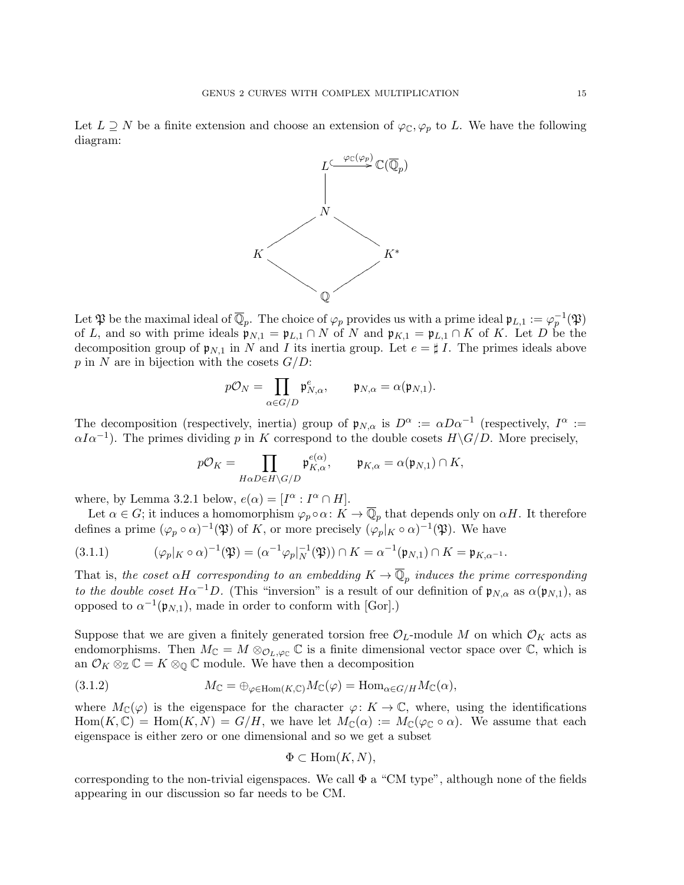Let $L \supseteq N$ be a finite extension and choose an extension of $\varphi_{\mathbb{C}}, \varphi_p$ to $L$. We have the following diagram:

$$
\begin{array}{ccccc}
 & & L & \xrightarrow{\varphi_{\mathbb{C}}(\varphi_p)} & \mathbb{C}(\overline{\mathbb{Q}}_p) \\
 & & | & & \\
 & & N & & \\
 & \diagup & & \diagdown & \\
K & & & & K^* \\
 & \diagdown & & \diagup & \\
 & & \mathbb{Q} & &
\end{array}
$$

Let $\mathfrak{P}$ be the maximal ideal of $\overline{\mathbb{Q}}_p$. The choice of $\varphi_p$ provides us with a prime ideal $\mathfrak{p}_{L,1} := \varphi_p^{-1}(\mathfrak{P})$ of $L$, and so with prime ideals $\mathfrak{p}_{N,1} = \mathfrak{p}_{L,1} \cap N$ of $N$ and $\mathfrak{p}_{K,1} = \mathfrak{p}_{L,1} \cap K$ of $K$. Let $D$ be the decomposition group of $\mathfrak{p}_{N,1}$ in $N$ and $I$ its inertia group. Let $e = \sharp\, I$. The primes ideals above $p$ in $N$ are in bijection with the cosets $G/D$:

$$
p\mathcal{O}_N = \prod_{\alpha \in G/D} \mathfrak{p}_{N,\alpha}^e, \qquad \mathfrak{p}_{N,\alpha} = \alpha(\mathfrak{p}_{N,1}).
$$

The decomposition (respectively, inertia) group of $\mathfrak{p}_{N,\alpha}$ is $D^\alpha := \alpha D \alpha^{-1}$ (respectively, $I^\alpha := \alpha I \alpha^{-1}$). The primes dividing $p$ in $K$ correspond to the double cosets $H\backslash G/D$. More precisely,

$$
p\mathcal{O}_K = \prod_{H\alpha D \in H\backslash G/D} \mathfrak{p}_{K,\alpha}^{e(\alpha)}, \qquad \mathfrak{p}_{K,\alpha} = \alpha(\mathfrak{p}_{N,1}) \cap K,
$$

where, by Lemma 3.2.1 below, $e(\alpha) = [I^\alpha : I^\alpha \cap H]$.

Let $\alpha \in G$; it induces a homomorphism $\varphi_p \circ \alpha \colon K \to \overline{\mathbb{Q}}_p$ that depends only on $\alpha H$. It therefore defines a prime $(\varphi_p \circ \alpha)^{-1}(\mathfrak{P})$ of $K$, or more precisely $(\varphi_p|_K \circ \alpha)^{-1}(\mathfrak{P})$. We have

$$
(\varphi_p|_K \circ \alpha)^{-1}(\mathfrak{P}) = (\alpha^{-1}\varphi_p|_N^{-1}(\mathfrak{P})) \cap K = \alpha^{-1}(\mathfrak{p}_{N,1}) \cap K = \mathfrak{p}_{K,\alpha^{-1}}. \tag{3.1.1}
$$

That is, *the coset $\alpha H$ corresponding to an embedding $K \to \overline{\mathbb{Q}}_p$ induces the prime corresponding to the double coset $H\alpha^{-1}D$.* (This "inversion" is a result of our definition of $\mathfrak{p}_{N,\alpha}$ as $\alpha(\mathfrak{p}_{N,1})$, as opposed to $\alpha^{-1}(\mathfrak{p}_{N,1})$, made in order to conform with [Gor].)

Suppose that we are given a finitely generated torsion free $\mathcal{O}_L$-module $M$ on which $\mathcal{O}_K$ acts as endomorphisms. Then $M_{\mathbb{C}} = M \otimes_{\mathcal{O}_L, \varphi_{\mathbb{C}}} \mathbb{C}$ is a finite dimensional vector space over $\mathbb{C}$, which is an $\mathcal{O}_K \otimes_{\mathbb{Z}} \mathbb{C} = K \otimes_{\mathbb{Q}} \mathbb{C}$ module. We have then a decomposition

$$
M_{\mathbb{C}} = \oplus_{\varphi \in \mathrm{Hom}(K,\mathbb{C})} M_{\mathbb{C}}(\varphi) = \mathrm{Hom}_{\alpha \in G/H} M_{\mathbb{C}}(\alpha), \tag{3.1.2}
$$

where $M_{\mathbb{C}}(\varphi)$ is the eigenspace for the character $\varphi \colon K \to \mathbb{C}$, where, using the identifications $\mathrm{Hom}(K,\mathbb{C}) = \mathrm{Hom}(K,N) = G/H$, we have let $M_{\mathbb{C}}(\alpha) := M_{\mathbb{C}}(\varphi_{\mathbb{C}} \circ \alpha)$. We assume that each eigenspace is either zero or one dimensional and so we get a subset

$$
\Phi \subset \mathrm{Hom}(K,N),
$$

corresponding to the non-trivial eigenspaces. We call $\Phi$ a "CM type", although none of the fields appearing in our discussion so far needs to be CM.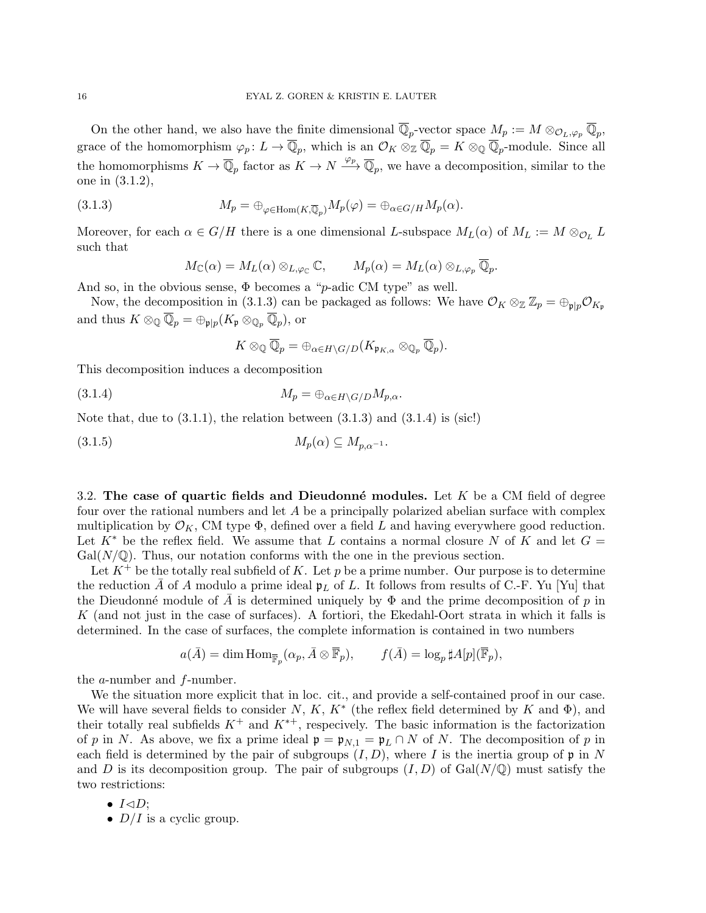On the other hand, we also have the finite dimensional $\overline{\mathbb{Q}}_p$-vector space $M_p := M \otimes_{\mathcal{O}_L,\varphi_p} \overline{\mathbb{Q}}_p$, grace of the homomorphism $\varphi_p \colon L \to \overline{\mathbb{Q}}_p$, which is an $\mathcal{O}_K \otimes_{\mathbb{Z}} \overline{\mathbb{Q}}_p = K \otimes_{\mathbb{Q}} \overline{\mathbb{Q}}_p$-module. Since all the homomorphisms $K \to \overline{\mathbb{Q}}_p$ factor as $K \to N \xrightarrow{\varphi_p} \overline{\mathbb{Q}}_p$, we have a decomposition, similar to the one in (3.1.2),

$$M_p = \oplus_{\varphi \in \mathrm{Hom}(K,\overline{\mathbb{Q}}_p)} M_p(\varphi) = \oplus_{\alpha \in G/H} M_p(\alpha). \tag{3.1.3}$$

Moreover, for each $\alpha \in G/H$ there is a one dimensional $L$-subspace $M_L(\alpha)$ of $M_L := M \otimes_{\mathcal{O}_L} L$ such that

$$M_{\mathbb{C}}(\alpha) = M_L(\alpha) \otimes_{L,\varphi_{\mathbb{C}}} \mathbb{C}, \qquad M_p(\alpha) = M_L(\alpha) \otimes_{L,\varphi_p} \overline{\mathbb{Q}}_p.$$

And so, in the obvious sense, $\Phi$ becomes a "$p$-adic CM type" as well.

Now, the decomposition in (3.1.3) can be packaged as follows: We have $\mathcal{O}_K \otimes_{\mathbb{Z}} \mathbb{Z}_p = \oplus_{\mathfrak{p}|p} \mathcal{O}_{K_{\mathfrak{p}}}$ and thus $K \otimes_{\mathbb{Q}} \overline{\mathbb{Q}}_p = \oplus_{\mathfrak{p}|p}(K_{\mathfrak{p}} \otimes_{\mathbb{Q}_p} \overline{\mathbb{Q}}_p)$, or

$$K \otimes_{\mathbb{Q}} \overline{\mathbb{Q}}_p = \oplus_{\alpha \in H\backslash G/D}(K_{\mathfrak{p}_{K,\alpha}} \otimes_{\mathbb{Q}_p} \overline{\mathbb{Q}}_p).$$

This decomposition induces a decomposition

$$M_p = \oplus_{\alpha \in H\backslash G/D} M_{p,\alpha}. \tag{3.1.4}$$

Note that, due to (3.1.1), the relation between (3.1.3) and (3.1.4) is (sic!)

$$M_p(\alpha) \subseteq M_{p,\alpha^{-1}}. \tag{3.1.5}$$

## 3.2. The case of quartic fields and Dieudonné modules.

Let $K$ be a CM field of degree four over the rational numbers and let $A$ be a principally polarized abelian surface with complex multiplication by $\mathcal{O}_K$, CM type $\Phi$, defined over a field $L$ and having everywhere good reduction. Let $K^*$ be the reflex field. We assume that $L$ contains a normal closure $N$ of $K$ and let $G = \mathrm{Gal}(N/\mathbb{Q})$. Thus, our notation conforms with the one in the previous section.

Let $K^+$ be the totally real subfield of $K$. Let $p$ be a prime number. Our purpose is to determine the reduction $\bar{A}$ of $A$ modulo a prime ideal $\mathfrak{p}_L$ of $L$. It follows from results of C.-F. Yu [Yu] that the Dieudonné module of $\bar{A}$ is determined uniquely by $\Phi$ and the prime decomposition of $p$ in $K$ (and not just in the case of surfaces). A fortiori, the Ekedahl-Oort strata in which it falls is determined. In the case of surfaces, the complete information is contained in two numbers

$$a(\bar{A}) = \dim \mathrm{Hom}_{\overline{\mathbb{F}}_p}(\alpha_p, \bar{A} \otimes \overline{\mathbb{F}}_p), \qquad f(\bar{A}) = \log_p \sharp A[p](\overline{\mathbb{F}}_p),$$

the $a$-number and $f$-number.

We the situation more explicit that in loc. cit., and provide a self-contained proof in our case. We will have several fields to consider $N$, $K$, $K^*$ (the reflex field determined by $K$ and $\Phi$), and their totally real subfields $K^+$ and $K^{*+}$, respecively. The basic information is the factorization of $p$ in $N$. As above, we fix a prime ideal $\mathfrak{p} = \mathfrak{p}_{N,1} = \mathfrak{p}_L \cap N$ of $N$. The decomposition of $p$ in each field is determined by the pair of subgroups $(I, D)$, where $I$ is the inertia group of $\mathfrak{p}$ in $N$ and $D$ is its decomposition group. The pair of subgroups $(I, D)$ of $\mathrm{Gal}(N/\mathbb{Q})$ must satisfy the two restrictions:

- $I \lhd D$;
- $D/I$ is a cyclic group.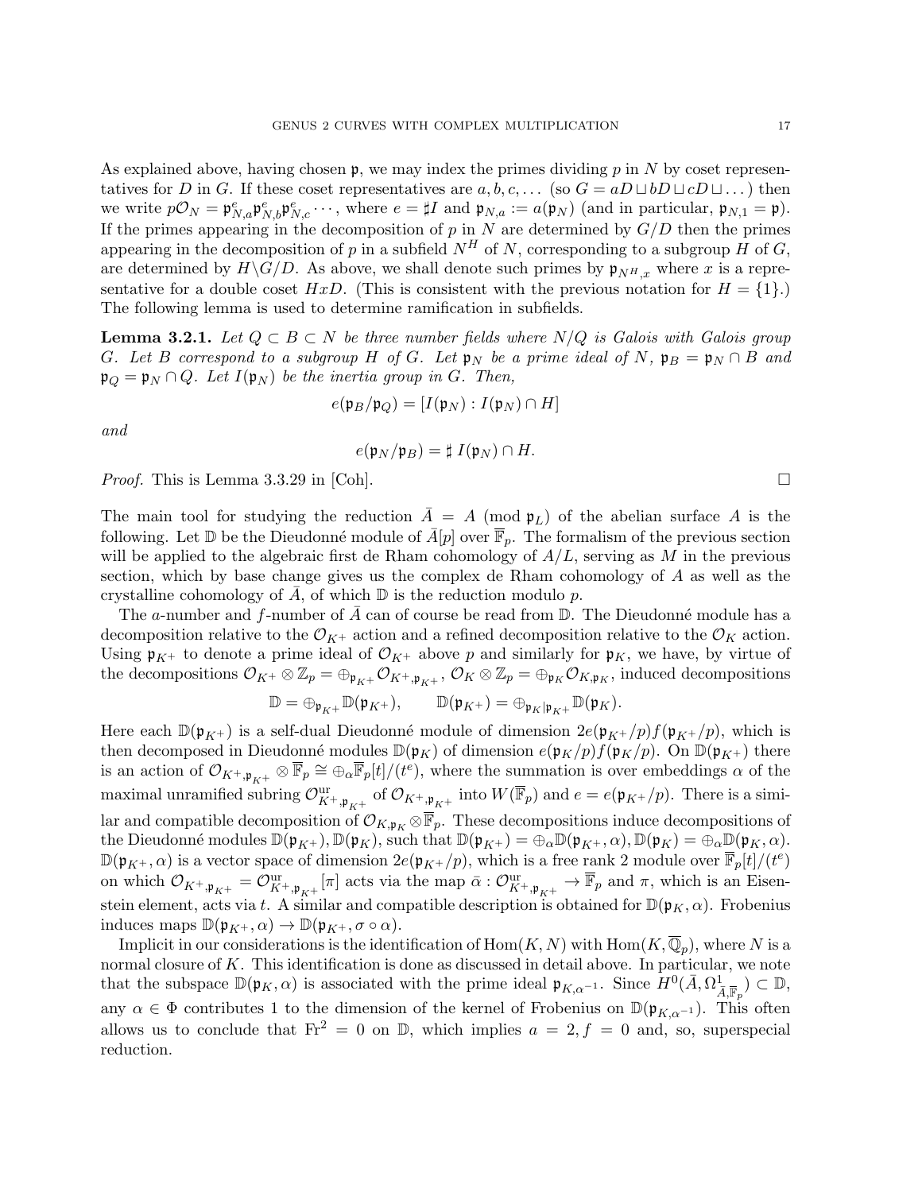As explained above, having chosen $\mathfrak{p}$, we may index the primes dividing $p$ in $N$ by coset representatives for $D$ in $G$. If these coset representatives are $a, b, c, \dots$ (so $G = aD \sqcup bD \sqcup cD \sqcup \dots$) then we write $p\mathcal{O}_N = \mathfrak{p}_{N,a}^e \mathfrak{p}_{N,b}^e \mathfrak{p}_{N,c}^e \cdots$, where $e = \sharp I$ and $\mathfrak{p}_{N,a} := a(\mathfrak{p}_N)$ (and in particular, $\mathfrak{p}_{N,1} = \mathfrak{p}$). If the primes appearing in the decomposition of $p$ in $N$ are determined by $G/D$ then the primes appearing in the decomposition of $p$ in a subfield $N^H$ of $N$, corresponding to a subgroup $H$ of $G$, are determined by $H\backslash G/D$. As above, we shall denote such primes by $\mathfrak{p}_{N^H,x}$ where $x$ is a representative for a double coset $HxD$. (This is consistent with the previous notation for $H = \{1\}$.) The following lemma is used to determine ramification in subfields.

**Lemma 3.2.1.** *Let $Q \subset B \subset N$ be three number fields where $N/Q$ is Galois with Galois group $G$. Let $B$ correspond to a subgroup $H$ of $G$. Let $\mathfrak{p}_N$ be a prime ideal of $N$, $\mathfrak{p}_B = \mathfrak{p}_N \cap B$ and $\mathfrak{p}_Q = \mathfrak{p}_N \cap Q$. Let $I(\mathfrak{p}_N)$ be the inertia group in $G$. Then,*

$$e(\mathfrak{p}_B/\mathfrak{p}_Q) = [I(\mathfrak{p}_N) : I(\mathfrak{p}_N) \cap H]$$

*and*

$$e(\mathfrak{p}_N/\mathfrak{p}_B) = \sharp\, I(\mathfrak{p}_N) \cap H.$$

*Proof.* This is Lemma 3.3.29 in [Coh]. □

The main tool for studying the reduction $\bar{A} = A \pmod{\mathfrak{p}_L}$ of the abelian surface $A$ is the following. Let $\mathbb{D}$ be the Dieudonné module of $\bar{A}[p]$ over $\overline{\mathbb{F}}_p$. The formalism of the previous section will be applied to the algebraic first de Rham cohomology of $A/L$, serving as $M$ in the previous section, which by base change gives us the complex de Rham cohomology of $A$ as well as the crystalline cohomology of $\bar{A}$, of which $\mathbb{D}$ is the reduction modulo $p$.

The $a$-number and $f$-number of $\bar{A}$ can of course be read from $\mathbb{D}$. The Dieudonné module has a decomposition relative to the $\mathcal{O}_{K^+}$ action and a refined decomposition relative to the $\mathcal{O}_K$ action. Using $\mathfrak{p}_{K^+}$ to denote a prime ideal of $\mathcal{O}_{K^+}$ above $p$ and similarly for $\mathfrak{p}_K$, we have, by virtue of the decompositions $\mathcal{O}_{K^+} \otimes \mathbb{Z}_p = \oplus_{\mathfrak{p}_{K^+}} \mathcal{O}_{K^+,\mathfrak{p}_{K^+}}$, $\mathcal{O}_K \otimes \mathbb{Z}_p = \oplus_{\mathfrak{p}_K} \mathcal{O}_{K,\mathfrak{p}_K}$, induced decompositions

$$\mathbb{D} = \oplus_{\mathfrak{p}_{K^+}} \mathbb{D}(\mathfrak{p}_{K^+}), \qquad \mathbb{D}(\mathfrak{p}_{K^+}) = \oplus_{\mathfrak{p}_K | \mathfrak{p}_{K^+}} \mathbb{D}(\mathfrak{p}_K).$$

Here each $\mathbb{D}(\mathfrak{p}_{K^+})$ is a self-dual Dieudonné module of dimension $2e(\mathfrak{p}_{K^+}/p)f(\mathfrak{p}_{K^+}/p)$, which is then decomposed in Dieudonné modules $\mathbb{D}(\mathfrak{p}_K)$ of dimension $e(\mathfrak{p}_K/p)f(\mathfrak{p}_K/p)$. On $\mathbb{D}(\mathfrak{p}_{K^+})$ there is an action of $\mathcal{O}_{K^+,\mathfrak{p}_{K^+}} \otimes \overline{\mathbb{F}}_p \cong \oplus_\alpha \overline{\mathbb{F}}_p[t]/(t^e)$, where the summation is over embeddings $\alpha$ of the maximal unramified subring $\mathcal{O}^{\mathrm{ur}}_{K^+,\mathfrak{p}_{K^+}}$ of $\mathcal{O}_{K^+,\mathfrak{p}_{K^+}}$ into $W(\overline{\mathbb{F}}_p)$ and $e = e(\mathfrak{p}_{K^+}/p)$. There is a similar and compatible decomposition of $\mathcal{O}_{K,\mathfrak{p}_K} \otimes \overline{\mathbb{F}}_p$. These decompositions induce decompositions of the Dieudonné modules $\mathbb{D}(\mathfrak{p}_{K^+}), \mathbb{D}(\mathfrak{p}_K)$, such that $\mathbb{D}(\mathfrak{p}_{K^+}) = \oplus_\alpha \mathbb{D}(\mathfrak{p}_{K^+}, \alpha), \mathbb{D}(\mathfrak{p}_K) = \oplus_\alpha \mathbb{D}(\mathfrak{p}_K, \alpha)$. $\mathbb{D}(\mathfrak{p}_{K^+}, \alpha)$ is a vector space of dimension $2e(\mathfrak{p}_{K^+}/p)$, which is a free rank 2 module over $\overline{\mathbb{F}}_p[t]/(t^e)$ on which $\mathcal{O}_{K^+,\mathfrak{p}_{K^+}} = \mathcal{O}^{\mathrm{ur}}_{K^+,\mathfrak{p}_{K^+}}[\pi]$ acts via the map $\bar{\alpha} : \mathcal{O}^{\mathrm{ur}}_{K^+,\mathfrak{p}_{K^+}} \to \overline{\mathbb{F}}_p$ and $\pi$, which is an Eisenstein element, acts via $t$. A similar and compatible description is obtained for $\mathbb{D}(\mathfrak{p}_K, \alpha)$. Frobenius induces maps $\mathbb{D}(\mathfrak{p}_{K^+}, \alpha) \to \mathbb{D}(\mathfrak{p}_{K^+}, \sigma \circ \alpha)$.

Implicit in our considerations is the identification of $\mathrm{Hom}(K, N)$ with $\mathrm{Hom}(K, \overline{\mathbb{Q}}_p)$, where $N$ is a normal closure of $K$. This identification is done as discussed in detail above. In particular, we note that the subspace $\mathbb{D}(\mathfrak{p}_K, \alpha)$ is associated with the prime ideal $\mathfrak{p}_{K,\alpha^{-1}}$. Since $H^0(\bar{A}, \Omega^1_{\bar{A},\overline{\mathbb{F}}_p}) \subset \mathbb{D}$, any $\alpha \in \Phi$ contributes 1 to the dimension of the kernel of Frobenius on $\mathbb{D}(\mathfrak{p}_{K,\alpha^{-1}})$. This often allows us to conclude that $\mathrm{Fr}^2 = 0$ on $\mathbb{D}$, which implies $a = 2, f = 0$ and, so, superspecial reduction.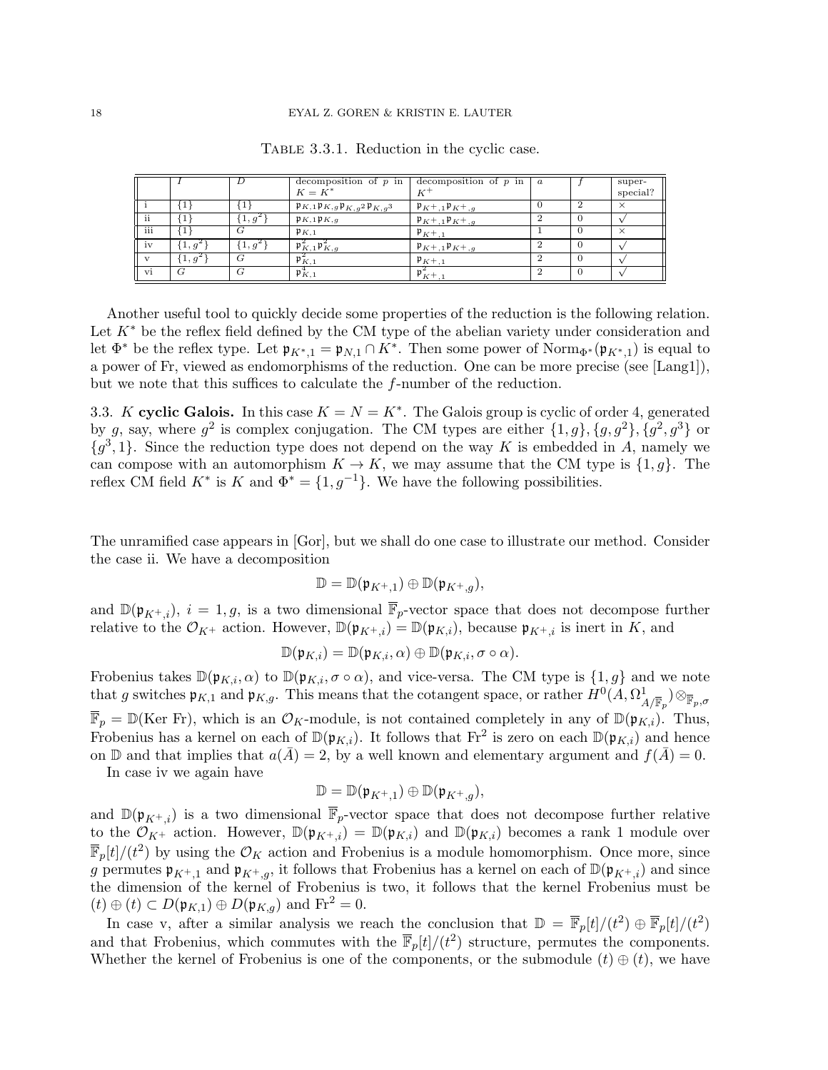Table 3.3.1. Reduction in the cyclic case.

| | $I$ | $D$ | decomposition of $p$ in $K = K^*$ | decomposition of $p$ in $K^+$ | $a$ | $f$ | super-special? |
|---|---|---|---|---|---|---|---|
| i | $\{1\}$ | $\{1\}$ | $\mathfrak{p}_{K,1}\mathfrak{p}_{K,g}\mathfrak{p}_{K,g^2}\mathfrak{p}_{K,g^3}$ | $\mathfrak{p}_{K^+,1}\mathfrak{p}_{K^+,g}$ | 0 | 2 | $\times$ |
| ii | $\{1\}$ | $\{1, g^2\}$ | $\mathfrak{p}_{K,1}\mathfrak{p}_{K,g}$ | $\mathfrak{p}_{K^+,1}\mathfrak{p}_{K^+,g}$ | 2 | 0 | $\surd$ |
| iii | $\{1\}$ | $G$ | $\mathfrak{p}_{K,1}$ | $\mathfrak{p}_{K^+,1}$ | 1 | 0 | $\times$ |
| iv | $\{1, g^2\}$ | $\{1, g^2\}$ | $\mathfrak{p}_{K,1}^2\mathfrak{p}_{K,g}^2$ | $\mathfrak{p}_{K^+,1}\mathfrak{p}_{K^+,g}$ | 2 | 0 | $\surd$ |
| v | $\{1, g^2\}$ | $G$ | $\mathfrak{p}_{K,1}^2$ | $\mathfrak{p}_{K^+,1}$ | 2 | 0 | $\surd$ |
| vi | $G$ | $G$ | $\mathfrak{p}_{K,1}^4$ | $\mathfrak{p}_{K^+,1}^2$ | 2 | 0 | $\surd$ |

Another useful tool to quickly decide some properties of the reduction is the following relation. Let $K^*$ be the reflex field defined by the CM type of the abelian variety under consideration and let $\Phi^*$ be the reflex type. Let $\mathfrak{p}_{K^*,1} = \mathfrak{p}_{N,1} \cap K^*$. Then some power of $\mathrm{Norm}_{\Phi^*}(\mathfrak{p}_{K^*,1})$ is equal to a power of Fr, viewed as endomorphisms of the reduction. One can be more precise (see [Lang1]), but we note that this suffices to calculate the $f$-number of the reduction.

3.3. $K$ **cyclic Galois.** In this case $K = N = K^*$. The Galois group is cyclic of order 4, generated by $g$, say, where $g^2$ is complex conjugation. The CM types are either $\{1, g\}, \{g, g^2\}, \{g^2, g^3\}$ or $\{g^3, 1\}$. Since the reduction type does not depend on the way $K$ is embedded in $A$, namely we can compose with an automorphism $K \to K$, we may assume that the CM type is $\{1, g\}$. The reflex CM field $K^*$ is $K$ and $\Phi^* = \{1, g^{-1}\}$. We have the following possibilities.

The unramified case appears in [Gor], but we shall do one case to illustrate our method. Consider the case ii. We have a decomposition

$$\mathbb{D} = \mathbb{D}(\mathfrak{p}_{K^+,1}) \oplus \mathbb{D}(\mathfrak{p}_{K^+,g}),$$

and $\mathbb{D}(\mathfrak{p}_{K^+,i})$, $i = 1, g$, is a two dimensional $\overline{\mathbb{F}}_p$-vector space that does not decompose further relative to the $\mathcal{O}_{K^+}$ action. However, $\mathbb{D}(\mathfrak{p}_{K^+,i}) = \mathbb{D}(\mathfrak{p}_{K,i})$, because $\mathfrak{p}_{K^+,i}$ is inert in $K$, and

$$\mathbb{D}(\mathfrak{p}_{K,i}) = \mathbb{D}(\mathfrak{p}_{K,i}, \alpha) \oplus \mathbb{D}(\mathfrak{p}_{K,i}, \sigma \circ \alpha).$$

Frobenius takes $\mathbb{D}(\mathfrak{p}_{K,i}, \alpha)$ to $\mathbb{D}(\mathfrak{p}_{K,i}, \sigma \circ \alpha)$, and vice-versa. The CM type is $\{1, g\}$ and we note that $g$ switches $\mathfrak{p}_{K,1}$ and $\mathfrak{p}_{K,g}$. This means that the cotangent space, or rather $H^0(A, \Omega^1_{A/\overline{\mathbb{F}}_p}) \otimes_{\overline{\mathbb{F}}_p, \sigma} \overline{\mathbb{F}}_p = \mathbb{D}(\mathrm{Ker\ Fr})$, which is an $\mathcal{O}_K$-module, is not contained completely in any of $\mathbb{D}(\mathfrak{p}_{K,i})$. Thus, Frobenius has a kernel on each of $\mathbb{D}(\mathfrak{p}_{K,i})$. It follows that $\mathrm{Fr}^2$ is zero on each $\mathbb{D}(\mathfrak{p}_{K,i})$ and hence on $\mathbb{D}$ and that implies that $a(\bar{A}) = 2$, by a well known and elementary argument and $f(\bar{A}) = 0$.

In case iv we again have

$$\mathbb{D} = \mathbb{D}(\mathfrak{p}_{K^+,1}) \oplus \mathbb{D}(\mathfrak{p}_{K^+,g}),$$

and $\mathbb{D}(\mathfrak{p}_{K^+,i})$ is a two dimensional $\overline{\mathbb{F}}_p$-vector space that does not decompose further relative to the $\mathcal{O}_{K^+}$ action. However, $\mathbb{D}(\mathfrak{p}_{K^+,i}) = \mathbb{D}(\mathfrak{p}_{K,i})$ and $\mathbb{D}(\mathfrak{p}_{K,i})$ becomes a rank 1 module over $\overline{\mathbb{F}}_p[t]/(t^2)$ by using the $\mathcal{O}_K$ action and Frobenius is a module homomorphism. Once more, since $g$ permutes $\mathfrak{p}_{K^+,1}$ and $\mathfrak{p}_{K^+,g}$, it follows that Frobenius has a kernel on each of $\mathbb{D}(\mathfrak{p}_{K^+,i})$ and since the dimension of the kernel of Frobenius is two, it follows that the kernel Frobenius must be $(t) \oplus (t) \subset D(\mathfrak{p}_{K,1}) \oplus D(\mathfrak{p}_{K,g})$ and $\mathrm{Fr}^2 = 0$.

In case v, after a similar analysis we reach the conclusion that $\mathbb{D} = \overline{\mathbb{F}}_p[t]/(t^2) \oplus \overline{\mathbb{F}}_p[t]/(t^2)$ and that Frobenius, which commutes with the $\overline{\mathbb{F}}_p[t]/(t^2)$ structure, permutes the components. Whether the kernel of Frobenius is one of the components, or the submodule $(t) \oplus (t)$, we have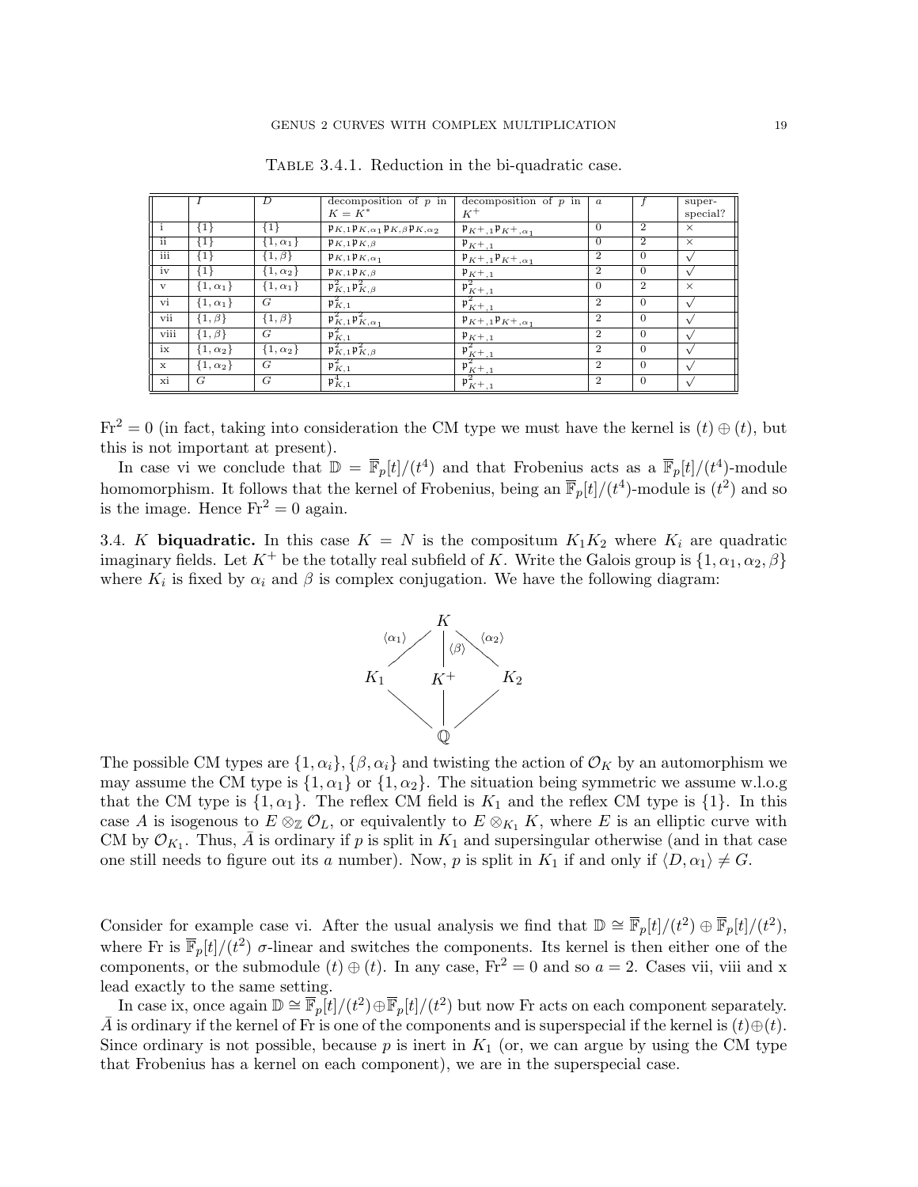Table 3.4.1. Reduction in the bi-quadratic case.

| | $I$ | $D$ | decomposition of $p$ in $K = K^*$ | decomposition of $p$ in $K^+$ | $a$ | $f$ | super-special? |
|---|---|---|---|---|---|---|---|
| i | $\{1\}$ | $\{1\}$ | $\mathfrak{p}_{K,1}\mathfrak{p}_{K,\alpha_1}\mathfrak{p}_{K,\beta}\mathfrak{p}_{K,\alpha_2}$ | $\mathfrak{p}_{K^+,1}\mathfrak{p}_{K^+,\alpha_1}$ | 0 | 2 | $\times$ |
| ii | $\{1\}$ | $\{1,\alpha_1\}$ | $\mathfrak{p}_{K,1}\mathfrak{p}_{K,\beta}$ | $\mathfrak{p}_{K^+,1}$ | 0 | 2 | $\times$ |
| iii | $\{1\}$ | $\{1,\beta\}$ | $\mathfrak{p}_{K,1}\mathfrak{p}_{K,\alpha_1}$ | $\mathfrak{p}_{K^+,1}\mathfrak{p}_{K^+,\alpha_1}$ | 2 | 0 | $\surd$ |
| iv | $\{1\}$ | $\{1,\alpha_2\}$ | $\mathfrak{p}_{K,1}\mathfrak{p}_{K,\beta}$ | $\mathfrak{p}_{K^+,1}$ | 2 | 0 | $\surd$ |
| v | $\{1,\alpha_1\}$ | $\{1,\alpha_1\}$ | $\mathfrak{p}_{K,1}^2\mathfrak{p}_{K,\beta}^2$ | $\mathfrak{p}_{K^+,1}^2$ | 0 | 2 | $\times$ |
| vi | $\{1,\alpha_1\}$ | $G$ | $\mathfrak{p}_{K,1}^2$ | $\mathfrak{p}_{K^+,1}^2$ | 2 | 0 | $\surd$ |
| vii | $\{1,\beta\}$ | $\{1,\beta\}$ | $\mathfrak{p}_{K,1}^2\mathfrak{p}_{K,\alpha_1}^2$ | $\mathfrak{p}_{K^+,1}\mathfrak{p}_{K^+,\alpha_1}$ | 2 | 0 | $\surd$ |
| viii | $\{1,\beta\}$ | $G$ | $\mathfrak{p}_{K,1}^2$ | $\mathfrak{p}_{K^+,1}$ | 2 | 0 | $\surd$ |
| ix | $\{1,\alpha_2\}$ | $\{1,\alpha_2\}$ | $\mathfrak{p}_{K,1}^2\mathfrak{p}_{K,\beta}^2$ | $\mathfrak{p}_{K^+,1}^2$ | 2 | 0 | $\surd$ |
| x | $\{1,\alpha_2\}$ | $G$ | $\mathfrak{p}_{K,1}^2$ | $\mathfrak{p}_{K^+,1}^2$ | 2 | 0 | $\surd$ |
| xi | $G$ | $G$ | $\mathfrak{p}_{K,1}^4$ | $\mathfrak{p}_{K^+,1}^2$ | 2 | 0 | $\surd$ |

$\mathrm{Fr}^2 = 0$ (in fact, taking into consideration the CM type we must have the kernel is $(t) \oplus (t)$, but this is not important at present).

In case vi we conclude that $\mathbb{D} = \overline{\mathbb{F}}_p[t]/(t^4)$ and that Frobenius acts as a $\overline{\mathbb{F}}_p[t]/(t^4)$-module homomorphism. It follows that the kernel of Frobenius, being an $\overline{\mathbb{F}}_p[t]/(t^4)$-module is $(t^2)$ and so is the image. Hence $\mathrm{Fr}^2 = 0$ again.

3.4. $K$ **biquadratic.** In this case $K = N$ is the compositum $K_1K_2$ where $K_i$ are quadratic imaginary fields. Let $K^+$ be the totally real subfield of $K$. Write the Galois group is $\{1, \alpha_1, \alpha_2, \beta\}$ where $K_i$ is fixed by $\alpha_i$ and $\beta$ is complex conjugation. We have the following diagram:

$$\begin{array}{ccccc} & & K & & \\ & {\scriptstyle\langle\alpha_1\rangle}\swarrow & \downarrow{\scriptstyle\langle\beta\rangle} & \searrow{\scriptstyle\langle\alpha_2\rangle} & \\ K_1 & & K^+ & & K_2 \\ & \searrow & \downarrow & \swarrow & \\ & & \mathbb{Q} & & \end{array}$$

The possible CM types are $\{1, \alpha_i\}, \{\beta, \alpha_i\}$ and twisting the action of $\mathcal{O}_K$ by an automorphism we may assume the CM type is $\{1, \alpha_1\}$ or $\{1, \alpha_2\}$. The situation being symmetric we assume w.l.o.g that the CM type is $\{1, \alpha_1\}$. The reflex CM field is $K_1$ and the reflex CM type is $\{1\}$. In this case $A$ is isogenous to $E \otimes_{\mathbb{Z}} \mathcal{O}_L$, or equivalently to $E \otimes_{K_1} K$, where $E$ is an elliptic curve with CM by $\mathcal{O}_{K_1}$. Thus, $\bar{A}$ is ordinary if $p$ is split in $K_1$ and supersingular otherwise (and in that case one still needs to figure out its $a$ number). Now, $p$ is split in $K_1$ if and only if $\langle D, \alpha_1\rangle \neq G$.

Consider for example case vi. After the usual analysis we find that $\mathbb{D} \cong \overline{\mathbb{F}}_p[t]/(t^2) \oplus \overline{\mathbb{F}}_p[t]/(t^2)$, where Fr is $\overline{\mathbb{F}}_p[t]/(t^2)$ $\sigma$-linear and switches the components. Its kernel is then either one of the components, or the submodule $(t) \oplus (t)$. In any case, $\mathrm{Fr}^2 = 0$ and so $a = 2$. Cases vii, viii and x lead exactly to the same setting.

In case ix, once again $\mathbb{D} \cong \overline{\mathbb{F}}_p[t]/(t^2) \oplus \overline{\mathbb{F}}_p[t]/(t^2)$ but now Fr acts on each component separately. $\bar{A}$ is ordinary if the kernel of Fr is one of the components and is superspecial if the kernel is $(t) \oplus (t)$. Since ordinary is not possible, because $p$ is inert in $K_1$ (or, we can argue by using the CM type that Frobenius has a kernel on each component), we are in the superspecial case.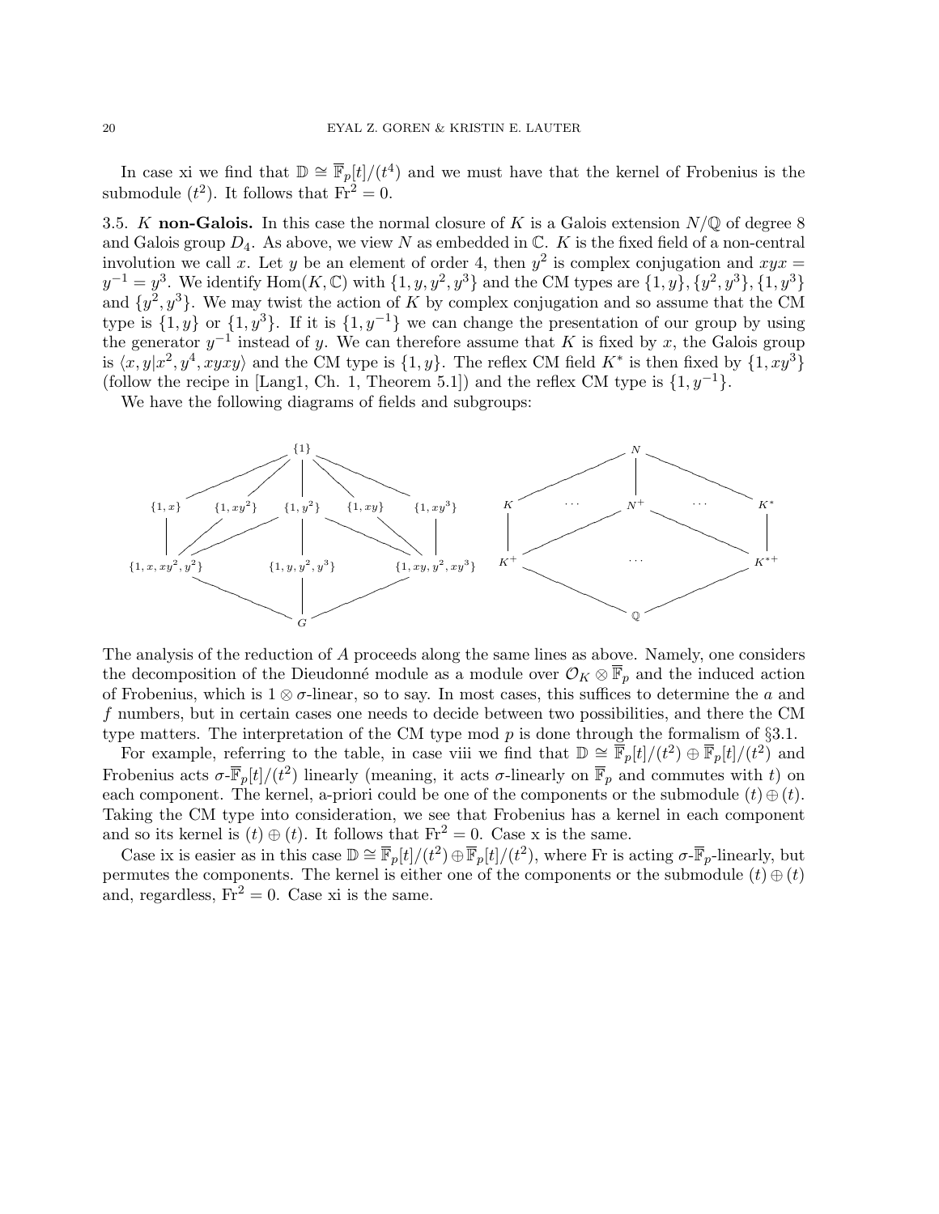In case xi we find that $\mathbb{D} \cong \overline{\mathbb{F}}_p[t]/(t^4)$ and we must have that the kernel of Frobenius is the submodule $(t^2)$. It follows that $\mathrm{Fr}^2 = 0$.

3.5. $K$ **non-Galois.** In this case the normal closure of $K$ is a Galois extension $N/\mathbb{Q}$ of degree 8 and Galois group $D_4$. As above, we view $N$ as embedded in $\mathbb{C}$. $K$ is the fixed field of a non-central involution we call $x$. Let $y$ be an element of order 4, then $y^2$ is complex conjugation and $xyx = y^{-1} = y^3$. We identify $\mathrm{Hom}(K, \mathbb{C})$ with $\{1, y, y^2, y^3\}$ and the CM types are $\{1, y\}, \{y^2, y^3\}, \{1, y^3\}$ and $\{y^2, y^3\}$. We may twist the action of $K$ by complex conjugation and so assume that the CM type is $\{1, y\}$ or $\{1, y^3\}$. If it is $\{1, y^{-1}\}$ we can change the presentation of our group by using the generator $y^{-1}$ instead of $y$. We can therefore assume that $K$ is fixed by $x$, the Galois group is $\langle x, y | x^2, y^4, xyxy\rangle$ and the CM type is $\{1, y\}$. The reflex CM field $K^*$ is then fixed by $\{1, xy^3\}$ (follow the recipe in [Lang1, Ch. 1, Theorem 5.1]) and the reflex CM type is $\{1, y^{-1}\}$.

We have the following diagrams of fields and subgroups:

$$
\begin{array}{ccccc}
 & & \{1\} & & \\
\{1,x\} & \{1,xy^2\} & \{1,y^2\} & \{1,xy\} & \{1,xy^3\} \\
\{1,x,xy^2,y^2\} & & \{1,y,y^2,y^3\} & & \{1,xy,y^2,xy^3\} \\
 & & G & &
\end{array}
\qquad
\begin{array}{ccccc}
 & & N & & \\
K & \cdots & N^+ & \cdots & K^* \\
K^+ & & \cdots & & K^{*+} \\
 & & \mathbb{Q} & &
\end{array}
$$

The analysis of the reduction of $A$ proceeds along the same lines as above. Namely, one considers the decomposition of the Dieudonné module as a module over $\mathcal{O}_K \otimes \overline{\mathbb{F}}_p$ and the induced action of Frobenius, which is $1 \otimes \sigma$-linear, so to say. In most cases, this suffices to determine the $a$ and $f$ numbers, but in certain cases one needs to decide between two possibilities, and there the CM type matters. The interpretation of the CM type mod $p$ is done through the formalism of §3.1.

For example, referring to the table, in case viii we find that $\mathbb{D} \cong \overline{\mathbb{F}}_p[t]/(t^2) \oplus \overline{\mathbb{F}}_p[t]/(t^2)$ and Frobenius acts $\sigma$-$\overline{\mathbb{F}}_p[t]/(t^2)$ linearly (meaning, it acts $\sigma$-linearly on $\overline{\mathbb{F}}_p$ and commutes with $t$) on each component. The kernel, a-priori could be one of the components or the submodule $(t) \oplus (t)$. Taking the CM type into consideration, we see that Frobenius has a kernel in each component and so its kernel is $(t) \oplus (t)$. It follows that $\mathrm{Fr}^2 = 0$. Case x is the same.

Case ix is easier as in this case $\mathbb{D} \cong \overline{\mathbb{F}}_p[t]/(t^2) \oplus \overline{\mathbb{F}}_p[t]/(t^2)$, where Fr is acting $\sigma$-$\overline{\mathbb{F}}_p$-linearly, but permutes the components. The kernel is either one of the components or the submodule $(t) \oplus (t)$ and, regardless, $\mathrm{Fr}^2 = 0$. Case xi is the same.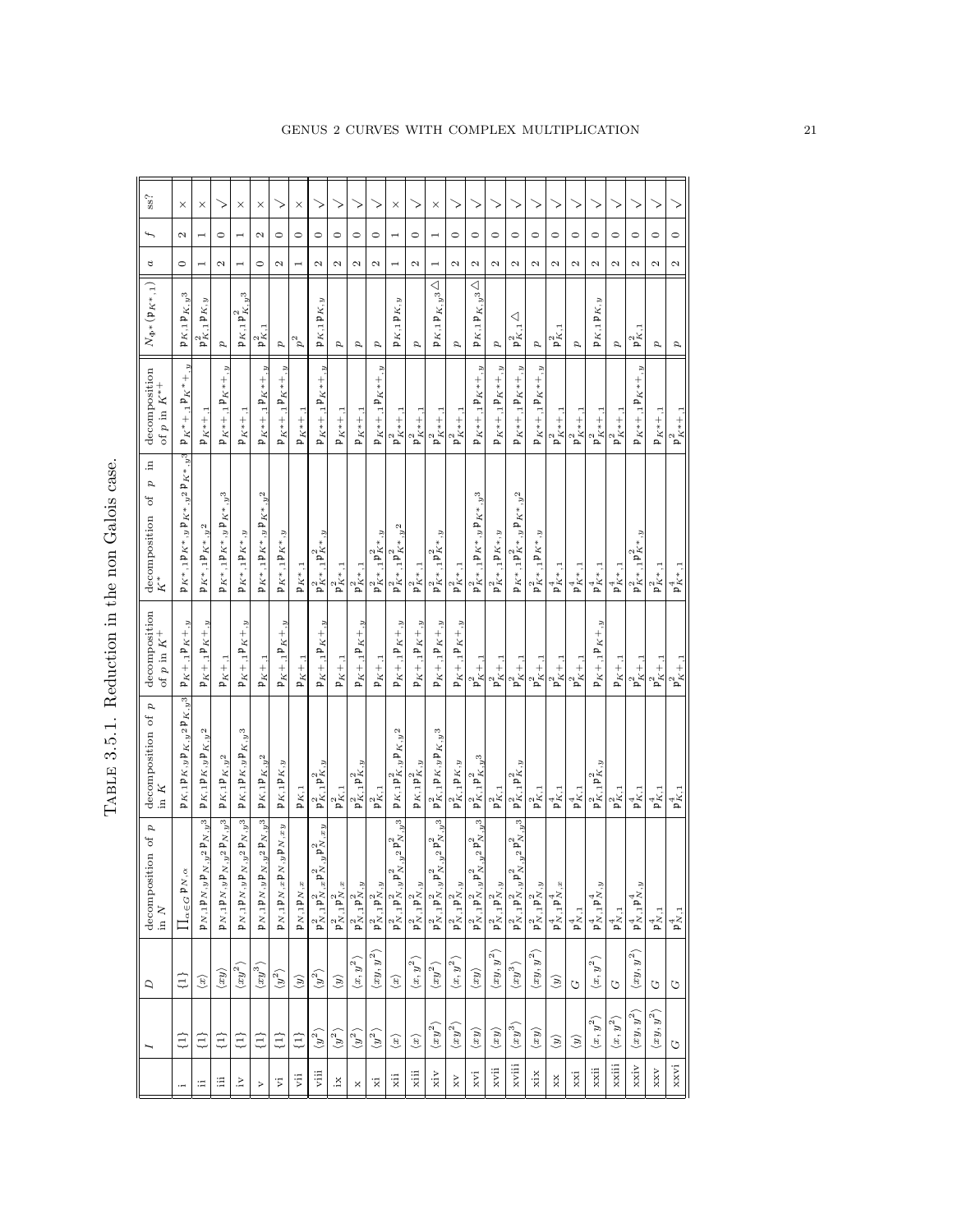TABLE 3.5.1. Reduction in the non Galois case.

| | $I$ | $D$ | decomposition of $p$ in $N$ | decomposition of $p$ in $K$ | decomposition of $p$ in $K^+$ | decomposition of $p$ in $K^*$ | decomposition of $p$ in $K^{*+}$ | $N_{\Phi^*}(\mathfrak{p}_{K^*,1})$ | $a$ | $f$ | ss? |
|---|---|---|---|---|---|---|---|---|---|---|---|
| i | $\{1\}$ | $\{1\}$ | $\prod_{\alpha\in G}\mathfrak{p}_{N,\alpha}$ | $\mathfrak{p}_{K,1}\mathfrak{p}_{K,y}\mathfrak{p}_{K,y^2}\mathfrak{p}_{K,y^3}$ | $\mathfrak{p}_{K^+,1}\mathfrak{p}_{K^+,y}$ | $\mathfrak{p}_{K^*,1}\mathfrak{p}_{K^*,y}\mathfrak{p}_{K^*,y^2}\mathfrak{p}_{K^*,y^3}$ | $\mathfrak{p}_{K^{*+},1}\mathfrak{p}_{K^{*+},y}$ | $\mathfrak{p}_{K,1}\mathfrak{p}_{K,y^3}$ | 0 | 2 | × |
| ii | $\{1\}$ | $\langle x\rangle$ | $\mathfrak{p}_{N,1}\mathfrak{p}_{N,y}\mathfrak{p}_{N,y^2}\mathfrak{p}_{N,y^3}$ | $\mathfrak{p}_{K,1}\mathfrak{p}_{K,y}\mathfrak{p}_{K,y^2}$ | $\mathfrak{p}_{K^+,1}$ | $\mathfrak{p}_{K^*,1}\mathfrak{p}_{K^*,y^2}$ | $\mathfrak{p}_{K^{*+},1}$ | $\mathfrak{p}_{K,1}^2\mathfrak{p}_{K,y}$ | 1 | 1 | × |
| iii | $\{1\}$ | $\langle xy\rangle$ | $\mathfrak{p}_{N,1}\mathfrak{p}_{N,y}\mathfrak{p}_{N,y^2}\mathfrak{p}_{N,y^3}$ | $\mathfrak{p}_{K,1}\mathfrak{p}_{K,y^2}$ | $\mathfrak{p}_{K^+,1}$ | $\mathfrak{p}_{K^*,1}\mathfrak{p}_{K^*,y}\mathfrak{p}_{K^*,y^3}$ | $\mathfrak{p}_{K^{*+},1}\mathfrak{p}_{K^{*+},y}$ | $p$ | 2 | 0 | ✓ |
| iv | $\{1\}$ | $\langle xy^2\rangle$ | $\mathfrak{p}_{N,1}\mathfrak{p}_{N,y}\mathfrak{p}_{N,y^2}\mathfrak{p}_{N,y^3}$ | $\mathfrak{p}_{K,1}\mathfrak{p}_{K,y}\mathfrak{p}_{K,y^3}$ | $\mathfrak{p}_{K^+,1}\mathfrak{p}_{K^+,y}$ | $\mathfrak{p}_{K^*,1}\mathfrak{p}_{K^*,y}$ | $\mathfrak{p}_{K^{*+},1}$ | $\mathfrak{p}_{K,1}\mathfrak{p}_{K,y^3}^2$ | 1 | 1 | × |
| v | $\{1\}$ | $\langle xy^3\rangle$ | $\mathfrak{p}_{N,1}\mathfrak{p}_{N,y}\mathfrak{p}_{N,y^2}\mathfrak{p}_{N,y^3}$ | $\mathfrak{p}_{K,1}\mathfrak{p}_{K,y^2}$ | $\mathfrak{p}_{K^+,1}$ | $\mathfrak{p}_{K^*,1}\mathfrak{p}_{K^*,y}\mathfrak{p}_{K^*,y^2}$ | $\mathfrak{p}_{K^{*+},1}\mathfrak{p}_{K^{*+},y}$ | $\mathfrak{p}_{K,1}^2$ | 0 | 2 | × |
| vi | $\{1\}$ | $\langle y^2\rangle$ | $\mathfrak{p}_{N,1}\mathfrak{p}_{N,x}\mathfrak{p}_{N,y}\mathfrak{p}_{N,xy}$ | $\mathfrak{p}_{K,1}\mathfrak{p}_{K,y}$ | $\mathfrak{p}_{K^+,1}\mathfrak{p}_{K^+,y}$ | $\mathfrak{p}_{K^*,1}\mathfrak{p}_{K^*,y}$ | $\mathfrak{p}_{K^{*+},1}\mathfrak{p}_{K^{*+},y}$ | $p$ | 2 | 0 | ✓ |
| vii | $\{1\}$ | $\langle y\rangle$ | $\mathfrak{p}_{N,1}\mathfrak{p}_{N,x}$ | $\mathfrak{p}_{K,1}$ | $\mathfrak{p}_{K^+,1}$ | $\mathfrak{p}_{K^*,1}$ | $\mathfrak{p}_{K^{*+},1}$ | $p^2$ | 1 | 0 | × |
| viii | $\langle y^2\rangle$ | $\langle y^2\rangle$ | $\mathfrak{p}_{N,1}^2\mathfrak{p}_{N,x}^2\mathfrak{p}_{N,y}^2\mathfrak{p}_{N,xy}^2$ | $\mathfrak{p}_{K,1}^2\mathfrak{p}_{K,y}^2$ | $\mathfrak{p}_{K^+,1}\mathfrak{p}_{K^+,y}$ | $\mathfrak{p}_{K^*,1}^2\mathfrak{p}_{K^*,y}^2$ | $\mathfrak{p}_{K^{*+},1}\mathfrak{p}_{K^{*+},y}$ | $\mathfrak{p}_{K,1}\mathfrak{p}_{K,y}$ | 2 | 0 | ✓ |
| ix | $\langle y^2\rangle$ | $\langle y\rangle$ | $\mathfrak{p}_{N,1}^2\mathfrak{p}_{N,x}^2$ | $\mathfrak{p}_{K,1}^2$ | $\mathfrak{p}_{K^+,1}$ | $\mathfrak{p}_{K^*,1}^2$ | $\mathfrak{p}_{K^{*+},1}$ | $p$ | 2 | 0 | ✓ |
| x | $\langle y^2\rangle$ | $\langle x,y^2\rangle$ | $\mathfrak{p}_{N,1}^2\mathfrak{p}_{N,y}^2$ | $\mathfrak{p}_{K,1}^2\mathfrak{p}_{K,y}^2$ | $\mathfrak{p}_{K^+,1}\mathfrak{p}_{K^+,y}$ | $\mathfrak{p}_{K^*,1}^2$ | $\mathfrak{p}_{K^{*+},1}$ | $p$ | 2 | 0 | ✓ |
| xi | $\langle y^2\rangle$ | $\langle xy,y^2\rangle$ | $\mathfrak{p}_{N,1}^2\mathfrak{p}_{N,y}^2$ | $\mathfrak{p}_{K,1}^2$ | $\mathfrak{p}_{K^+,1}$ | $\mathfrak{p}_{K^*,1}^2\mathfrak{p}_{K^*,y}^2$ | $\mathfrak{p}_{K^{*+},1}\mathfrak{p}_{K^{*+},y}$ | $p$ | 2 | 0 | ✓ |
| xii | $\langle x\rangle$ | $\langle x\rangle$ | $\mathfrak{p}_{N,1}^2\mathfrak{p}_{N,y}^2\mathfrak{p}_{N,y^2}^2\mathfrak{p}_{N,y^3}^2$ | $\mathfrak{p}_{K,1}\mathfrak{p}_{K,y}^2\mathfrak{p}_{K,y^2}$ | $\mathfrak{p}_{K^+,1}\mathfrak{p}_{K^+,y}$ | $\mathfrak{p}_{K^*,1}^2\mathfrak{p}_{K^*,y^2}^2$ | $\mathfrak{p}_{K^{*+},1}^2$ | $\mathfrak{p}_{K,1}\mathfrak{p}_{K,y}$ | 1 | 1 | × |
| xiii | $\langle x\rangle$ | $\langle x,y^2\rangle$ | $\mathfrak{p}_{N,1}^2\mathfrak{p}_{N,y}^2$ | $\mathfrak{p}_{K,1}\mathfrak{p}_{K,y}^2$ | $\mathfrak{p}_{K^+,1}\mathfrak{p}_{K^+,y}$ | $\mathfrak{p}_{K^*,1}^2$ | $\mathfrak{p}_{K^{*+},1}^2$ | $p$ | 2 | 0 | ✓ |
| xiv | $\langle xy^2\rangle$ | $\langle xy^2\rangle$ | $\mathfrak{p}_{N,1}^2\mathfrak{p}_{N,y}^2\mathfrak{p}_{N,y^2}^2\mathfrak{p}_{N,y^3}^2$ | $\mathfrak{p}_{K,1}^2\mathfrak{p}_{K,y}\mathfrak{p}_{K,y^3}$ | $\mathfrak{p}_{K^+,1}\mathfrak{p}_{K^+,y}$ | $\mathfrak{p}_{K^*,1}^2\mathfrak{p}_{K^*,y}^2$ | $\mathfrak{p}_{K^{*+},1}^2$ | $\mathfrak{p}_{K,1}\mathfrak{p}_{K,y^3}$ △ | 1 | 1 | × |
| xv | $\langle xy^2\rangle$ | $\langle x,y^2\rangle$ | $\mathfrak{p}_{N,1}^2\mathfrak{p}_{N,y}^2$ | $\mathfrak{p}_{K,1}^2\mathfrak{p}_{K,y}$ | $\mathfrak{p}_{K^+,1}\mathfrak{p}_{K^+,y}$ | $\mathfrak{p}_{K^*,1}^2\mathfrak{p}_{K^*,y}$ | $\mathfrak{p}_{K^{*+},1}^2$ | $p$ | 2 | 0 | ✓ |
| xvi | $\langle xy\rangle$ | $\langle xy\rangle$ | $\mathfrak{p}_{N,1}^2\mathfrak{p}_{N,y}^2\mathfrak{p}_{N,y^2}^2\mathfrak{p}_{N,y^3}^2$ | $\mathfrak{p}_{K,1}^2\mathfrak{p}_{K,y^3}^2$ | $\mathfrak{p}_{K^+,1}^2$ | $\mathfrak{p}_{K^*,1}^2\mathfrak{p}_{K^*,y}\mathfrak{p}_{K^*,y^3}$ | $\mathfrak{p}_{K^{*+},1}\mathfrak{p}_{K^{*+},y}$ | $\mathfrak{p}_{K,1}\mathfrak{p}_{K,y^3}$ △ | 2 | 0 | ✓ |
| xvii | $\langle xy\rangle$ | $\langle xy,y^2\rangle$ | $\mathfrak{p}_{N,1}^2\mathfrak{p}_{N,y}^2$ | $\mathfrak{p}_{K,1}^2$ | $\mathfrak{p}_{K^+,1}^2$ | $\mathfrak{p}_{K^*,1}^2\mathfrak{p}_{K^*,y}$ | $\mathfrak{p}_{K^{*+},1}\mathfrak{p}_{K^{*+},y}$ | $p$ | 2 | 0 | ✓ |
| xviii | $\langle xy^3\rangle$ | $\langle xy^3\rangle$ | $\mathfrak{p}_{N,1}^2\mathfrak{p}_{N,y}^2\mathfrak{p}_{N,y^2}^2\mathfrak{p}_{N,y^3}^2$ | $\mathfrak{p}_{K,1}^2\mathfrak{p}_{K,y}^2$ | $\mathfrak{p}_{K^+,1}^2$ | $\mathfrak{p}_{K^*,1}\mathfrak{p}_{K^*,y}^2\mathfrak{p}_{K^*,y^2}$ | $\mathfrak{p}_{K^{*+},1}\mathfrak{p}_{K^{*+},y}$ | $\mathfrak{p}_{K,1}^2$ △ | 2 | 0 | ✓ |
| xix | $\langle xy\rangle$ | $\langle xy,y^2\rangle$ | $\mathfrak{p}_{N,1}^2\mathfrak{p}_{N,y}^2$ | $\mathfrak{p}_{K,1}^2$ | $\mathfrak{p}_{K^+,1}^2$ | $\mathfrak{p}_{K^*,1}^2\mathfrak{p}_{K^*,y}$ | $\mathfrak{p}_{K^{*+},1}\mathfrak{p}_{K^{*+},y}$ | $p$ | 2 | 0 | ✓ |
| xx | $\langle y\rangle$ | $\langle y\rangle$ | $\mathfrak{p}_{N,1}^4\mathfrak{p}_{N,x}^4$ | $\mathfrak{p}_{K,1}^4$ | $\mathfrak{p}_{K^+,1}^2$ | $\mathfrak{p}_{K^*,1}^4$ | $\mathfrak{p}_{K^{*+},1}^2$ | $\mathfrak{p}_{K,1}^2$ | 2 | 0 | ✓ |
| xxi | $\langle y\rangle$ | $G$ | $\mathfrak{p}_{N,1}^4$ | $\mathfrak{p}_{K,1}^4$ | $\mathfrak{p}_{K^+,1}^2$ | $\mathfrak{p}_{K^*,1}^4$ | $\mathfrak{p}_{K^{*+},1}^2$ | $p$ | 2 | 0 | ✓ |
| xxii | $\langle x,y^2\rangle$ | $\langle x,y^2\rangle$ | $\mathfrak{p}_{N,1}^4\mathfrak{p}_{N,y}^4$ | $\mathfrak{p}_{K,1}^2\mathfrak{p}_{K,y}^2$ | $\mathfrak{p}_{K^+,1}\mathfrak{p}_{K^+,y}$ | $\mathfrak{p}_{K^*,1}^4$ | $\mathfrak{p}_{K^{*+},1}^2$ | $\mathfrak{p}_{K,1}\mathfrak{p}_{K,y}$ | 2 | 0 | ✓ |
| xxiii | $\langle x,y^2\rangle$ | $G$ | $\mathfrak{p}_{N,1}^4$ | $\mathfrak{p}_{K,1}^2$ | $\mathfrak{p}_{K^+,1}$ | $\mathfrak{p}_{K^*,1}^4$ | $\mathfrak{p}_{K^{*+},1}^2$ | $p$ | 2 | 0 | ✓ |
| xxiv | $\langle xy,y^2\rangle$ | $\langle xy,y^2\rangle$ | $\mathfrak{p}_{N,1}^4\mathfrak{p}_{N,y}^4$ | $\mathfrak{p}_{K,1}^4$ | $\mathfrak{p}_{K^+,1}^2$ | $\mathfrak{p}_{K^*,1}^2\mathfrak{p}_{K^*,y}^2$ | $\mathfrak{p}_{K^{*+},1}\mathfrak{p}_{K^{*+},y}$ | $\mathfrak{p}_{K,1}^2$ | 2 | 0 | ✓ |
| xxv | $\langle xy,y^2\rangle$ | $G$ | $\mathfrak{p}_{N,1}^4$ | $\mathfrak{p}_{K,1}^4$ | $\mathfrak{p}_{K^+,1}^2$ | $\mathfrak{p}_{K^*,1}^2$ | $\mathfrak{p}_{K^{*+},1}$ | $p$ | 2 | 0 | ✓ |
| xxvi | $G$ | $G$ | $\mathfrak{p}_{N,1}^8$ | $\mathfrak{p}_{K,1}^4$ | $\mathfrak{p}_{K^+,1}^2$ | $\mathfrak{p}_{K^*,1}^4$ | $\mathfrak{p}_{K^{*+},1}^2$ | $p$ | 2 | 0 | ✓ |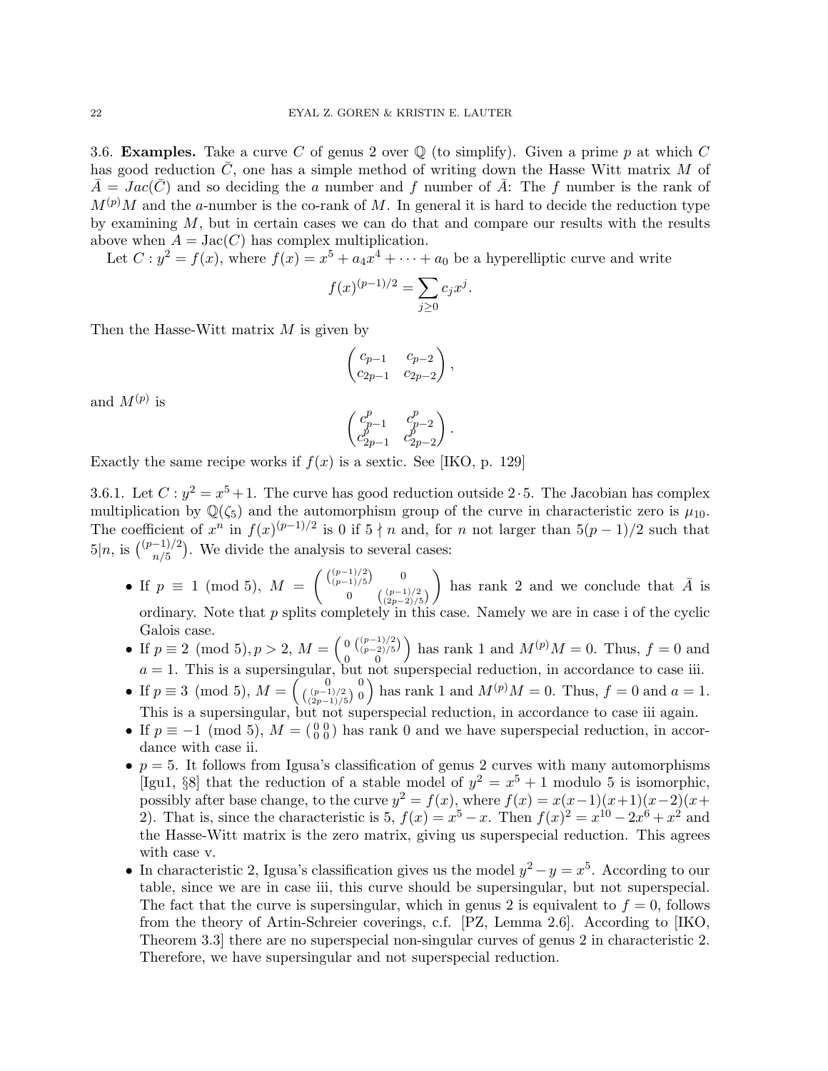**3.6. Examples.** Take a curve $C$ of genus 2 over $\mathbb{Q}$ (to simplify). Given a prime $p$ at which $C$ has good reduction $\bar{C}$, one has a simple method of writing down the Hasse Witt matrix $M$ of $\bar{A} = Jac(\bar{C})$ and so deciding the $a$ number and $f$ number of $\bar{A}$: The $f$ number is the rank of $M^{(p)}M$ and the $a$-number is the co-rank of $M$. In general it is hard to decide the reduction type by examining $M$, but in certain cases we can do that and compare our results with the results above when $A = \mathrm{Jac}(C)$ has complex multiplication.

Let $C : y^2 = f(x)$, where $f(x) = x^5 + a_4x^4 + \cdots + a_0$ be a hyperelliptic curve and write

$$f(x)^{(p-1)/2} = \sum_{j\geq 0} c_j x^j.$$

Then the Hasse-Witt matrix $M$ is given by

$$\begin{pmatrix} c_{p-1} & c_{p-2} \\ c_{2p-1} & c_{2p-2} \end{pmatrix},$$

and $M^{(p)}$ is

$$\begin{pmatrix} c_{p-1}^p & c_{p-2}^p \\ c_{2p-1}^p & c_{2p-2}^p \end{pmatrix}.$$

Exactly the same recipe works if $f(x)$ is a sextic. See [IKO, p. 129]

3.6.1. Let $C : y^2 = x^5 + 1$. The curve has good reduction outside $2 \cdot 5$. The Jacobian has complex multiplication by $\mathbb{Q}(\zeta_5)$ and the automorphism group of the curve in characteristic zero is $\mu_{10}$. The coefficient of $x^n$ in $f(x)^{(p-1)/2}$ is 0 if $5 \nmid n$ and, for $n$ not larger than $5(p-1)/2$ such that $5|n$, is $\binom{(p-1)/2}{n/5}$. We divide the analysis to several cases:

- If $p \equiv 1 \pmod 5$, $M = \begin{pmatrix} \binom{(p-1)/2}{(p-1)/5} & 0 \\ 0 & \binom{(p-1)/2}{(2p-2)/5} \end{pmatrix}$ has rank 2 and we conclude that $\bar{A}$ is ordinary. Note that $p$ splits completely in this case. Namely we are in case i of the cyclic Galois case.
- If $p \equiv 2 \pmod 5), p > 2$, $M = \begin{pmatrix} 0 & \binom{(p-1)/2}{(p-2)/5} \\ 0 & 0 \end{pmatrix}$ has rank 1 and $M^{(p)}M = 0$. Thus, $f = 0$ and $a = 1$. This is a supersingular, but not superspecial reduction, in accordance to case iii.
- If $p \equiv 3 \pmod 5$, $M = \begin{pmatrix} 0 & 0 \\ \binom{(p-1)/2}{(2p-1)/5} & 0 \end{pmatrix}$ has rank 1 and $M^{(p)}M = 0$. Thus, $f = 0$ and $a = 1$. This is a supersingular, but not superspecial reduction, in accordance to case iii again.
- If $p \equiv -1 \pmod 5$, $M = \begin{pmatrix} 0 & 0 \\ 0 & 0 \end{pmatrix}$ has rank 0 and we have superspecial reduction, in accordance with case ii.
- $p = 5$. It follows from Igusa's classification of genus 2 curves with many automorphisms [Igu1, §8] that the reduction of a stable model of $y^2 = x^5 + 1$ modulo 5 is isomorphic, possibly after base change, to the curve $y^2 = f(x)$, where $f(x) = x(x-1)(x+1)(x-2)(x+2)$. That is, since the characteristic is 5, $f(x) = x^5 - x$. Then $f(x)^2 = x^{10} - 2x^6 + x^2$ and the Hasse-Witt matrix is the zero matrix, giving us superspecial reduction. This agrees with case v.
- In characteristic 2, Igusa's classification gives us the model $y^2 - y = x^5$. According to our table, since we are in case iii, this curve should be supersingular, but not superspecial. The fact that the curve is supersingular, which in genus 2 is equivalent to $f = 0$, follows from the theory of Artin-Schreier coverings, c.f. [PZ, Lemma 2.6]. According to [IKO, Theorem 3.3] there are no superspecial non-singular curves of genus 2 in characteristic 2. Therefore, we have supersingular and not superspecial reduction.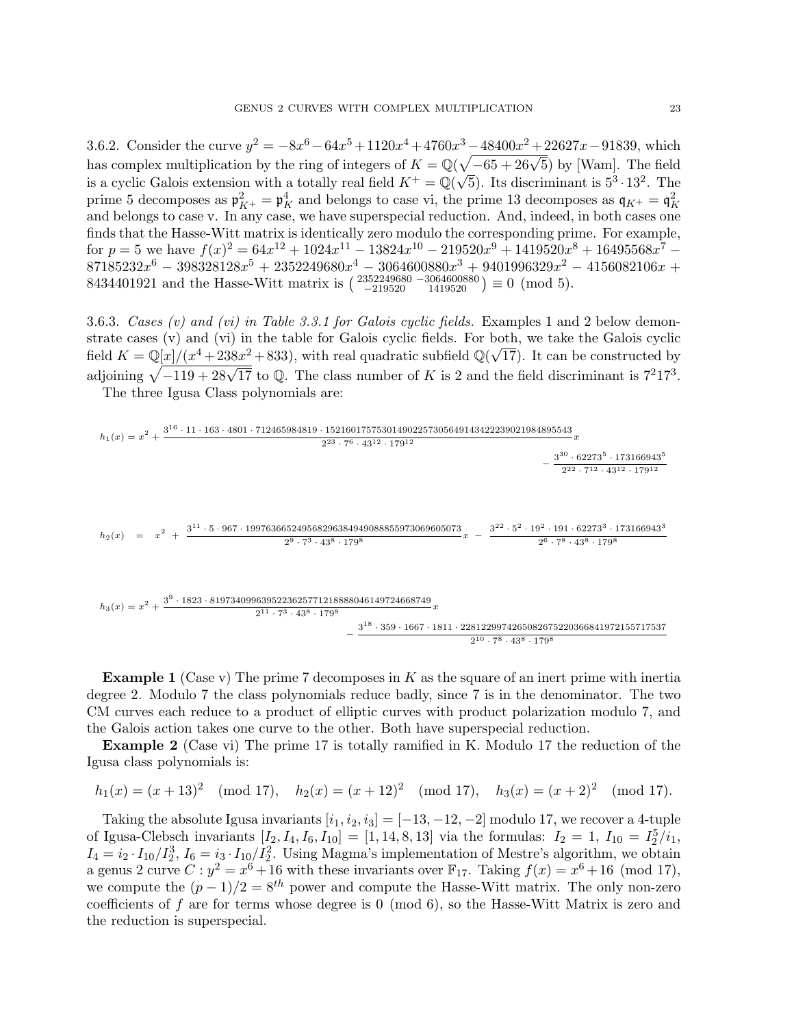3.6.2. Consider the curve $y^2 = -8x^6 - 64x^5 + 1120x^4 + 4760x^3 - 48400x^2 + 22627x - 91839$, which has complex multiplication by the ring of integers of $K = \mathbb{Q}(\sqrt{-65+26\sqrt{5}})$ by [Wam]. The field is a cyclic Galois extension with a totally real field $K^+ = \mathbb{Q}(\sqrt{5})$. Its discriminant is $5^3 \cdot 13^2$. The prime 5 decomposes as $\mathfrak{p}_{K^+}^2 = \mathfrak{p}_K^4$ and belongs to case vi, the prime 13 decomposes as $\mathfrak{q}_{K^+} = \mathfrak{q}_K^2$ and belongs to case v. In any case, we have superspecial reduction. And, indeed, in both cases one finds that the Hasse-Witt matrix is identically zero modulo the corresponding prime. For example, for $p = 5$ we have $f(x)^2 = 64x^{12} + 1024x^{11} - 13824x^{10} - 219520x^9 + 1419520x^8 + 16495568x^7 - 87185232x^6 - 398328128x^5 + 2352249680x^4 - 3064600880x^3 + 9401996329x^2 - 4156082106x + 8434401921$ and the Hasse-Witt matrix is $\begin{pmatrix} 2352249680 & -3064600880 \\ -219520 & 1419520 \end{pmatrix} \equiv 0 \pmod 5$.

3.6.3. *Cases (v) and (vi) in Table 3.3.1 for Galois cyclic fields.* Examples 1 and 2 below demonstrate cases (v) and (vi) in the table for Galois cyclic fields. For both, we take the Galois cyclic field $K = \mathbb{Q}[x]/(x^4 + 238x^2 + 833)$, with real quadratic subfield $\mathbb{Q}(\sqrt{17})$. It can be constructed by adjoining $\sqrt{-119 + 28\sqrt{17}}$ to $\mathbb{Q}$. The class number of $K$ is 2 and the field discriminant is $7^2 17^3$.

The three Igusa Class polynomials are:

$$h_1(x) = x^2 + \frac{3^{16} \cdot 11 \cdot 163 \cdot 4801 \cdot 712465984819 \cdot 1521601757530149022573056491434222390219848955543}{2^{23} \cdot 7^6 \cdot 43^{12} \cdot 179^{12}} x - \frac{3^{30} \cdot 62273^5 \cdot 173166943^5}{2^{22} \cdot 7^{12} \cdot 43^{12} \cdot 179^{12}}$$

$$h_2(x) \quad = \quad x^2 \; + \; \frac{3^{11} \cdot 5 \cdot 967 \cdot 1997636652495682963849490888559730696050 73}{2^9 \cdot 7^3 \cdot 43^8 \cdot 179^8} x \; - \; \frac{3^{22} \cdot 5^2 \cdot 19^2 \cdot 191 \cdot 62273^3 \cdot 173166943^3}{2^6 \cdot 7^8 \cdot 43^8 \cdot 179^8}$$

$$h_3(x) = x^2 + \frac{3^9 \cdot 1823 \cdot 8197340996395223625771218888046149724668749}{2^{11} \cdot 7^3 \cdot 43^8 \cdot 179^8} x - \frac{3^{18} \cdot 359 \cdot 1667 \cdot 1811 \cdot 2281229974265082675220366841972155717537}{2^{10} \cdot 7^8 \cdot 43^8 \cdot 179^8}$$

**Example 1** (Case v) The prime 7 decomposes in $K$ as the square of an inert prime with inertia degree 2. Modulo 7 the class polynomials reduce badly, since 7 is in the denominator. The two CM curves each reduce to a product of elliptic curves with product polarization modulo 7, and the Galois action takes one curve to the other. Both have superspecial reduction.

**Example 2** (Case vi) The prime 17 is totally ramified in K. Modulo 17 the reduction of the Igusa class polynomials is:

$$h_1(x) = (x+13)^2 \pmod{17}, \quad h_2(x) = (x+12)^2 \pmod{17}, \quad h_3(x) = (x+2)^2 \pmod{17}.$$

Taking the absolute Igusa invariants $[i_1, i_2, i_3] = [-13, -12, -2]$ modulo 17, we recover a 4-tuple of Igusa-Clebsch invariants $[I_2, I_4, I_6, I_{10}] = [1, 14, 8, 13]$ via the formulas: $I_2 = 1$, $I_{10} = I_2^5/i_1$, $I_4 = i_2 \cdot I_{10}/I_2^3$, $I_6 = i_3 \cdot I_{10}/I_2^2$. Using Magma's implementation of Mestre's algorithm, we obtain a genus 2 curve $C : y^2 = x^6 + 16$ with these invariants over $\mathbb{F}_{17}$. Taking $f(x) = x^6 + 16 \pmod{17}$, we compute the $(p-1)/2 = 8^{th}$ power and compute the Hasse-Witt matrix. The only non-zero coefficients of $f$ are for terms whose degree is $0 \pmod 6$, so the Hasse-Witt Matrix is zero and the reduction is superspecial.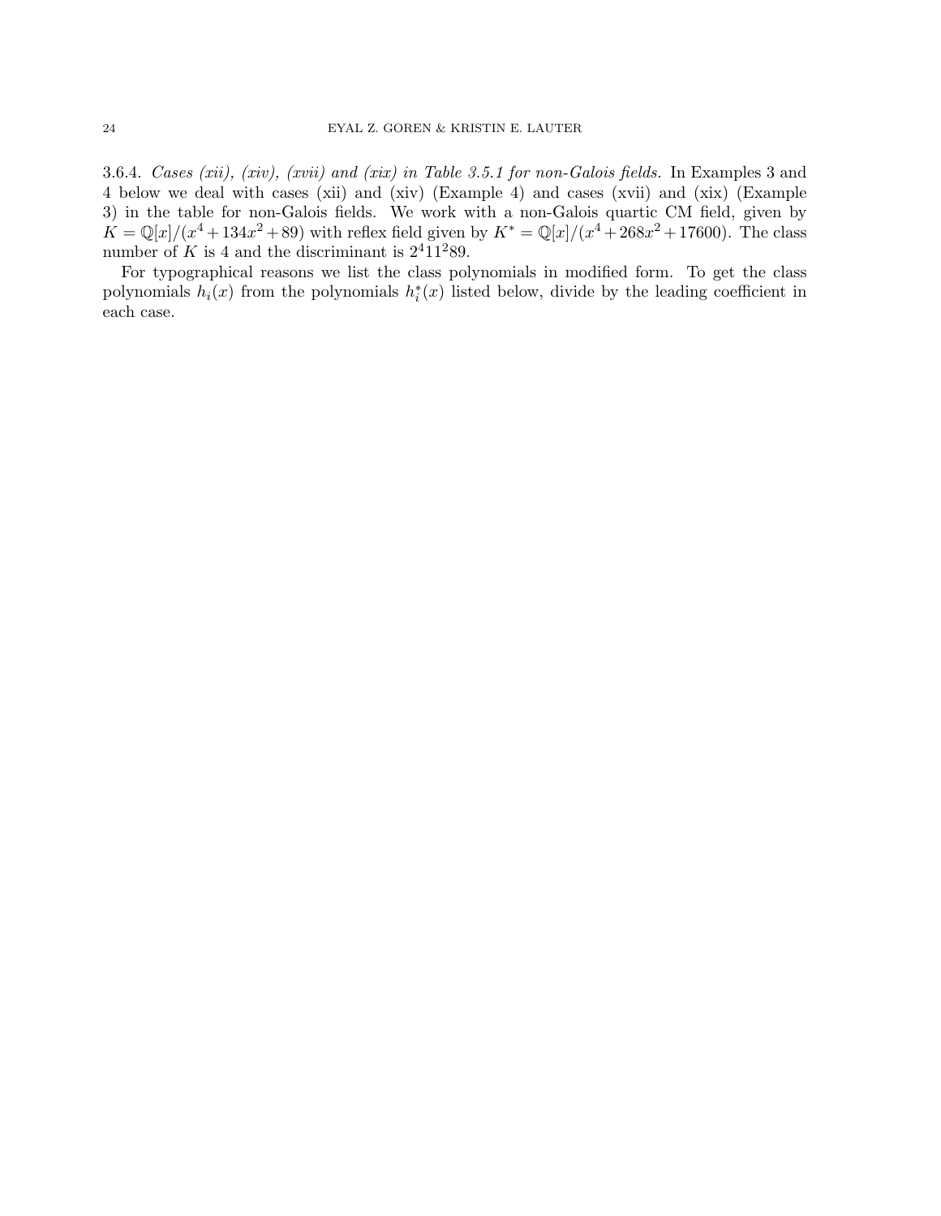3.6.4. *Cases (xii), (xiv), (xvii) and (xix) in Table 3.5.1 for non-Galois fields.* In Examples 3 and 4 below we deal with cases (xii) and (xiv) (Example 4) and cases (xvii) and (xix) (Example 3) in the table for non-Galois fields. We work with a non-Galois quartic CM field, given by $K = \mathbb{Q}[x]/(x^4 + 134x^2 + 89)$ with reflex field given by $K^* = \mathbb{Q}[x]/(x^4 + 268x^2 + 17600)$. The class number of $K$ is 4 and the discriminant is $2^4 11^2 89$.

For typographical reasons we list the class polynomials in modified form. To get the class polynomials $h_i(x)$ from the polynomials $h_i^*(x)$ listed below, divide by the leading coefficient in each case.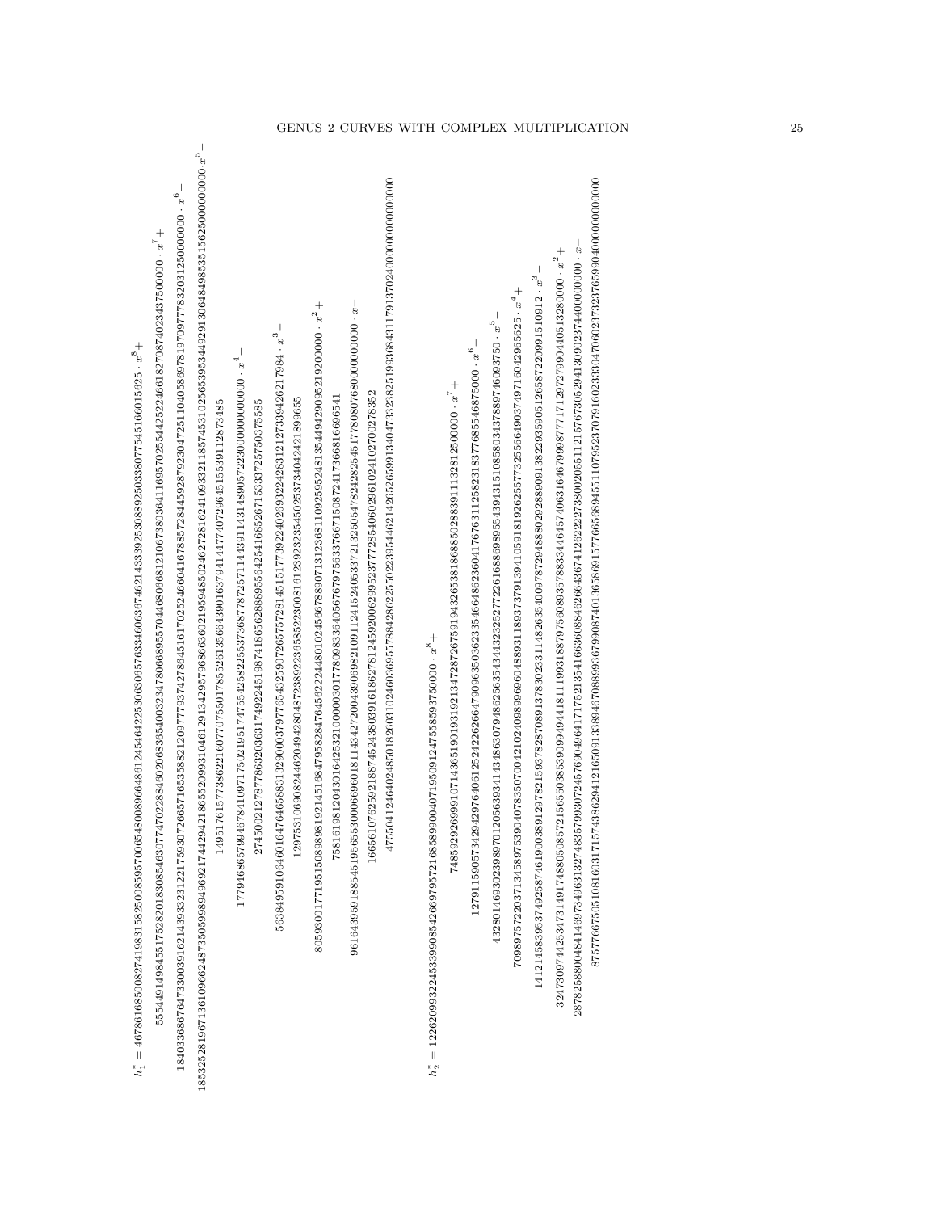$$
\begin{aligned}
h_1^* = {} & 467861685008274198315825008595700654800896648612454642253063065763346063674621433392530889250338077545166015625 \cdot x^8 + \\
& 5554491498455175282018308545630774702288460206836540032347806689557044686681210673803641169570255442522466182708740234375000 \cdot x^7 + \\
& 18403368676473300391621439332312217593072665716535882120977793742786451617025246604167885728445928792304725110405869781970977783203125000000 \cdot x^6 - \\
& 185325281967136109662487350599894969217442942186552099931046129134295796866360219594850246272816241093321185745310256539534492913064849853515625000000000 \cdot x^5 - \\
& 149517615773862216077075501785526135664390163794144774072964515539112873485 \\
& 17794686579946784109717502195174755425825537368778725711443911431489057223000000000000 \cdot x^4 - \\
& 274500212787786320363174922451987418656288895564254168526715333725750375585 \\
& 563849591064601647646588313290003797765432590726575728145151773922402693224283121273394262179\,84 \cdot x^3 - \\
& 129753106908244620494280487238922365852230081612392323545025373404242189965\,5 \\
& 8059300177195150898981921451684795828476456222480102456678890713123681109259524813544942909521920000 \cdot x^2 + \\
& 758161981204301642532100000301778098336405676797563376671508724173668166965\,41 \\
& 96164395918854519565530006669601811434272004390698210911241524053372132505478242825451778080768000000000 \cdot x - \\
& 166561076259218874524380391618627812459200629952377728540606296102410270027835\,2 \\
& 47550412464024850182603102460369557884286225502239544621426526599316404733232825199368431179137024000000000000000
\end{aligned}
$$

$$
\begin{aligned}
h_2^* = {} & 12262099322453399085426697957216858990040719509124755859375000 \cdot x^8 + \\
& 748592926999107143651901931921347287267591943265381868850288839111328125000000 \cdot x^7 + \\
& 12791159057342942976406125242262664790963503623354664862360417676311258231837768554687500 \cdot x^6 - \\
& 4328014693023989701205639341434863079486256354344323252772261686989553494315108580343788974609375\,0 \cdot x^5 - \\
& 70989757220371345897539040783507004210240989969604889311893737913941059181926255773255664903749716042965625 \cdot x^4 + \\
& 1412145839537492587461900389129782159378287089137830233114826354009787294888029288909138229359051265872209915109\,12 \cdot x^3 - \\
& 32473097442534731491748805085721565503853909949441811199318879756089357883346457406316467999877717129727990440513280000 \cdot x^2 + \\
& 2878258800484146973496313274835799307245769049641717521354166360884626643674126222738002055112157670529413090237440000000000 \cdot x - \\
& 8757766750510816031715743862941216509133894670889936799087401365869157766568945511079523707916023330470602373237659904000000000000000
\end{aligned}
$$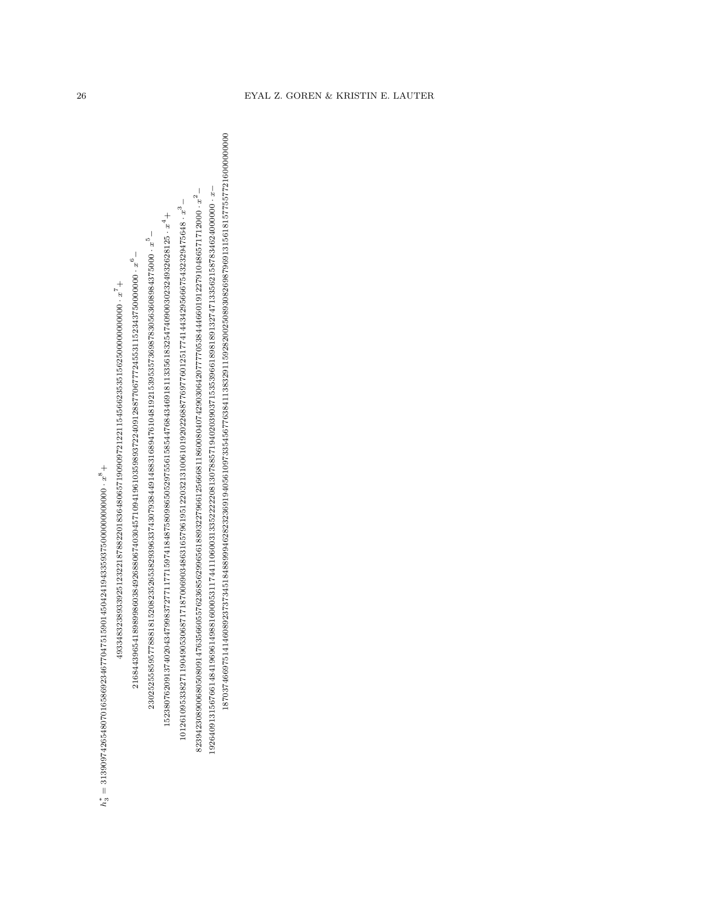$$h_3^* = 313909742654807016586923467704751590145042419433593750000000000000 \cdot x^8 +$$
$$4933483238933925123221878822018364806571909097212211545662353515625000000000000 \cdot x^7 +$$
$$216844396541898998603849268806740304571094196103598937224091288770677724553115234375000000000 \cdot x^6 -$$
$$2302525585957788818152082352653829396337430793844914883168947610481921539535736987830563608984375000 \cdot x^5 -$$
$$1523807620913740204347998372771177159741848758098650529755615854476843469181133561832547409003023249326 2125 \cdot x^4 +$$
$$1012610953382711904905306871718700690348631657961951220321310061019202268877697760125177414434295666754323 2329475648 \cdot x^3 -$$
$$8239423089006805080914763566055762368562996561889322796612566681186008040742903064207777053844466601912279104865 71712000 \cdot x^2 -$$
$$1926409131567661484196961498816000531174411060031335222220813078857194020390371535396618981891327471335621587834624000000 \cdot x -$$
$$187037466975141460892373734518488999462823236919405610973354567763841138329115928200250893082698796913156181577557721600000000000$$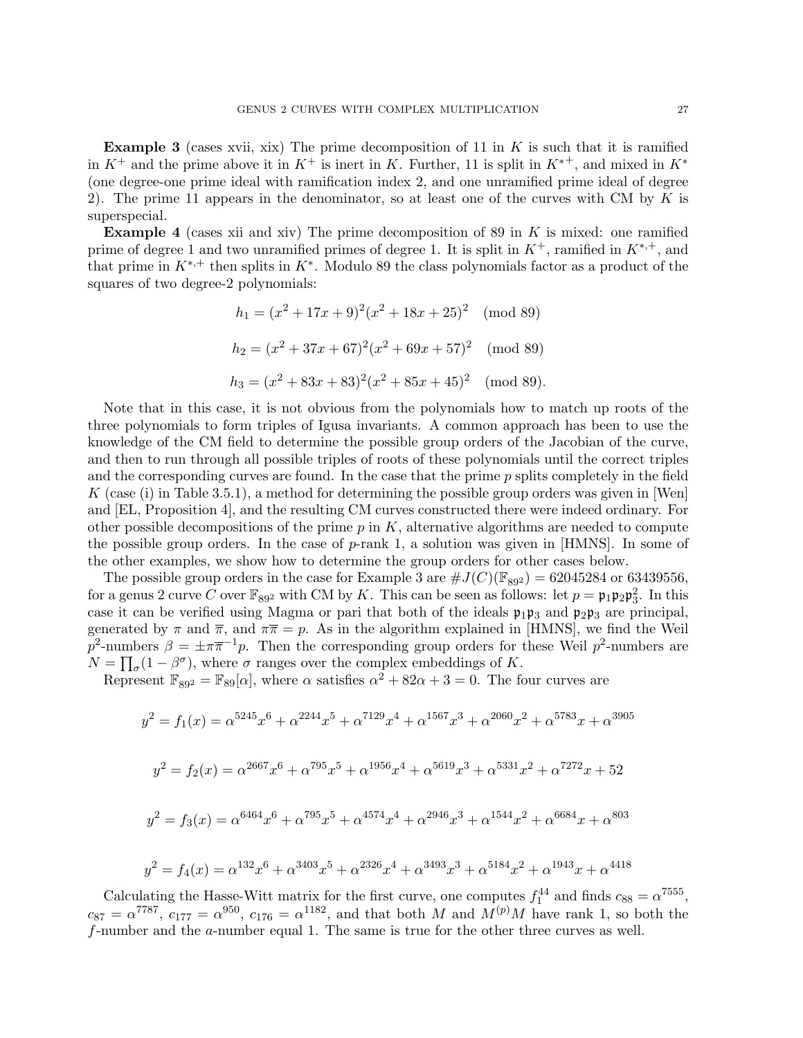**Example 3** (cases xvii, xix) The prime decomposition of 11 in $K$ is such that it is ramified in $K^+$ and the prime above it in $K^+$ is inert in $K$. Further, 11 is split in $K^{*+}$, and mixed in $K^*$ (one degree-one prime ideal with ramification index 2, and one unramified prime ideal of degree 2). The prime 11 appears in the denominator, so at least one of the curves with CM by $K$ is superspecial.

**Example 4** (cases xii and xiv) The prime decomposition of 89 in $K$ is mixed: one ramified prime of degree 1 and two unramified primes of degree 1. It is split in $K^+$, ramified in $K^{*,+}$, and that prime in $K^{*,+}$ then splits in $K^*$. Modulo 89 the class polynomials factor as a product of the squares of two degree-2 polynomials:

$$h_1 = (x^2 + 17x + 9)^2(x^2 + 18x + 25)^2 \pmod{89}$$

$$h_2 = (x^2 + 37x + 67)^2(x^2 + 69x + 57)^2 \pmod{89}$$

$$h_3 = (x^2 + 83x + 83)^2(x^2 + 85x + 45)^2 \pmod{89}.$$

Note that in this case, it is not obvious from the polynomials how to match up roots of the three polynomials to form triples of Igusa invariants. A common approach has been to use the knowledge of the CM field to determine the possible group orders of the Jacobian of the curve, and then to run through all possible triples of roots of these polynomials until the correct triples and the corresponding curves are found. In the case that the prime $p$ splits completely in the field $K$ (case (i) in Table 3.5.1), a method for determining the possible group orders was given in [Wen] and [EL, Proposition 4], and the resulting CM curves constructed there were indeed ordinary. For other possible decompositions of the prime $p$ in $K$, alternative algorithms are needed to compute the possible group orders. In the case of $p$-rank 1, a solution was given in [HMNS]. In some of the other examples, we show how to determine the group orders for other cases below.

The possible group orders in the case for Example 3 are $\#J(C)(\mathbb{F}_{89^2}) = 62045284$ or $63439556$, for a genus 2 curve $C$ over $\mathbb{F}_{89^2}$ with CM by $K$. This can be seen as follows: let $p = \mathfrak{p}_1\mathfrak{p}_2\mathfrak{p}_3^2$. In this case it can be verified using Magma or pari that both of the ideals $\mathfrak{p}_1\mathfrak{p}_3$ and $\mathfrak{p}_2\mathfrak{p}_3$ are principal, generated by $\pi$ and $\overline{\pi}$, and $\pi\overline{\pi} = p$. As in the algorithm explained in [HMNS], we find the Weil $p^2$-numbers $\beta = \pm\pi\overline{\pi}^{-1}p$. Then the corresponding group orders for these Weil $p^2$-numbers are $N = \prod_\sigma(1 - \beta^\sigma)$, where $\sigma$ ranges over the complex embeddings of $K$.

Represent $\mathbb{F}_{89^2} = \mathbb{F}_{89}[\alpha]$, where $\alpha$ satisfies $\alpha^2 + 82\alpha + 3 = 0$. The four curves are

$$y^2 = f_1(x) = \alpha^{5245}x^6 + \alpha^{2244}x^5 + \alpha^{7129}x^4 + \alpha^{1567}x^3 + \alpha^{2060}x^2 + \alpha^{5783}x + \alpha^{3905}$$

$$y^2 = f_2(x) = \alpha^{2667}x^6 + \alpha^{795}x^5 + \alpha^{1956}x^4 + \alpha^{5619}x^3 + \alpha^{5331}x^2 + \alpha^{7272}x + 52$$

$$y^2 = f_3(x) = \alpha^{6464}x^6 + \alpha^{795}x^5 + \alpha^{4574}x^4 + \alpha^{2946}x^3 + \alpha^{1544}x^2 + \alpha^{6684}x + \alpha^{803}$$

$$y^2 = f_4(x) = \alpha^{132}x^6 + \alpha^{3403}x^5 + \alpha^{2326}x^4 + \alpha^{3493}x^3 + \alpha^{5184}x^2 + \alpha^{1943}x + \alpha^{4418}$$

Calculating the Hasse-Witt matrix for the first curve, one computes $f_1^{44}$ and finds $c_{88} = \alpha^{7555}$, $c_{87} = \alpha^{7787}$, $c_{177} = \alpha^{950}$, $c_{176} = \alpha^{1182}$, and that both $M$ and $M^{(p)}M$ have rank 1, so both the $f$-number and the $a$-number equal 1. The same is true for the other three curves as well.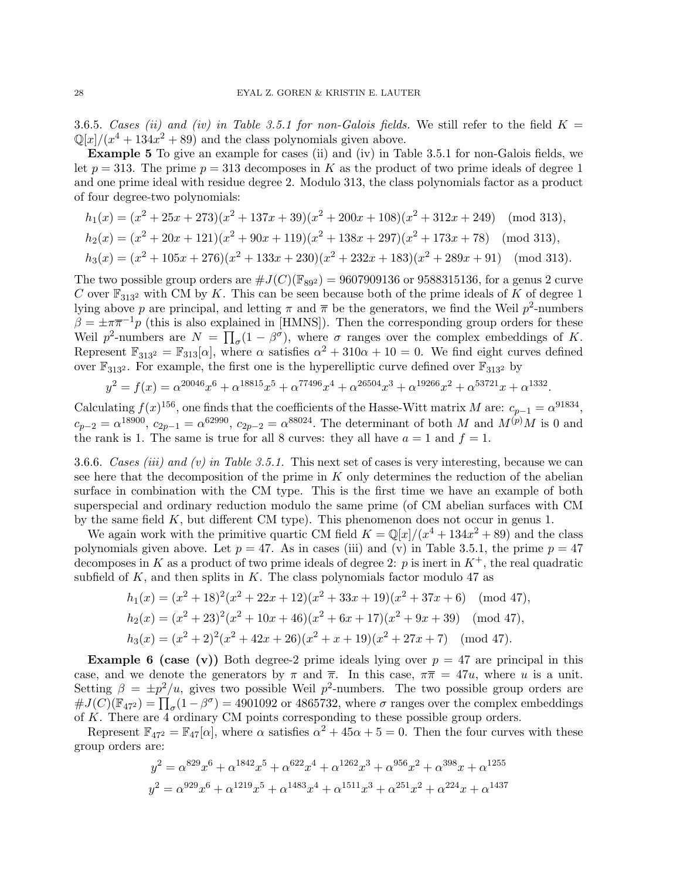3.6.5. *Cases (ii) and (iv) in Table 3.5.1 for non-Galois fields.* We still refer to the field $K = \mathbb{Q}[x]/(x^4 + 134x^2 + 89)$ and the class polynomials given above.

**Example 5** To give an example for cases (ii) and (iv) in Table 3.5.1 for non-Galois fields, we let $p = 313$. The prime $p = 313$ decomposes in $K$ as the product of two prime ideals of degree 1 and one prime ideal with residue degree 2. Modulo 313, the class polynomials factor as a product of four degree-two polynomials:

$$h_1(x) = (x^2 + 25x + 273)(x^2 + 137x + 39)(x^2 + 200x + 108)(x^2 + 312x + 249) \pmod{313},$$
$$h_2(x) = (x^2 + 20x + 121)(x^2 + 90x + 119)(x^2 + 138x + 297)(x^2 + 173x + 78) \pmod{313},$$
$$h_3(x) = (x^2 + 105x + 276)(x^2 + 133x + 230)(x^2 + 232x + 183)(x^2 + 289x + 91) \pmod{313}.$$

The two possible group orders are $\#J(C)(\mathbb{F}_{89^2}) = 9607909136$ or $9588315136$, for a genus 2 curve $C$ over $\mathbb{F}_{313^2}$ with CM by $K$. This can be seen because both of the prime ideals of $K$ of degree 1 lying above $p$ are principal, and letting $\pi$ and $\overline{\pi}$ be the generators, we find the Weil $p^2$-numbers $\beta = \pm\pi\overline{\pi}^{-1}p$ (this is also explained in [HMNS]). Then the corresponding group orders for these Weil $p^2$-numbers are $N = \prod_\sigma(1 - \beta^\sigma)$, where $\sigma$ ranges over the complex embeddings of $K$. Represent $\mathbb{F}_{313^2} = \mathbb{F}_{313}[\alpha]$, where $\alpha$ satisfies $\alpha^2 + 310\alpha + 10 = 0$. We find eight curves defined over $\mathbb{F}_{313^2}$. For example, the first one is the hyperelliptic curve defined over $\mathbb{F}_{313^2}$ by

$$y^2 = f(x) = \alpha^{20046}x^6 + \alpha^{18815}x^5 + \alpha^{77496}x^4 + \alpha^{26504}x^3 + \alpha^{19266}x^2 + \alpha^{53721}x + \alpha^{1332}.$$

Calculating $f(x)^{156}$, one finds that the coefficients of the Hasse-Witt matrix $M$ are: $c_{p-1} = \alpha^{91834}$, $c_{p-2} = \alpha^{18900}$, $c_{2p-1} = \alpha^{62990}$, $c_{2p-2} = \alpha^{88024}$. The determinant of both $M$ and $M^{(p)}M$ is 0 and the rank is 1. The same is true for all 8 curves: they all have $a = 1$ and $f = 1$.

3.6.6. *Cases (iii) and (v) in Table 3.5.1.* This next set of cases is very interesting, because we can see here that the decomposition of the prime in $K$ only determines the reduction of the abelian surface in combination with the CM type. This is the first time we have an example of both superspecial and ordinary reduction modulo the same prime (of CM abelian surfaces with CM by the same field $K$, but different CM type). This phenomenon does not occur in genus 1.

We again work with the primitive quartic CM field $K = \mathbb{Q}[x]/(x^4 + 134x^2 + 89)$ and the class polynomials given above. Let $p = 47$. As in cases (iii) and (v) in Table 3.5.1, the prime $p = 47$ decomposes in $K$ as a product of two prime ideals of degree 2: $p$ is inert in $K^+$, the real quadratic subfield of $K$, and then splits in $K$. The class polynomials factor modulo 47 as

$$h_1(x) = (x^2 + 18)^2(x^2 + 22x + 12)(x^2 + 33x + 19)(x^2 + 37x + 6) \pmod{47},$$
$$h_2(x) = (x^2 + 23)^2(x^2 + 10x + 46)(x^2 + 6x + 17)(x^2 + 9x + 39) \pmod{47},$$
$$h_3(x) = (x^2 + 2)^2(x^2 + 42x + 26)(x^2 + x + 19)(x^2 + 27x + 7) \pmod{47}.$$

**Example 6 (case (v))** Both degree-2 prime ideals lying over $p = 47$ are principal in this case, and we denote the generators by $\pi$ and $\overline{\pi}$. In this case, $\pi\overline{\pi} = 47u$, where $u$ is a unit. Setting $\beta = \pm p^2/u$, gives two possible Weil $p^2$-numbers. The two possible group orders are $\#J(C)(\mathbb{F}_{47^2}) = \prod_\sigma(1 - \beta^\sigma) = 4901092$ or $4865732$, where $\sigma$ ranges over the complex embeddings of $K$. There are 4 ordinary CM points corresponding to these possible group orders.

Represent $\mathbb{F}_{47^2} = \mathbb{F}_{47}[\alpha]$, where $\alpha$ satisfies $\alpha^2 + 45\alpha + 5 = 0$. Then the four curves with these group orders are:

$$y^2 = \alpha^{829}x^6 + \alpha^{1842}x^5 + \alpha^{622}x^4 + \alpha^{1262}x^3 + \alpha^{956}x^2 + \alpha^{398}x + \alpha^{1255}$$
$$y^2 = \alpha^{929}x^6 + \alpha^{1219}x^5 + \alpha^{1483}x^4 + \alpha^{1511}x^3 + \alpha^{251}x^2 + \alpha^{224}x + \alpha^{1437}$$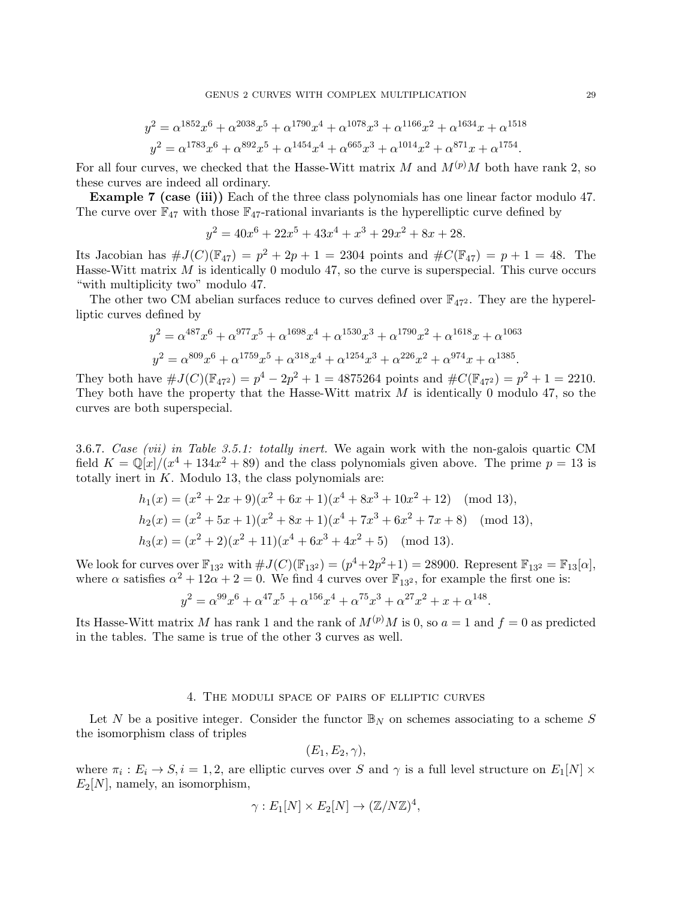$$y^2 = \alpha^{1852}x^6 + \alpha^{2038}x^5 + \alpha^{1790}x^4 + \alpha^{1078}x^3 + \alpha^{1166}x^2 + \alpha^{1634}x + \alpha^{1518}$$
$$y^2 = \alpha^{1783}x^6 + \alpha^{892}x^5 + \alpha^{1454}x^4 + \alpha^{665}x^3 + \alpha^{1014}x^2 + \alpha^{871}x + \alpha^{1754}.$$

For all four curves, we checked that the Hasse-Witt matrix $M$ and $M^{(p)}M$ both have rank 2, so these curves are indeed all ordinary.

**Example 7 (case (iii))** Each of the three class polynomials has one linear factor modulo 47. The curve over $\mathbb{F}_{47}$ with those $\mathbb{F}_{47}$-rational invariants is the hyperelliptic curve defined by

$$y^2 = 40x^6 + 22x^5 + 43x^4 + x^3 + 29x^2 + 8x + 28.$$

Its Jacobian has $\#J(C)(\mathbb{F}_{47}) = p^2 + 2p + 1 = 2304$ points and $\#C(\mathbb{F}_{47}) = p + 1 = 48$. The Hasse-Witt matrix $M$ is identically 0 modulo 47, so the curve is superspecial. This curve occurs "with multiplicity two" modulo 47.

The other two CM abelian surfaces reduce to curves defined over $\mathbb{F}_{47^2}$. They are the hyperelliptic curves defined by

$$y^2 = \alpha^{487}x^6 + \alpha^{977}x^5 + \alpha^{1698}x^4 + \alpha^{1530}x^3 + \alpha^{1790}x^2 + \alpha^{1618}x + \alpha^{1063}$$
$$y^2 = \alpha^{809}x^6 + \alpha^{1759}x^5 + \alpha^{318}x^4 + \alpha^{1254}x^3 + \alpha^{226}x^2 + \alpha^{974}x + \alpha^{1385}.$$

They both have $\#J(C)(\mathbb{F}_{47^2}) = p^4 - 2p^2 + 1 = 4875264$ points and $\#C(\mathbb{F}_{47^2}) = p^2 + 1 = 2210$. They both have the property that the Hasse-Witt matrix $M$ is identically 0 modulo 47, so the curves are both superspecial.

3.6.7. *Case (vii) in Table 3.5.1: totally inert.* We again work with the non-galois quartic CM field $K = \mathbb{Q}[x]/(x^4 + 134x^2 + 89)$ and the class polynomials given above. The prime $p = 13$ is totally inert in $K$. Modulo 13, the class polynomials are:

$$h_1(x) = (x^2 + 2x + 9)(x^2 + 6x + 1)(x^4 + 8x^3 + 10x^2 + 12) \pmod{13},$$
$$h_2(x) = (x^2 + 5x + 1)(x^2 + 8x + 1)(x^4 + 7x^3 + 6x^2 + 7x + 8) \pmod{13},$$
$$h_3(x) = (x^2 + 2)(x^2 + 11)(x^4 + 6x^3 + 4x^2 + 5) \pmod{13}.$$

We look for curves over $\mathbb{F}_{13^2}$ with $\#J(C)(\mathbb{F}_{13^2}) = (p^4 + 2p^2 + 1) = 28900$. Represent $\mathbb{F}_{13^2} = \mathbb{F}_{13}[\alpha]$, where $\alpha$ satisfies $\alpha^2 + 12\alpha + 2 = 0$. We find 4 curves over $\mathbb{F}_{13^2}$, for example the first one is:

$$y^2 = \alpha^{99}x^6 + \alpha^{47}x^5 + \alpha^{156}x^4 + \alpha^{75}x^3 + \alpha^{27}x^2 + x + \alpha^{148}.$$

Its Hasse-Witt matrix $M$ has rank 1 and the rank of $M^{(p)}M$ is 0, so $a = 1$ and $f = 0$ as predicted in the tables. The same is true of the other 3 curves as well.

## 4. The moduli space of pairs of elliptic curves

Let $N$ be a positive integer. Consider the functor $\mathbb{B}_N$ on schemes associating to a scheme $S$ the isomorphism class of triples

$$(E_1, E_2, \gamma),$$

where $\pi_i : E_i \to S, i = 1, 2$, are elliptic curves over $S$ and $\gamma$ is a full level structure on $E_1[N] \times E_2[N]$, namely, an isomorphism,

$$\gamma : E_1[N] \times E_2[N] \to (\mathbb{Z}/N\mathbb{Z})^4,$$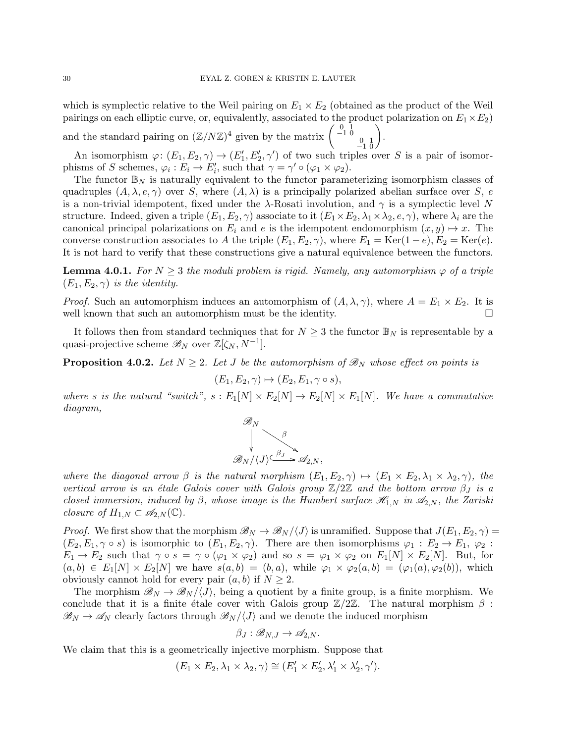which is symplectic relative to the Weil pairing on $E_1 \times E_2$ (obtained as the product of the Weil pairings on each elliptic curve, or, equivalently, associated to the product polarization on $E_1 \times E_2$) and the standard pairing on $(\mathbb{Z}/N\mathbb{Z})^4$ given by the matrix $\begin{pmatrix} 0 & 1 & & \\ -1 & 0 & & \\ & & 0 & 1 \\ & & -1 & 0 \end{pmatrix}$.

An isomorphism $\varphi \colon (E_1, E_2, \gamma) \to (E_1', E_2', \gamma')$ of two such triples over $S$ is a pair of isomorphisms of $S$ schemes, $\varphi_i : E_i \to E_i'$, such that $\gamma = \gamma' \circ (\varphi_1 \times \varphi_2)$.

The functor $\mathbb{B}_N$ is naturally equivalent to the functor parameterizing isomorphism classes of quadruples $(A, \lambda, e, \gamma)$ over $S$, where $(A, \lambda)$ is a principally polarized abelian surface over $S$, $e$ is a non-trivial idempotent, fixed under the $\lambda$-Rosati involution, and $\gamma$ is a symplectic level $N$ structure. Indeed, given a triple $(E_1, E_2, \gamma)$ associate to it $(E_1 \times E_2, \lambda_1 \times \lambda_2, e, \gamma)$, where $\lambda_i$ are the canonical principal polarizations on $E_i$ and $e$ is the idempotent endomorphism $(x, y) \mapsto x$. The converse construction associates to $A$ the triple $(E_1, E_2, \gamma)$, where $E_1 = \mathrm{Ker}(1 - e), E_2 = \mathrm{Ker}(e)$. It is not hard to verify that these constructions give a natural equivalence between the functors.

**Lemma 4.0.1.** *For $N \geq 3$ the moduli problem is rigid. Namely, any automorphism $\varphi$ of a triple $(E_1, E_2, \gamma)$ is the identity.*

*Proof.* Such an automorphism induces an automorphism of $(A, \lambda, \gamma)$, where $A = E_1 \times E_2$. It is well known that such an automorphism must be the identity. □

It follows then from standard techniques that for $N \geq 3$ the functor $\mathbb{B}_N$ is representable by a quasi-projective scheme $\mathscr{B}_N$ over $\mathbb{Z}[\zeta_N, N^{-1}]$.

**Proposition 4.0.2.** *Let $N \geq 2$. Let $J$ be the automorphism of $\mathscr{B}_N$ whose effect on points is*

$$(E_1, E_2, \gamma) \mapsto (E_2, E_1, \gamma \circ s),$$

*where $s$ is the natural "switch", $s : E_1[N] \times E_2[N] \to E_2[N] \times E_1[N]$. We have a commutative diagram,*

$$\begin{array}{ccc} \mathscr{B}_N & & \\ \downarrow & \overset{\beta}{\searrow} & \\ \mathscr{B}_N/\langle J \rangle & \xhookrightarrow{\beta_J} & \mathscr{A}_{2,N}, \end{array}$$

*where the diagonal arrow $\beta$ is the natural morphism $(E_1, E_2, \gamma) \mapsto (E_1 \times E_2, \lambda_1 \times \lambda_2, \gamma)$, the vertical arrow is an étale Galois cover with Galois group $\mathbb{Z}/2\mathbb{Z}$ and the bottom arrow $\beta_J$ is a closed immersion, induced by $\beta$, whose image is the Humbert surface $\mathscr{H}_{1,N}$ in $\mathscr{A}_{2,N}$, the Zariski closure of $H_{1,N} \subset \mathscr{A}_{2,N}(\mathbb{C})$.*

*Proof.* We first show that the morphism $\mathscr{B}_N \to \mathscr{B}_N/\langle J \rangle$ is unramified. Suppose that $J(E_1, E_2, \gamma) = (E_2, E_1, \gamma \circ s)$ is isomorphic to $(E_1, E_2, \gamma)$. There are then isomorphisms $\varphi_1 : E_2 \to E_1$, $\varphi_2 : E_1 \to E_2$ such that $\gamma \circ s = \gamma \circ (\varphi_1 \times \varphi_2)$ and so $s = \varphi_1 \times \varphi_2$ on $E_1[N] \times E_2[N]$. But, for $(a, b) \in E_1[N] \times E_2[N]$ we have $s(a, b) = (b, a)$, while $\varphi_1 \times \varphi_2(a, b) = (\varphi_1(a), \varphi_2(b))$, which obviously cannot hold for every pair $(a, b)$ if $N \geq 2$.

The morphism $\mathscr{B}_N \to \mathscr{B}_N/\langle J \rangle$, being a quotient by a finite group, is a finite morphism. We conclude that it is a finite étale cover with Galois group $\mathbb{Z}/2\mathbb{Z}$. The natural morphism $\beta : \mathscr{B}_N \to \mathscr{A}_N$ clearly factors through $\mathscr{B}_N/\langle J \rangle$ and we denote the induced morphism

$$\beta_J : \mathscr{B}_{N,J} \to \mathscr{A}_{2,N}.$$

We claim that this is a geometrically injective morphism. Suppose that

$$(E_1 \times E_2, \lambda_1 \times \lambda_2, \gamma) \cong (E_1' \times E_2', \lambda_1' \times \lambda_2', \gamma').$$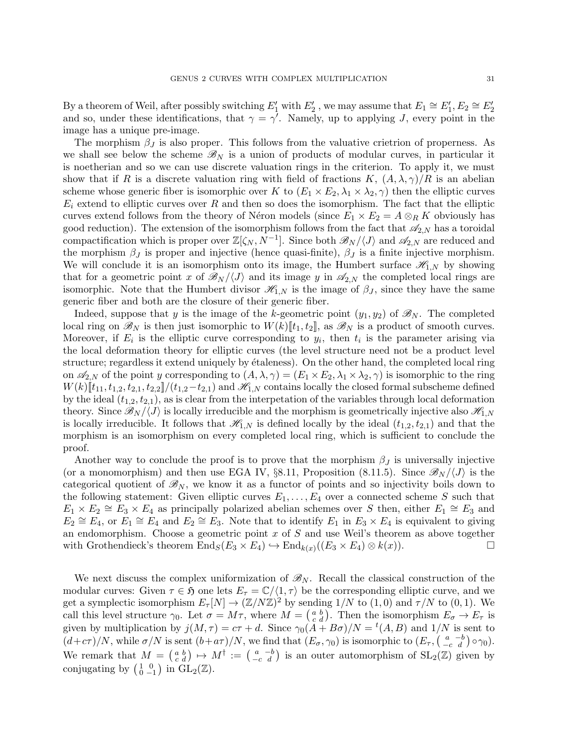By a theorem of Weil, after possibly switching $E_1'$ with $E_2'$ , we may assume that $E_1 \cong E_1', E_2 \cong E_2'$ and so, under these identifications, that $\gamma = \gamma'$. Namely, up to applying $J$, every point in the image has a unique pre-image.

The morphism $\beta_J$ is also proper. This follows from the valuative crietrion of properness. As we shall see below the scheme $\mathscr{B}_N$ is a union of products of modular curves, in particular it is noetherian and so we can use discrete valuation rings in the criterion. To apply it, we must show that if $R$ is a discrete valuation ring with field of fractions $K$, $(A, \lambda, \gamma)/R$ is an abelian scheme whose generic fiber is isomorphic over $K$ to $(E_1 \times E_2, \lambda_1 \times \lambda_2, \gamma)$ then the elliptic curves $E_i$ extend to elliptic curves over $R$ and then so does the isomorphism. The fact that the elliptic curves extend follows from the theory of Néron models (since $E_1 \times E_2 = A \otimes_R K$ obviously has good reduction). The extension of the isomorphism follows from the fact that $\mathscr{A}_{2,N}$ has a toroidal compactification which is proper over $\mathbb{Z}[\zeta_N, N^{-1}]$. Since both $\mathscr{B}_N/\langle J\rangle$ and $\mathscr{A}_{2,N}$ are reduced and the morphism $\beta_J$ is proper and injective (hence quasi-finite), $\beta_J$ is a finite injective morphism. We will conclude it is an isomorphism onto its image, the Humbert surface $\mathscr{H}_{1,N}$ by showing that for a geometric point $x$ of $\mathscr{B}_N/\langle J\rangle$ and its image $y$ in $\mathscr{A}_{2,N}$ the completed local rings are isomorphic. Note that the Humbert divisor $\mathscr{H}_{1,N}$ is the image of $\beta_J$, since they have the same generic fiber and both are the closure of their generic fiber.

Indeed, suppose that $y$ is the image of the $k$-geometric point $(y_1, y_2)$ of $\mathscr{B}_N$. The completed local ring on $\mathscr{B}_N$ is then just isomorphic to $W(k)[\![t_1, t_2]\!]$, as $\mathscr{B}_N$ is a product of smooth curves. Moreover, if $E_i$ is the elliptic curve corresponding to $y_i$, then $t_i$ is the parameter arising via the local deformation theory for elliptic curves (the level structure need not be a product level structure; regardless it extend uniquely by étaleness). On the other hand, the completed local ring on $\mathscr{A}_{2,N}$ of the point $y$ corresponding to $(A, \lambda, \gamma) = (E_1 \times E_2, \lambda_1 \times \lambda_2, \gamma)$ is isomorphic to the ring $W(k)[\![t_{11}, t_{1,2}, t_{2,1}, t_{2,2}]\!]/(t_{1,2} - t_{2,1})$ and $\mathscr{H}_{1,N}$ contains locally the closed formal subscheme defined by the ideal $(t_{1,2}, t_{2,1})$, as is clear from the interpetation of the variables through local deformation theory. Since $\mathscr{B}_N/\langle J\rangle$ is locally irreducible and the morphism is geometrically injective also $\mathscr{H}_{1,N}$ is locally irreducible. It follows that $\mathscr{H}_{1,N}$ is defined locally by the ideal $(t_{1,2}, t_{2,1})$ and that the morphism is an isomorphism on every completed local ring, which is sufficient to conclude the proof.

Another way to conclude the proof is to prove that the morphism $\beta_J$ is universally injective (or a monomorphism) and then use EGA IV, §8.11, Proposition (8.11.5). Since $\mathscr{B}_N/\langle J\rangle$ is the categorical quotient of $\mathscr{B}_N$, we know it as a functor of points and so injectivity boils down to the following statement: Given elliptic curves $E_1, \dots, E_4$ over a connected scheme $S$ such that $E_1 \times E_2 \cong E_3 \times E_4$ as principally polarized abelian schemes over $S$ then, either $E_1 \cong E_3$ and $E_2 \cong E_4$, or $E_1 \cong E_4$ and $E_2 \cong E_3$. Note that to identify $E_1$ in $E_3 \times E_4$ is equivalent to giving an endomorphism. Choose a geometric point $x$ of $S$ and use Weil's theorem as above together with Grothendieck's theorem $\mathrm{End}_S(E_3 \times E_4) \hookrightarrow \mathrm{End}_{k(x)}((E_3 \times E_4) \otimes k(x))$. □

We next discuss the complex uniformization of $\mathscr{B}_N$. Recall the classical construction of the modular curves: Given $\tau \in \mathfrak{H}$ one lets $E_\tau = \mathbb{C}/\langle 1, \tau\rangle$ be the corresponding elliptic curve, and we get a symplectic isomorphism $E_\tau[N] \to (\mathbb{Z}/N\mathbb{Z})^2$ by sending $1/N$ to $(1, 0)$ and $\tau/N$ to $(0, 1)$. We call this level structure $\gamma_0$. Let $\sigma = M\tau$, where $M = \left(\begin{smallmatrix} a & b \\ c & d \end{smallmatrix}\right)$. Then the isomorphism $E_\sigma \to E_\tau$ is given by multiplication by $j(M, \tau) = c\tau + d$. Since $\gamma_0(A + B\sigma)/N = {}^t(A, B)$ and $1/N$ is sent to $(d + c\tau)/N$, while $\sigma/N$ is sent $(b + a\tau)/N$, we find that $(E_\sigma, \gamma_0)$ is isomorphic to $(E_\tau, \left(\begin{smallmatrix} a & -b \\ -c & d \end{smallmatrix}\right) \circ \gamma_0)$. We remark that $M = \left(\begin{smallmatrix} a & b \\ c & d \end{smallmatrix}\right) \mapsto M^\dagger := \left(\begin{smallmatrix} a & -b \\ -c & d \end{smallmatrix}\right)$ is an outer automorphism of $\mathrm{SL}_2(\mathbb{Z})$ given by conjugating by $\left(\begin{smallmatrix} 1 & 0 \\ 0 & -1 \end{smallmatrix}\right)$ in $\mathrm{GL}_2(\mathbb{Z})$.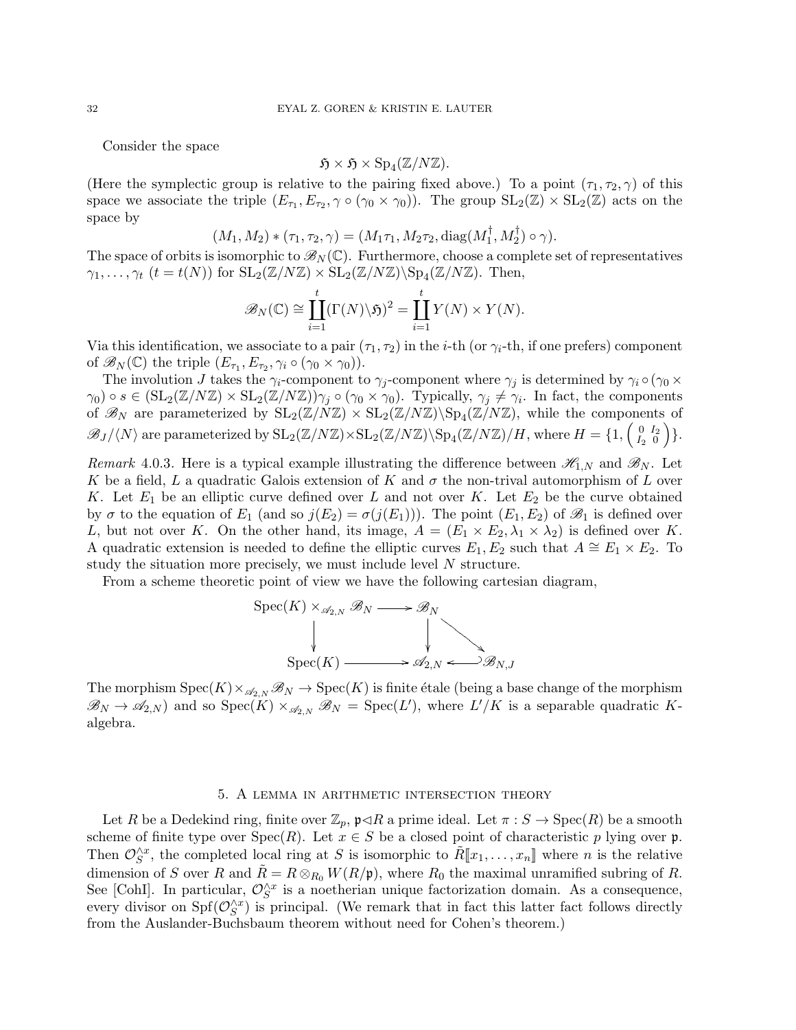Consider the space

$$\mathfrak{H} \times \mathfrak{H} \times \mathrm{Sp}_4(\mathbb{Z}/N\mathbb{Z}).$$

(Here the symplectic group is relative to the pairing fixed above.) To a point $(\tau_1, \tau_2, \gamma)$ of this space we associate the triple $(E_{\tau_1}, E_{\tau_2}, \gamma \circ (\gamma_0 \times \gamma_0))$. The group $\mathrm{SL}_2(\mathbb{Z}) \times \mathrm{SL}_2(\mathbb{Z})$ acts on the space by

$$(M_1, M_2) * (\tau_1, \tau_2, \gamma) = (M_1\tau_1, M_2\tau_2, \mathrm{diag}(M_1^\dagger, M_2^\dagger) \circ \gamma).$$

The space of orbits is isomorphic to $\mathscr{B}_N(\mathbb{C})$. Furthermore, choose a complete set of representatives $\gamma_1, \dots, \gamma_t$ $(t = t(N))$ for $\mathrm{SL}_2(\mathbb{Z}/N\mathbb{Z}) \times \mathrm{SL}_2(\mathbb{Z}/N\mathbb{Z}) \backslash \mathrm{Sp}_4(\mathbb{Z}/N\mathbb{Z})$. Then,

$$\mathscr{B}_N(\mathbb{C}) \cong \coprod_{i=1}^{t} (\Gamma(N)\backslash\mathfrak{H})^2 = \coprod_{i=1}^{t} Y(N) \times Y(N).$$

Via this identification, we associate to a pair $(\tau_1, \tau_2)$ in the $i$-th (or $\gamma_i$-th, if one prefers) component of $\mathscr{B}_N(\mathbb{C})$ the triple $(E_{\tau_1}, E_{\tau_2}, \gamma_i \circ (\gamma_0 \times \gamma_0))$.

The involution $J$ takes the $\gamma_i$-component to $\gamma_j$-component where $\gamma_j$ is determined by $\gamma_i \circ (\gamma_0 \times \gamma_0) \circ s \in (\mathrm{SL}_2(\mathbb{Z}/N\mathbb{Z}) \times \mathrm{SL}_2(\mathbb{Z}/N\mathbb{Z}))\gamma_j \circ (\gamma_0 \times \gamma_0)$. Typically, $\gamma_j \neq \gamma_i$. In fact, the components of $\mathscr{B}_N$ are parameterized by $\mathrm{SL}_2(\mathbb{Z}/N\mathbb{Z}) \times \mathrm{SL}_2(\mathbb{Z}/N\mathbb{Z}) \backslash \mathrm{Sp}_4(\mathbb{Z}/N\mathbb{Z})$, while the components of $\mathscr{B}_J/\langle N \rangle$ are parameterized by $\mathrm{SL}_2(\mathbb{Z}/N\mathbb{Z}) \times \mathrm{SL}_2(\mathbb{Z}/N\mathbb{Z}) \backslash \mathrm{Sp}_4(\mathbb{Z}/N\mathbb{Z})/H$, where $H = \{1, \left(\begin{smallmatrix} 0 & I_2 \\ I_2 & 0 \end{smallmatrix}\right)\}$.

*Remark* 4.0.3. Here is a typical example illustrating the difference between $\mathscr{H}_{1,N}$ and $\mathscr{B}_N$. Let $K$ be a field, $L$ a quadratic Galois extension of $K$ and $\sigma$ the non-trival automorphism of $L$ over $K$. Let $E_1$ be an elliptic curve defined over $L$ and not over $K$. Let $E_2$ be the curve obtained by $\sigma$ to the equation of $E_1$ (and so $j(E_2) = \sigma(j(E_1))$). The point $(E_1, E_2)$ of $\mathscr{B}_1$ is defined over $L$, but not over $K$. On the other hand, its image, $A = (E_1 \times E_2, \lambda_1 \times \lambda_2)$ is defined over $K$. A quadratic extension is needed to define the elliptic curves $E_1, E_2$ such that $A \cong E_1 \times E_2$. To study the situation more precisely, we must include level $N$ structure.

From a scheme theoretic point of view we have the following cartesian diagram,

$$\begin{array}{ccccc} \mathrm{Spec}(K) \times_{\mathscr{A}_{2,N}} \mathscr{B}_N & \longrightarrow & \mathscr{B}_N & & \\ \downarrow & & \downarrow & \searrow & \\ \mathrm{Spec}(K) & \longrightarrow & \mathscr{A}_{2,N} & \hookleftarrow & \mathscr{B}_{N,J} \end{array}$$

The morphism $\mathrm{Spec}(K) \times_{\mathscr{A}_{2,N}} \mathscr{B}_N \to \mathrm{Spec}(K)$ is finite étale (being a base change of the morphism $\mathscr{B}_N \to \mathscr{A}_{2,N}$) and so $\mathrm{Spec}(K) \times_{\mathscr{A}_{2,N}} \mathscr{B}_N = \mathrm{Spec}(L')$, where $L'/K$ is a separable quadratic $K$-algebra.

## 5. A lemma in arithmetic intersection theory

Let $R$ be a Dedekind ring, finite over $\mathbb{Z}_p$, $\mathfrak{p} \lhd R$ a prime ideal. Let $\pi : S \to \mathrm{Spec}(R)$ be a smooth scheme of finite type over $\mathrm{Spec}(R)$. Let $x \in S$ be a closed point of characteristic $p$ lying over $\mathfrak{p}$. Then $\mathcal{O}_S^{\wedge x}$, the completed local ring at $S$ is isomorphic to $\tilde{R}[\![x_1, \dots, x_n]\!]$ where $n$ is the relative dimension of $S$ over $R$ and $\tilde{R} = R \otimes_{R_0} W(R/\mathfrak{p})$, where $R_0$ the maximal unramified subring of $R$. See [CohI]. In particular, $\mathcal{O}_S^{\wedge x}$ is a noetherian unique factorization domain. As a consequence, every divisor on $\mathrm{Spf}(\mathcal{O}_S^{\wedge x})$ is principal. (We remark that in fact this latter fact follows directly from the Auslander-Buchsbaum theorem without need for Cohen's theorem.)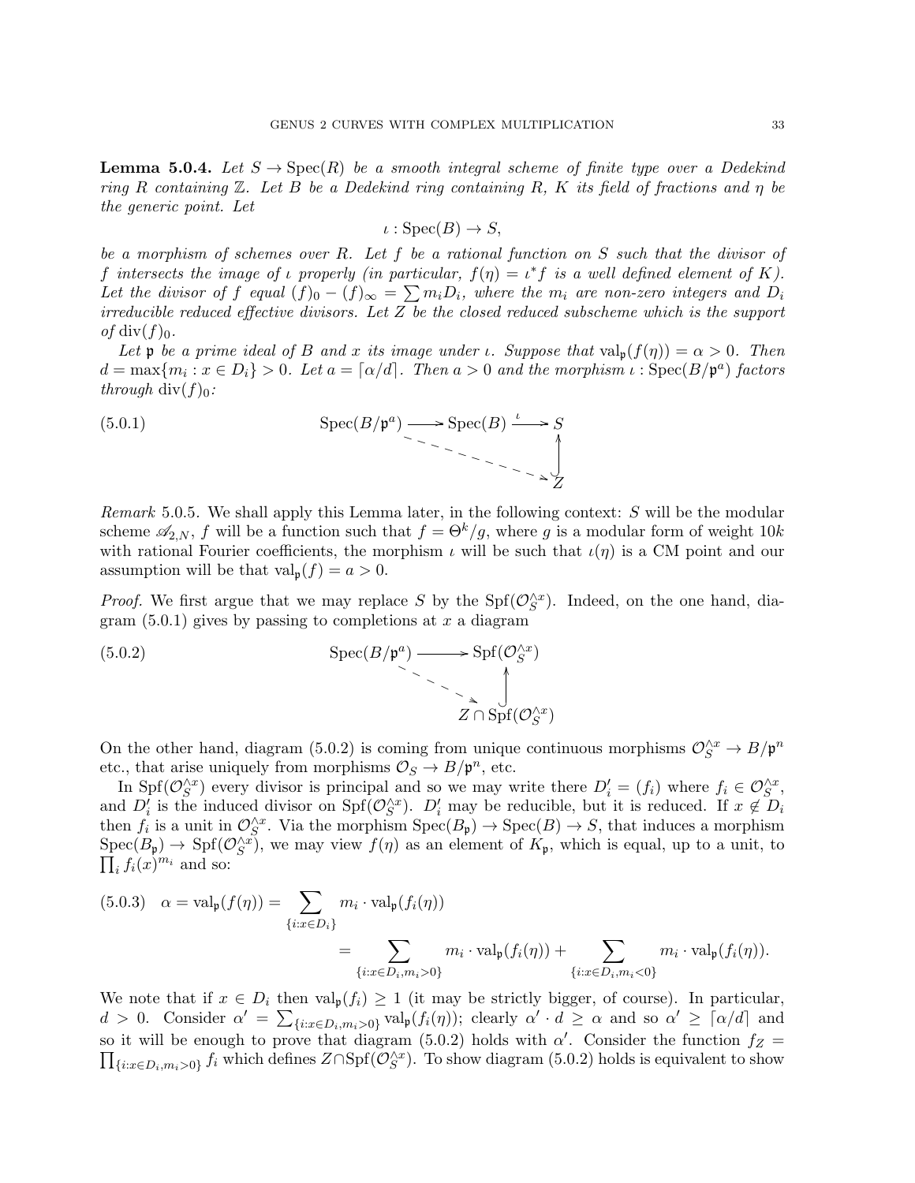**Lemma 5.0.4.** *Let $S \to \mathrm{Spec}(R)$ be a smooth integral scheme of finite type over a Dedekind ring $R$ containing $\mathbb{Z}$. Let $B$ be a Dedekind ring containing $R$, $K$ its field of fractions and $\eta$ be the generic point. Let*

$$\iota : \mathrm{Spec}(B) \to S,$$

*be a morphism of schemes over $R$. Let $f$ be a rational function on $S$ such that the divisor of $f$ intersects the image of $\iota$ properly (in particular, $f(\eta) = \iota^* f$ is a well defined element of $K$). Let the divisor of $f$ equal $(f)_0 - (f)_\infty = \sum m_i D_i$, where the $m_i$ are non-zero integers and $D_i$ irreducible reduced effective divisors. Let $Z$ be the closed reduced subscheme which is the support of $\mathrm{div}(f)_0$.*

*Let $\mathfrak{p}$ be a prime ideal of $B$ and $x$ its image under $\iota$. Suppose that $\mathrm{val}_\mathfrak{p}(f(\eta)) = \alpha > 0$. Then $d = \max\{m_i : x \in D_i\} > 0$. Let $a = \lceil \alpha/d \rceil$. Then $a > 0$ and the morphism $\iota : \mathrm{Spec}(B/\mathfrak{p}^a)$ factors through $\mathrm{div}(f)_0$:*

$$\begin{array}{ccccc} \mathrm{Spec}(B/\mathfrak{p}^a) & \longrightarrow & \mathrm{Spec}(B) & \xrightarrow{\iota} & S \\ & \searrow & & & \uparrow \\ & & & & Z \end{array} \tag{5.0.1}$$

*Remark* 5.0.5. We shall apply this Lemma later, in the following context: $S$ will be the modular scheme $\mathscr{A}_{2,N}$, $f$ will be a function such that $f = \Theta^k/g$, where $g$ is a modular form of weight $10k$ with rational Fourier coefficients, the morphism $\iota$ will be such that $\iota(\eta)$ is a CM point and our assumption will be that $\mathrm{val}_\mathfrak{p}(f) = a > 0$.

*Proof.* We first argue that we may replace $S$ by the $\mathrm{Spf}(\mathcal{O}_S^{\wedge x})$. Indeed, on the one hand, diagram (5.0.1) gives by passing to completions at $x$ a diagram

$$\begin{array}{ccc} \mathrm{Spec}(B/\mathfrak{p}^a) & \longrightarrow & \mathrm{Spf}(\mathcal{O}_S^{\wedge x}) \\ & \searrow & \uparrow \\ & & Z \cap \mathrm{Spf}(\mathcal{O}_S^{\wedge x}) \end{array} \tag{5.0.2}$$

On the other hand, diagram (5.0.2) is coming from unique continuous morphisms $\mathcal{O}_S^{\wedge x} \to B/\mathfrak{p}^n$ etc., that arise uniquely from morphisms $\mathcal{O}_S \to B/\mathfrak{p}^n$, etc.

In $\mathrm{Spf}(\mathcal{O}_S^{\wedge x})$ every divisor is principal and so we may write there $D_i' = (f_i)$ where $f_i \in \mathcal{O}_S^{\wedge x}$, and $D_i'$ is the induced divisor on $\mathrm{Spf}(\mathcal{O}_S^{\wedge x})$. $D_i'$ may be reducible, but it is reduced. If $x \notin D_i$ then $f_i$ is a unit in $\mathcal{O}_S^{\wedge x}$. Via the morphism $\mathrm{Spec}(B_\mathfrak{p}) \to \mathrm{Spec}(B) \to S$, that induces a morphism $\mathrm{Spec}(B_\mathfrak{p}) \to \mathrm{Spf}(\mathcal{O}_S^{\wedge x})$, we may view $f(\eta)$ as an element of $K_\mathfrak{p}$, which is equal, up to a unit, to $\prod_i f_i(x)^{m_i}$ and so:

$$\begin{aligned} \alpha = \mathrm{val}_\mathfrak{p}(f(\eta)) &= \sum_{\{i : x \in D_i\}} m_i \cdot \mathrm{val}_\mathfrak{p}(f_i(\eta)) \\ &= \sum_{\{i : x \in D_i, m_i > 0\}} m_i \cdot \mathrm{val}_\mathfrak{p}(f_i(\eta)) + \sum_{\{i : x \in D_i, m_i < 0\}} m_i \cdot \mathrm{val}_\mathfrak{p}(f_i(\eta)). \end{aligned} \tag{5.0.3}$$

We note that if $x \in D_i$ then $\mathrm{val}_\mathfrak{p}(f_i) \geq 1$ (it may be strictly bigger, of course). In particular, $d > 0$. Consider $\alpha' = \sum_{\{i : x \in D_i, m_i > 0\}} \mathrm{val}_\mathfrak{p}(f_i(\eta))$; clearly $\alpha' \cdot d \geq \alpha$ and so $\alpha' \geq \lceil \alpha/d \rceil$ and so it will be enough to prove that diagram (5.0.2) holds with $\alpha'$. Consider the function $f_Z = \prod_{\{i : x \in D_i, m_i > 0\}} f_i$ which defines $Z \cap \mathrm{Spf}(\mathcal{O}_S^{\wedge x})$. To show diagram (5.0.2) holds is equivalent to show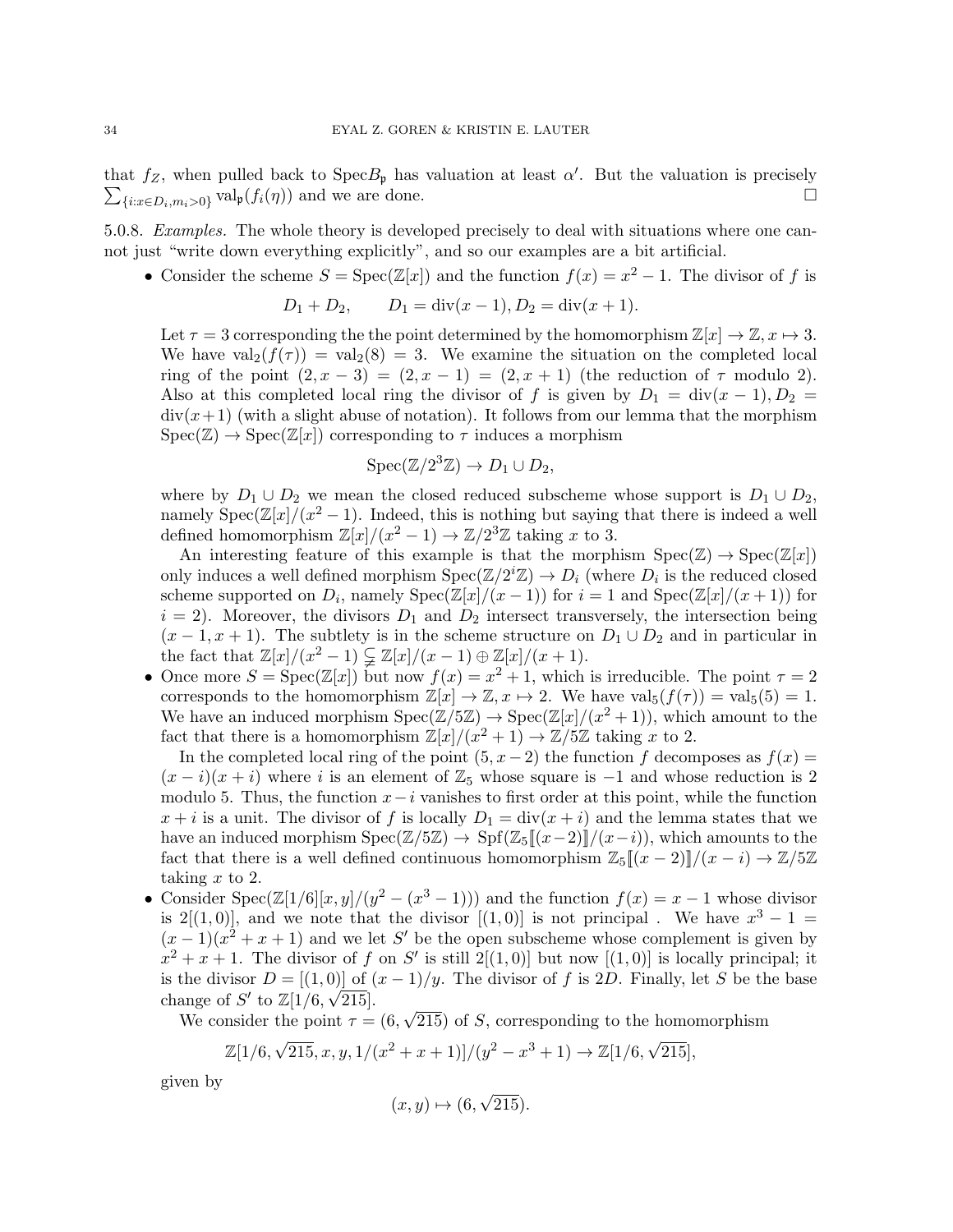that $f_Z$, when pulled back to $\mathrm{Spec} B_{\mathfrak{p}}$ has valuation at least $\alpha'$. But the valuation is precisely $\sum_{\{i: x \in D_i, m_i > 0\}} \mathrm{val}_{\mathfrak{p}}(f_i(\eta))$ and we are done. $\square$

5.0.8. *Examples.* The whole theory is developed precisely to deal with situations where one cannot just "write down everything explicitly", and so our examples are a bit artificial.

- Consider the scheme $S = \mathrm{Spec}(\mathbb{Z}[x])$ and the function $f(x) = x^2 - 1$. The divisor of $f$ is

$$D_1 + D_2, \qquad D_1 = \mathrm{div}(x-1), D_2 = \mathrm{div}(x+1).$$

  Let $\tau = 3$ corresponding the the point determined by the homomorphism $\mathbb{Z}[x] \to \mathbb{Z}, x \mapsto 3$. We have $\mathrm{val}_2(f(\tau)) = \mathrm{val}_2(8) = 3$. We examine the situation on the completed local ring of the point $(2, x-3) = (2, x-1) = (2, x+1)$ (the reduction of $\tau$ modulo 2). Also at this completed local ring the divisor of $f$ is given by $D_1 = \mathrm{div}(x-1), D_2 = \mathrm{div}(x+1)$ (with a slight abuse of notation). It follows from our lemma that the morphism $\mathrm{Spec}(\mathbb{Z}) \to \mathrm{Spec}(\mathbb{Z}[x])$ corresponding to $\tau$ induces a morphism

$$\mathrm{Spec}(\mathbb{Z}/2^3\mathbb{Z}) \to D_1 \cup D_2,$$

  where by $D_1 \cup D_2$ we mean the closed reduced subscheme whose support is $D_1 \cup D_2$, namely $\mathrm{Spec}(\mathbb{Z}[x]/(x^2-1))$. Indeed, this is nothing but saying that there is indeed a well defined homomorphism $\mathbb{Z}[x]/(x^2-1) \to \mathbb{Z}/2^3\mathbb{Z}$ taking $x$ to 3.

  An interesting feature of this example is that the morphism $\mathrm{Spec}(\mathbb{Z}) \to \mathrm{Spec}(\mathbb{Z}[x])$ only induces a well defined morphism $\mathrm{Spec}(\mathbb{Z}/2^i\mathbb{Z}) \to D_i$ (where $D_i$ is the reduced closed scheme supported on $D_i$, namely $\mathrm{Spec}(\mathbb{Z}[x]/(x-1))$ for $i=1$ and $\mathrm{Spec}(\mathbb{Z}[x]/(x+1))$ for $i=2$). Moreover, the divisors $D_1$ and $D_2$ intersect transversely, the intersection being $(x-1, x+1)$. The subtlety is in the scheme structure on $D_1 \cup D_2$ and in particular in the fact that $\mathbb{Z}[x]/(x^2-1) \subsetneqq \mathbb{Z}[x]/(x-1) \oplus \mathbb{Z}[x]/(x+1)$.

- Once more $S = \mathrm{Spec}(\mathbb{Z}[x])$ but now $f(x) = x^2+1$, which is irreducible. The point $\tau = 2$ corresponds to the homomorphism $\mathbb{Z}[x] \to \mathbb{Z}, x \mapsto 2$. We have $\mathrm{val}_5(f(\tau)) = \mathrm{val}_5(5) = 1$. We have an induced morphism $\mathrm{Spec}(\mathbb{Z}/5\mathbb{Z}) \to \mathrm{Spec}(\mathbb{Z}[x]/(x^2+1))$, which amount to the fact that there is a homomorphism $\mathbb{Z}[x]/(x^2+1) \to \mathbb{Z}/5\mathbb{Z}$ taking $x$ to 2.

  In the completed local ring of the point $(5, x-2)$ the function $f$ decomposes as $f(x) = (x-i)(x+i)$ where $i$ is an element of $\mathbb{Z}_5$ whose square is $-1$ and whose reduction is 2 modulo 5. Thus, the function $x-i$ vanishes to first order at this point, while the function $x+i$ is a unit. The divisor of $f$ is locally $D_1 = \mathrm{div}(x+i)$ and the lemma states that we have an induced morphism $\mathrm{Spec}(\mathbb{Z}/5\mathbb{Z}) \to \mathrm{Spf}(\mathbb{Z}_5[\![(x-2)]\!]/(x-i))$, which amounts to the fact that there is a well defined continuous homomorphism $\mathbb{Z}_5[\![(x-2)]\!]/(x-i) \to \mathbb{Z}/5\mathbb{Z}$ taking $x$ to 2.

- Consider $\mathrm{Spec}(\mathbb{Z}[1/6][x,y]/(y^2 - (x^3-1)))$ and the function $f(x) = x-1$ whose divisor is $2[(1,0)]$, and we note that the divisor $[(1,0)]$ is not principal . We have $x^3 - 1 = (x-1)(x^2+x+1)$ and we let $S'$ be the open subscheme whose complement is given by $x^2+x+1$. The divisor of $f$ on $S'$ is still $2[(1,0)]$ but now $[(1,0)]$ is locally principal; it is the divisor $D = [(1,0)]$ of $(x-1)/y$. The divisor of $f$ is $2D$. Finally, let $S$ be the base change of $S'$ to $\mathbb{Z}[1/6, \sqrt{215}]$.

  We consider the point $\tau = (6, \sqrt{215})$ of $S$, corresponding to the homomorphism

$$\mathbb{Z}[1/6, \sqrt{215}, x, y, 1/(x^2+x+1)]/(y^2 - x^3 + 1) \to \mathbb{Z}[1/6, \sqrt{215}],$$

  given by

$$(x, y) \mapsto (6, \sqrt{215}).$$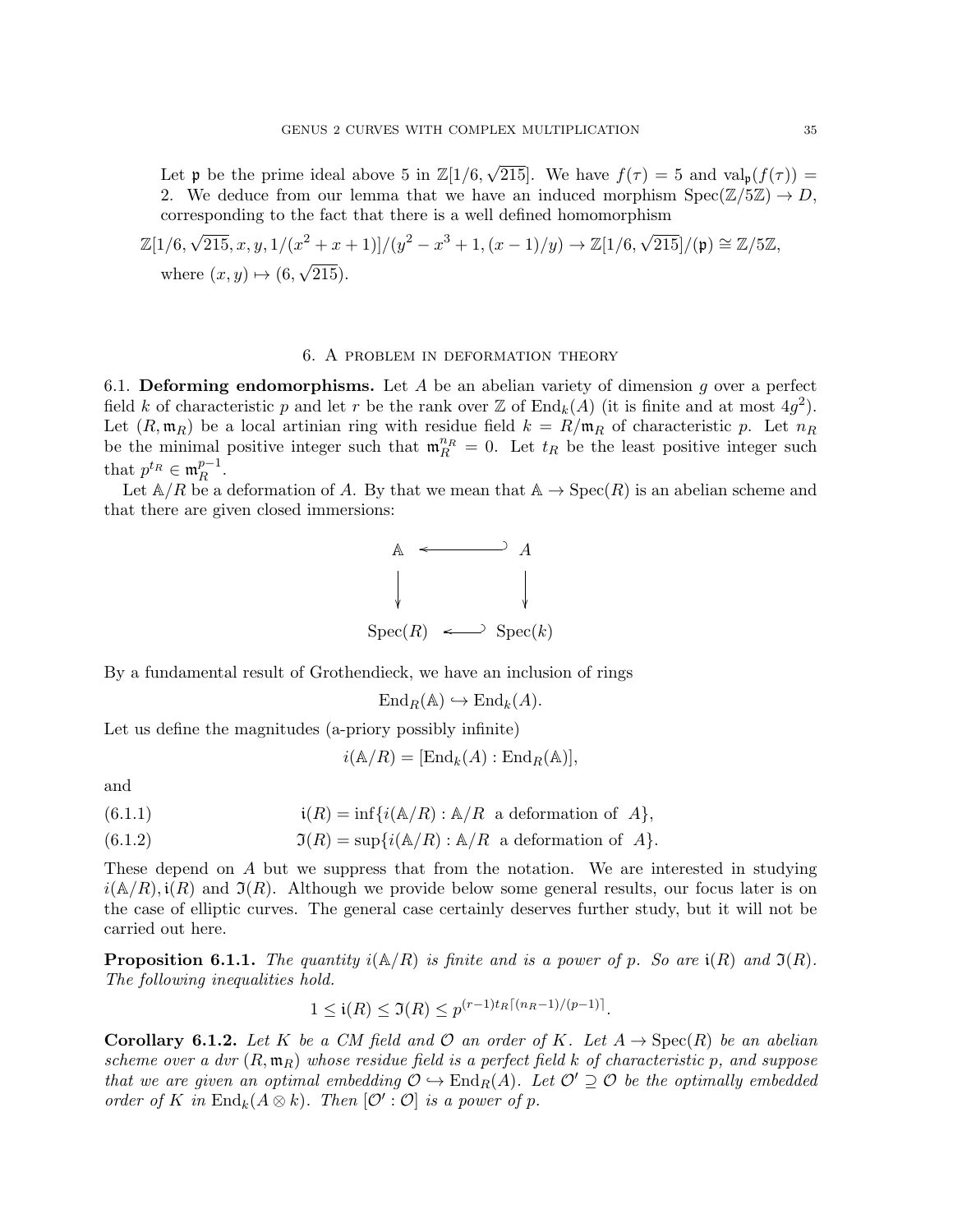Let $\mathfrak{p}$ be the prime ideal above 5 in $\mathbb{Z}[1/6, \sqrt{215}]$. We have $f(\tau) = 5$ and $\mathrm{val}_{\mathfrak{p}}(f(\tau)) = 2$. We deduce from our lemma that we have an induced morphism $\mathrm{Spec}(\mathbb{Z}/5\mathbb{Z}) \to D$, corresponding to the fact that there is a well defined homomorphism

$$\mathbb{Z}[1/6, \sqrt{215}, x, y, 1/(x^2 + x + 1)]/(y^2 - x^3 + 1, (x-1)/y) \to \mathbb{Z}[1/6, \sqrt{215}]/(\mathfrak{p}) \cong \mathbb{Z}/5\mathbb{Z},$$

where $(x, y) \mapsto (6, \sqrt{215})$.

## 6. A problem in deformation theory

**6.1. Deforming endomorphisms.** Let $A$ be an abelian variety of dimension $g$ over a perfect field $k$ of characteristic $p$ and let $r$ be the rank over $\mathbb{Z}$ of $\mathrm{End}_k(A)$ (it is finite and at most $4g^2$). Let $(R, \mathfrak{m}_R)$ be a local artinian ring with residue field $k = R/\mathfrak{m}_R$ of characteristic $p$. Let $n_R$ be the minimal positive integer such that $\mathfrak{m}_R^{n_R} = 0$. Let $t_R$ be the least positive integer such that $p^{t_R} \in \mathfrak{m}_R^{p-1}$.

Let $\mathbb{A}/R$ be a deformation of $A$. By that we mean that $\mathbb{A} \to \mathrm{Spec}(R)$ is an abelian scheme and that there are given closed immersions:

$$\begin{array}{ccc}
\mathbb{A} & \hookleftarrow & A \\
\downarrow & & \downarrow \\
\mathrm{Spec}(R) & \hookleftarrow & \mathrm{Spec}(k)
\end{array}$$

By a fundamental result of Grothendieck, we have an inclusion of rings

$$\mathrm{End}_R(\mathbb{A}) \hookrightarrow \mathrm{End}_k(A).$$

Let us define the magnitudes (a-priory possibly infinite)

$$i(\mathbb{A}/R) = [\mathrm{End}_k(A) : \mathrm{End}_R(\mathbb{A})],$$

and

$$\mathfrak{i}(R) = \inf\{i(\mathbb{A}/R) : \mathbb{A}/R \text{ a deformation of } A\}, \tag{6.1.1}$$

$$\mathfrak{I}(R) = \sup\{i(\mathbb{A}/R) : \mathbb{A}/R \text{ a deformation of } A\}. \tag{6.1.2}$$

These depend on $A$ but we suppress that from the notation. We are interested in studying $i(\mathbb{A}/R), \mathfrak{i}(R)$ and $\mathfrak{I}(R)$. Although we provide below some general results, our focus later is on the case of elliptic curves. The general case certainly deserves further study, but it will not be carried out here.

**Proposition 6.1.1.** *The quantity $i(\mathbb{A}/R)$ is finite and is a power of $p$. So are $\mathfrak{i}(R)$ and $\mathfrak{I}(R)$. The following inequalities hold.*

$$1 \le \mathfrak{i}(R) \le \mathfrak{I}(R) \le p^{(r-1)t_R\lceil (n_R - 1)/(p-1)\rceil}.$$

**Corollary 6.1.2.** *Let $K$ be a CM field and $\mathcal{O}$ an order of $K$. Let $A \to \mathrm{Spec}(R)$ be an abelian scheme over a dvr $(R, \mathfrak{m}_R)$ whose residue field is a perfect field $k$ of characteristic $p$, and suppose that we are given an optimal embedding $\mathcal{O} \hookrightarrow \mathrm{End}_R(A)$. Let $\mathcal{O}' \supseteq \mathcal{O}$ be the optimally embedded order of $K$ in $\mathrm{End}_k(A \otimes k)$. Then $[\mathcal{O}' : \mathcal{O}]$ is a power of $p$.*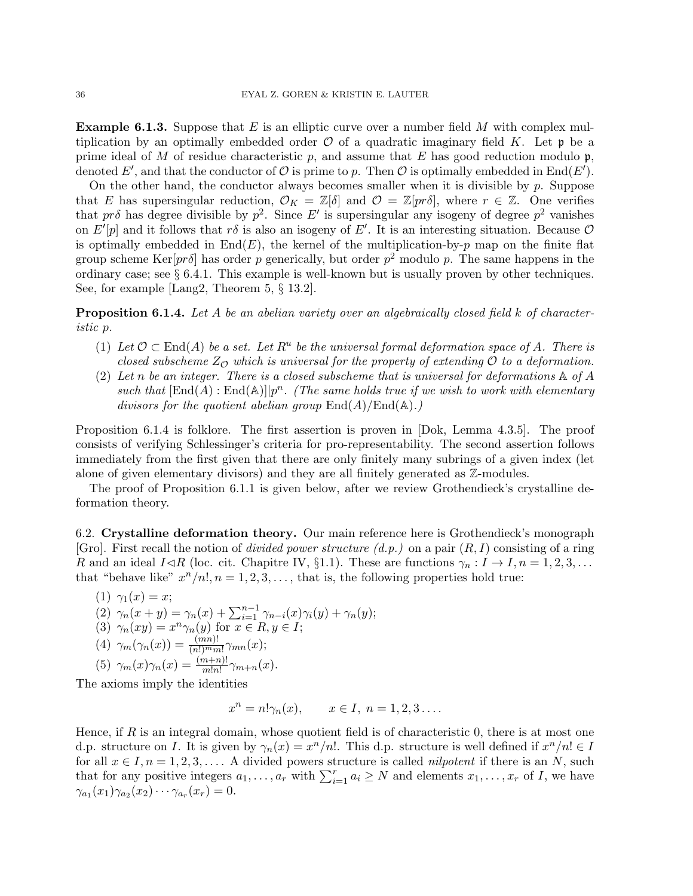**Example 6.1.3.** Suppose that $E$ is an elliptic curve over a number field $M$ with complex multiplication by an optimally embedded order $\mathcal{O}$ of a quadratic imaginary field $K$. Let $\mathfrak{p}$ be a prime ideal of $M$ of residue characteristic $p$, and assume that $E$ has good reduction modulo $\mathfrak{p}$, denoted $E'$, and that the conductor of $\mathcal{O}$ is prime to $p$. Then $\mathcal{O}$ is optimally embedded in $\mathrm{End}(E')$.

On the other hand, the conductor always becomes smaller when it is divisible by $p$. Suppose that $E$ has supersingular reduction, $\mathcal{O}_K = \mathbb{Z}[\delta]$ and $\mathcal{O} = \mathbb{Z}[pr\delta]$, where $r \in \mathbb{Z}$. One verifies that $pr\delta$ has degree divisible by $p^2$. Since $E'$ is supersingular any isogeny of degree $p^2$ vanishes on $E'[p]$ and it follows that $r\delta$ is also an isogeny of $E'$. It is an interesting situation. Because $\mathcal{O}$ is optimally embedded in $\mathrm{End}(E)$, the kernel of the multiplication-by-$p$ map on the finite flat group scheme $\mathrm{Ker}[pr\delta]$ has order $p$ generically, but order $p^2$ modulo $p$. The same happens in the ordinary case; see § 6.4.1. This example is well-known but is usually proven by other techniques. See, for example [Lang2, Theorem 5, § 13.2].

**Proposition 6.1.4.** *Let $A$ be an abelian variety over an algebraically closed field $k$ of characteristic $p$.*

1. *Let $\mathcal{O} \subset \mathrm{End}(A)$ be a set. Let $R^u$ be the universal formal deformation space of $A$. There is closed subscheme $Z_{\mathcal{O}}$ which is universal for the property of extending $\mathcal{O}$ to a deformation.*
2. *Let $n$ be an integer. There is a closed subscheme that is universal for deformations $\mathbb{A}$ of $A$ such that $[\mathrm{End}(A) : \mathrm{End}(\mathbb{A})] | p^n$. (The same holds true if we wish to work with elementary divisors for the quotient abelian group $\mathrm{End}(A)/\mathrm{End}(\mathbb{A})$.)*

Proposition 6.1.4 is folklore. The first assertion is proven in [Dok, Lemma 4.3.5]. The proof consists of verifying Schlessinger's criteria for pro-representability. The second assertion follows immediately from the first given that there are only finitely many subrings of a given index (let alone of given elementary divisors) and they are all finitely generated as $\mathbb{Z}$-modules.

The proof of Proposition 6.1.1 is given below, after we review Grothendieck's crystalline deformation theory.

## 6.2. Crystalline deformation theory.

Our main reference here is Grothendieck's monograph [Gro]. First recall the notion of *divided power structure (d.p.)* on a pair $(R, I)$ consisting of a ring $R$ and an ideal $I \lhd R$ (loc. cit. Chapitre IV, §1.1). These are functions $\gamma_n : I \to I, n = 1, 2, 3, \dots$ that "behave like" $x^n/n!, n = 1, 2, 3, \dots$, that is, the following properties hold true:

1. $\gamma_1(x) = x$;
2. $\gamma_n(x + y) = \gamma_n(x) + \sum_{i=1}^{n-1} \gamma_{n-i}(x)\gamma_i(y) + \gamma_n(y)$;
3. $\gamma_n(xy) = x^n \gamma_n(y)$ for $x \in R, y \in I$;
4. $\gamma_m(\gamma_n(x)) = \frac{(mn)!}{(n!)^m m!}\gamma_{mn}(x)$;
5. $\gamma_m(x)\gamma_n(x) = \frac{(m+n)!}{m!n!}\gamma_{m+n}(x)$.

The axioms imply the identities

$$x^n = n!\gamma_n(x), \qquad x \in I, \ n = 1, 2, 3 \dots.$$

Hence, if $R$ is an integral domain, whose quotient field is of characteristic 0, there is at most one d.p. structure on $I$. It is given by $\gamma_n(x) = x^n/n!$. This d.p. structure is well defined if $x^n/n! \in I$ for all $x \in I, n = 1, 2, 3, \dots$. A divided powers structure is called *nilpotent* if there is an $N$, such that for any positive integers $a_1, \dots, a_r$ with $\sum_{i=1}^r a_i \geq N$ and elements $x_1, \dots, x_r$ of $I$, we have $\gamma_{a_1}(x_1)\gamma_{a_2}(x_2) \cdots \gamma_{a_r}(x_r) = 0$.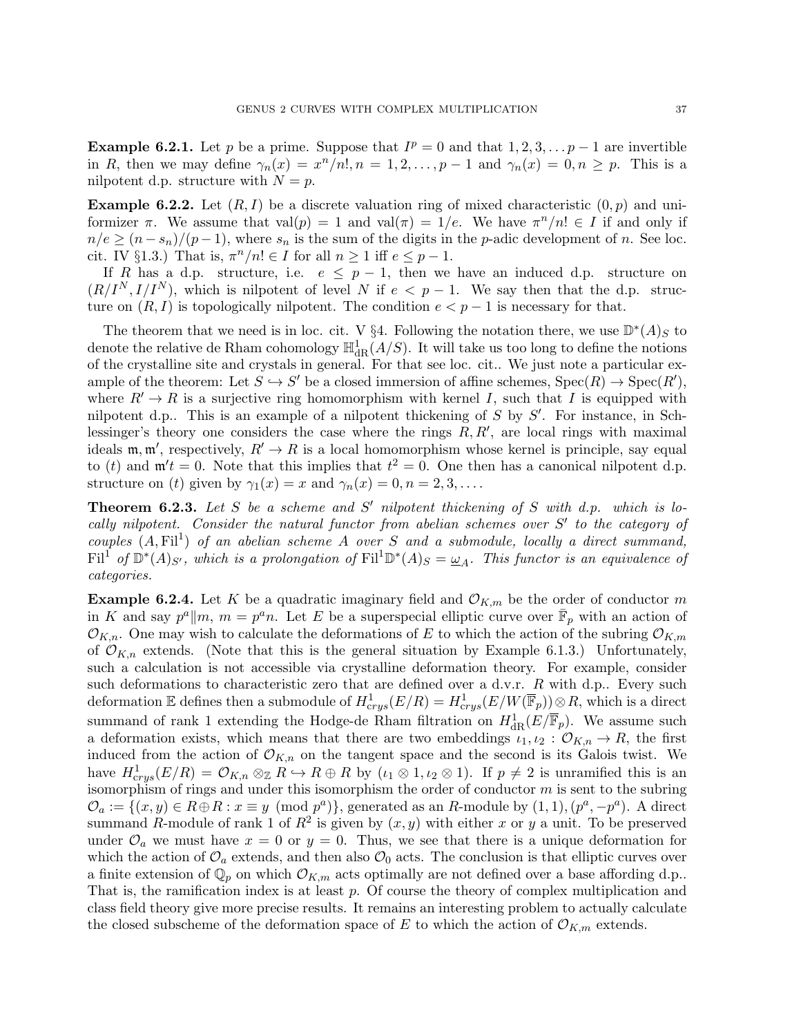**Example 6.2.1.** Let $p$ be a prime. Suppose that $I^p = 0$ and that $1, 2, 3, \dots p-1$ are invertible in $R$, then we may define $\gamma_n(x) = x^n/n!, n = 1, 2, \dots, p-1$ and $\gamma_n(x) = 0, n \geq p$. This is a nilpotent d.p. structure with $N = p$.

**Example 6.2.2.** Let $(R, I)$ be a discrete valuation ring of mixed characteristic $(0, p)$ and uniformizer $\pi$. We assume that $\text{val}(p) = 1$ and $\text{val}(\pi) = 1/e$. We have $\pi^n/n! \in I$ if and only if $n/e \geq (n - s_n)/(p-1)$, where $s_n$ is the sum of the digits in the $p$-adic development of $n$. See loc. cit. IV §1.3.) That is, $\pi^n/n! \in I$ for all $n \geq 1$ iff $e \leq p-1$.

If $R$ has a d.p. structure, i.e. $e \leq p-1$, then we have an induced d.p. structure on $(R/I^N, I/I^N)$, which is nilpotent of level $N$ if $e < p-1$. We say then that the d.p. structure on $(R, I)$ is topologically nilpotent. The condition $e < p-1$ is necessary for that.

The theorem that we need is in loc. cit. V §4. Following the notation there, we use $\mathbb{D}^*(A)_S$ to denote the relative de Rham cohomology $\mathbb{H}^1_{\text{dR}}(A/S)$. It will take us too long to define the notions of the crystalline site and crystals in general. For that see loc. cit.. We just note a particular example of the theorem: Let $S \hookrightarrow S'$ be a closed immersion of affine schemes, $\text{Spec}(R) \to \text{Spec}(R')$, where $R' \to R$ is a surjective ring homomorphism with kernel $I$, such that $I$ is equipped with nilpotent d.p.. This is an example of a nilpotent thickening of $S$ by $S'$. For instance, in Schlessinger's theory one considers the case where the rings $R, R'$, are local rings with maximal ideals $\mathfrak{m}, \mathfrak{m}'$, respectively, $R' \to R$ is a local homomorphism whose kernel is principle, say equal to $(t)$ and $\mathfrak{m}' t = 0$. Note that this implies that $t^2 = 0$. One then has a canonical nilpotent d.p. structure on $(t)$ given by $\gamma_1(x) = x$ and $\gamma_n(x) = 0, n = 2, 3, \dots$.

**Theorem 6.2.3.** *Let $S$ be a scheme and $S'$ nilpotent thickening of $S$ with d.p. which is locally nilpotent. Consider the natural functor from abelian schemes over $S'$ to the category of couples $(A, \text{Fil}^1)$ of an abelian scheme $A$ over $S$ and a submodule, locally a direct summand, $\text{Fil}^1$ of $\mathbb{D}^*(A)_{S'}$, which is a prolongation of $\text{Fil}^1 \mathbb{D}^*(A)_S = \underline{\omega}_A$. This functor is an equivalence of categories.*

**Example 6.2.4.** Let $K$ be a quadratic imaginary field and $\mathcal{O}_{K,m}$ be the order of conductor $m$ in $K$ and say $p^a \| m$, $m = p^a n$. Let $E$ be a superspecial elliptic curve over $\overline{\mathbb{F}}_p$ with an action of $\mathcal{O}_{K,n}$. One may wish to calculate the deformations of $E$ to which the action of the subring $\mathcal{O}_{K,m}$ of $\mathcal{O}_{K,n}$ extends. (Note that this is the general situation by Example 6.1.3.) Unfortunately, such a calculation is not accessible via crystalline deformation theory. For example, consider such deformations to characteristic zero that are defined over a d.v.r. $R$ with d.p.. Every such deformation $\mathbb{E}$ defines then a submodule of $H^1_{crys}(E/R) = H^1_{crys}(E/W(\overline{\mathbb{F}}_p)) \otimes R$, which is a direct summand of rank 1 extending the Hodge-de Rham filtration on $H^1_{\text{dR}}(E/\overline{\mathbb{F}}_p)$. We assume such a deformation exists, which means that there are two embeddings $\iota_1, \iota_2 : \mathcal{O}_{K,n} \to R$, the first induced from the action of $\mathcal{O}_{K,n}$ on the tangent space and the second is its Galois twist. We have $H^1_{crys}(E/R) = \mathcal{O}_{K,n} \otimes_{\mathbb{Z}} R \hookrightarrow R \oplus R$ by $(\iota_1 \otimes 1, \iota_2 \otimes 1)$. If $p \neq 2$ is unramified this is an isomorphism of rings and under this isomorphism the order of conductor $m$ is sent to the subring $\mathcal{O}_a := \{(x, y) \in R \oplus R : x \equiv y \pmod{p^a}\}$, generated as an $R$-module by $(1, 1), (p^a, -p^a)$. A direct summand $R$-module of rank 1 of $R^2$ is given by $(x, y)$ with either $x$ or $y$ a unit. To be preserved under $\mathcal{O}_a$ we must have $x = 0$ or $y = 0$. Thus, we see that there is a unique deformation for which the action of $\mathcal{O}_a$ extends, and then also $\mathcal{O}_0$ acts. The conclusion is that elliptic curves over a finite extension of $\mathbb{Q}_p$ on which $\mathcal{O}_{K,m}$ acts optimally are not defined over a base affording d.p.. That is, the ramification index is at least $p$. Of course the theory of complex multiplication and class field theory give more precise results. It remains an interesting problem to actually calculate the closed subscheme of the deformation space of $E$ to which the action of $\mathcal{O}_{K,m}$ extends.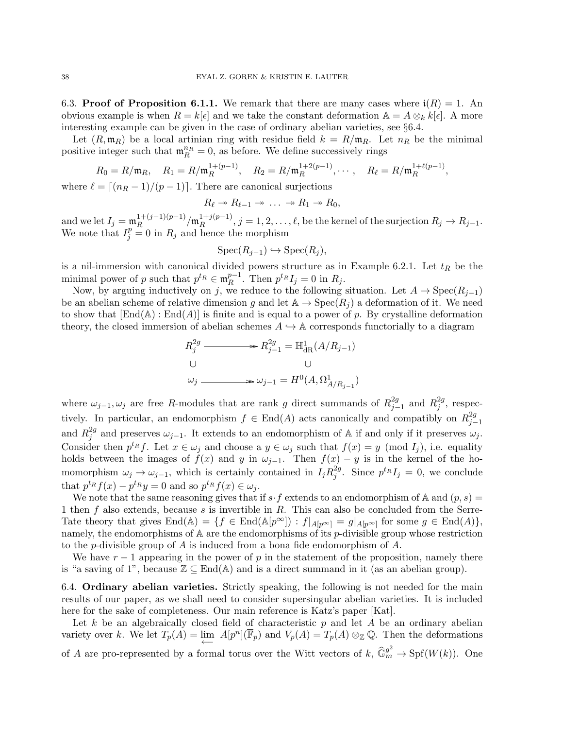6.3. **Proof of Proposition 6.1.1.** We remark that there are many cases where $\mathfrak{i}(R) = 1$. An obvious example is when $R = k[\epsilon]$ and we take the constant deformation $\mathbb{A} = A \otimes_k k[\epsilon]$. A more interesting example can be given in the case of ordinary abelian varieties, see §6.4.

Let $(R, \mathfrak{m}_R)$ be a local artinian ring with residue field $k = R/\mathfrak{m}_R$. Let $n_R$ be the minimal positive integer such that $\mathfrak{m}_R^{n_R} = 0$, as before. We define successively rings

$$R_0 = R/\mathfrak{m}_R, \quad R_1 = R/\mathfrak{m}_R^{1+(p-1)}, \quad R_2 = R/\mathfrak{m}_R^{1+2(p-1)}, \cdots, \quad R_\ell = R/\mathfrak{m}_R^{1+\ell(p-1)},$$

where $\ell = \lceil (n_R - 1)/(p-1) \rceil$. There are canonical surjections

$$R_\ell \twoheadrightarrow R_{\ell-1} \twoheadrightarrow \ldots \twoheadrightarrow R_1 \twoheadrightarrow R_0,$$

and we let $I_j = \mathfrak{m}_R^{1+(j-1)(p-1)}/\mathfrak{m}_R^{1+j(p-1)}$, $j = 1, 2, \ldots, \ell$, be the kernel of the surjection $R_j \to R_{j-1}$. We note that $I_j^p = 0$ in $R_j$ and hence the morphism

$$\operatorname{Spec}(R_{j-1}) \hookrightarrow \operatorname{Spec}(R_j),$$

is a nil-immersion with canonical divided powers structure as in Example 6.2.1. Let $t_R$ be the minimal power of $p$ such that $p^{t_R} \in \mathfrak{m}_R^{p-1}$. Then $p^{t_R} I_j = 0$ in $R_j$.

Now, by arguing inductively on $j$, we reduce to the following situation. Let $A \to \operatorname{Spec}(R_{j-1})$ be an abelian scheme of relative dimension $g$ and let $\mathbb{A} \to \operatorname{Spec}(R_j)$ a deformation of it. We need to show that $[\operatorname{End}(\mathbb{A}) : \operatorname{End}(A)]$ is finite and is equal to a power of $p$. By crystalline deformation theory, the closed immersion of abelian schemes $A \hookrightarrow \mathbb{A}$ corresponds functorially to a diagram

$$\begin{array}{ccc} R_j^{2g} & \twoheadrightarrow & R_{j-1}^{2g} = \mathbb{H}^1_{\mathrm{dR}}(A/R_{j-1}) \\ \cup & & \cup \\ \omega_j & \twoheadrightarrow & \omega_{j-1} = H^0(A, \Omega^1_{A/R_{j-1}}) \end{array}$$

where $\omega_{j-1}, \omega_j$ are free $R$-modules that are rank $g$ direct summands of $R_{j-1}^{2g}$ and $R_j^{2g}$, respectively. In particular, an endomorphism $f \in \operatorname{End}(A)$ acts canonically and compatibly on $R_{j-1}^{2g}$ and $R_j^{2g}$ and preserves $\omega_{j-1}$. It extends to an endomorphism of $\mathbb{A}$ if and only if it preserves $\omega_j$. Consider then $p^{t_R} f$. Let $x \in \omega_j$ and choose a $y \in \omega_j$ such that $f(x) = y \pmod{I_j}$, i.e. equality holds between the images of $f(x)$ and $y$ in $\omega_{j-1}$. Then $f(x) - y$ is in the kernel of the homomorphism $\omega_j \to \omega_{j-1}$, which is certainly contained in $I_j R_j^{2g}$. Since $p^{t_R} I_j = 0$, we conclude that $p^{t_R} f(x) - p^{t_R} y = 0$ and so $p^{t_R} f(x) \in \omega_j$.

We note that the same reasoning gives that if $s \cdot f$ extends to an endomorphism of $\mathbb{A}$ and $(p, s) = 1$ then $f$ also extends, because $s$ is invertible in $R$. This can also be concluded from the Serre-Tate theory that gives $\operatorname{End}(\mathbb{A}) = \{f \in \operatorname{End}(\mathbb{A}[p^\infty]) : f|_{A[p^\infty]} = g|_{A[p^\infty]} \text{ for some } g \in \operatorname{End}(A)\}$, namely, the endomorphisms of $\mathbb{A}$ are the endomorphisms of its $p$-divisible group whose restriction to the $p$-divisible group of $A$ is induced from a bona fide endomorphism of $A$.

We have $r - 1$ appearing in the power of $p$ in the statement of the proposition, namely there is "a saving of 1", because $\mathbb{Z} \subseteq \operatorname{End}(\mathbb{A})$ and is a direct summand in it (as an abelian group).

6.4. **Ordinary abelian varieties.** Strictly speaking, the following is not needed for the main results of our paper, as we shall need to consider supersingular abelian varieties. It is included here for the sake of completeness. Our main reference is Katz's paper [Kat].

Let $k$ be an algebraically closed field of characteristic $p$ and let $A$ be an ordinary abelian variety over $k$. We let $T_p(A) = \varprojlim A[p^n](\overline{\mathbb{F}}_p)$ and $V_p(A) = T_p(A) \otimes_{\mathbb{Z}} \mathbb{Q}$. Then the deformations of $A$ are pro-represented by a formal torus over the Witt vectors of $k$, $\widehat{\mathbb{G}}_m^{g^2} \to \operatorname{Spf}(W(k))$. One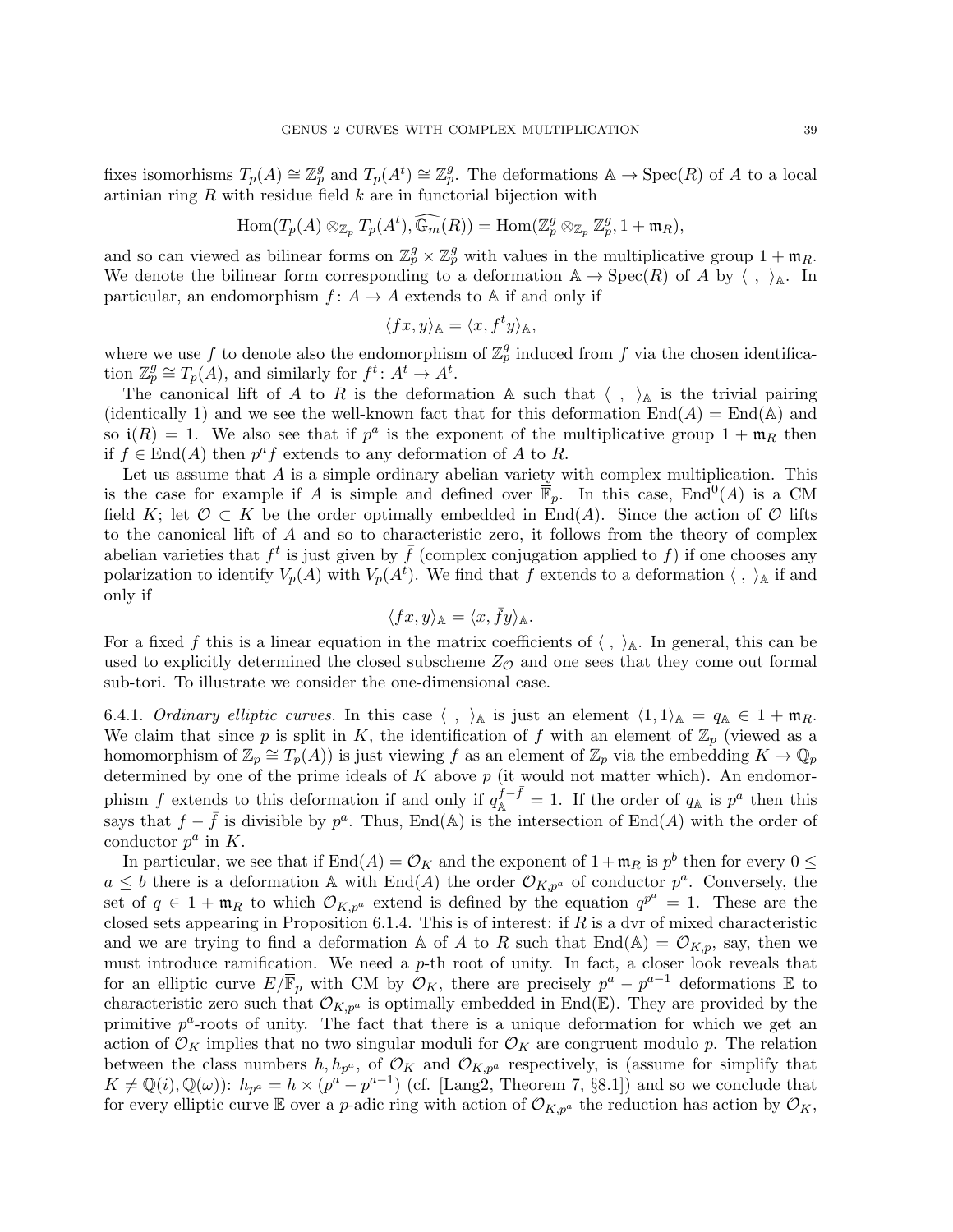fixes isomorhisms $T_p(A) \cong \mathbb{Z}_p^g$ and $T_p(A^t) \cong \mathbb{Z}_p^g$. The deformations $\mathbb{A} \to \operatorname{Spec}(R)$ of $A$ to a local artinian ring $R$ with residue field $k$ are in functorial bijection with

$$\operatorname{Hom}(T_p(A) \otimes_{\mathbb{Z}_p} T_p(A^t), \widehat{\mathbb{G}_m}(R)) = \operatorname{Hom}(\mathbb{Z}_p^g \otimes_{\mathbb{Z}_p} \mathbb{Z}_p^g, 1 + \mathfrak{m}_R),$$

and so can viewed as bilinear forms on $\mathbb{Z}_p^g \times \mathbb{Z}_p^g$ with values in the multiplicative group $1 + \mathfrak{m}_R$. We denote the bilinear form corresponding to a deformation $\mathbb{A} \to \operatorname{Spec}(R)$ of $A$ by $\langle\ ,\ \rangle_{\mathbb{A}}$. In particular, an endomorphism $f\colon A \to A$ extends to $\mathbb{A}$ if and only if

$$\langle fx, y\rangle_{\mathbb{A}} = \langle x, f^t y\rangle_{\mathbb{A}},$$

where we use $f$ to denote also the endomorphism of $\mathbb{Z}_p^g$ induced from $f$ via the chosen identification $\mathbb{Z}_p^g \cong T_p(A)$, and similarly for $f^t\colon A^t \to A^t$.

The canonical lift of $A$ to $R$ is the deformation $\mathbb{A}$ such that $\langle\ ,\ \rangle_{\mathbb{A}}$ is the trivial pairing (identically 1) and we see the well-known fact that for this deformation $\operatorname{End}(A) = \operatorname{End}(\mathbb{A})$ and so $\mathfrak{i}(R) = 1$. We also see that if $p^a$ is the exponent of the multiplicative group $1 + \mathfrak{m}_R$ then if $f \in \operatorname{End}(A)$ then $p^a f$ extends to any deformation of $A$ to $R$.

Let us assume that $A$ is a simple ordinary abelian variety with complex multiplication. This is the case for example if $A$ is simple and defined over $\overline{\mathbb{F}}_p$. In this case, $\operatorname{End}^0(A)$ is a CM field $K$; let $\mathcal{O} \subset K$ be the order optimally embedded in $\operatorname{End}(A)$. Since the action of $\mathcal{O}$ lifts to the canonical lift of $A$ and so to characteristic zero, it follows from the theory of complex abelian varieties that $f^t$ is just given by $\bar{f}$ (complex conjugation applied to $f$) if one chooses any polarization to identify $V_p(A)$ with $V_p(A^t)$. We find that $f$ extends to a deformation $\langle\ ,\ \rangle_{\mathbb{A}}$ if and only if

$$\langle fx, y\rangle_{\mathbb{A}} = \langle x, \bar{f} y\rangle_{\mathbb{A}}.$$

For a fixed $f$ this is a linear equation in the matrix coefficients of $\langle\ ,\ \rangle_{\mathbb{A}}$. In general, this can be used to explicitly determined the closed subscheme $Z_{\mathcal{O}}$ and one sees that they come out formal sub-tori. To illustrate we consider the one-dimensional case.

6.4.1. *Ordinary elliptic curves.* In this case $\langle\ ,\ \rangle_{\mathbb{A}}$ is just an element $\langle 1, 1\rangle_{\mathbb{A}} = q_{\mathbb{A}} \in 1 + \mathfrak{m}_R$. We claim that since $p$ is split in $K$, the identification of $f$ with an element of $\mathbb{Z}_p$ (viewed as a homomorphism of $\mathbb{Z}_p \cong T_p(A)$) is just viewing $f$ as an element of $\mathbb{Z}_p$ via the embedding $K \to \mathbb{Q}_p$ determined by one of the prime ideals of $K$ above $p$ (it would not matter which). An endomorphism $f$ extends to this deformation if and only if $q_{\mathbb{A}}^{f-\bar{f}} = 1$. If the order of $q_{\mathbb{A}}$ is $p^a$ then this says that $f - \bar{f}$ is divisible by $p^a$. Thus, $\operatorname{End}(\mathbb{A})$ is the intersection of $\operatorname{End}(A)$ with the order of conductor $p^a$ in $K$.

In particular, we see that if $\operatorname{End}(A) = \mathcal{O}_K$ and the exponent of $1 + \mathfrak{m}_R$ is $p^b$ then for every $0 \leq a \leq b$ there is a deformation $\mathbb{A}$ with $\operatorname{End}(A)$ the order $\mathcal{O}_{K,p^a}$ of conductor $p^a$. Conversely, the set of $q \in 1 + \mathfrak{m}_R$ to which $\mathcal{O}_{K,p^a}$ extend is defined by the equation $q^{p^a} = 1$. These are the closed sets appearing in Proposition 6.1.4. This is of interest: if $R$ is a dvr of mixed characteristic and we are trying to find a deformation $\mathbb{A}$ of $A$ to $R$ such that $\operatorname{End}(\mathbb{A}) = \mathcal{O}_{K,p}$, say, then we must introduce ramification. We need a $p$-th root of unity. In fact, a closer look reveals that for an elliptic curve $E/\overline{\mathbb{F}}_p$ with CM by $\mathcal{O}_K$, there are precisely $p^a - p^{a-1}$ deformations $\mathbb{E}$ to characteristic zero such that $\mathcal{O}_{K,p^a}$ is optimally embedded in $\operatorname{End}(\mathbb{E})$. They are provided by the primitive $p^a$-roots of unity. The fact that there is a unique deformation for which we get an action of $\mathcal{O}_K$ implies that no two singular moduli for $\mathcal{O}_K$ are congruent modulo $p$. The relation between the class numbers $h, h_{p^a}$, of $\mathcal{O}_K$ and $\mathcal{O}_{K,p^a}$ respectively, is (assume for simplify that $K \neq \mathbb{Q}(i), \mathbb{Q}(\omega)$): $h_{p^a} = h \times (p^a - p^{a-1})$ (cf. [Lang2, Theorem 7, §8.1]) and so we conclude that for every elliptic curve $\mathbb{E}$ over a $p$-adic ring with action of $\mathcal{O}_{K,p^a}$ the reduction has action by $\mathcal{O}_K$,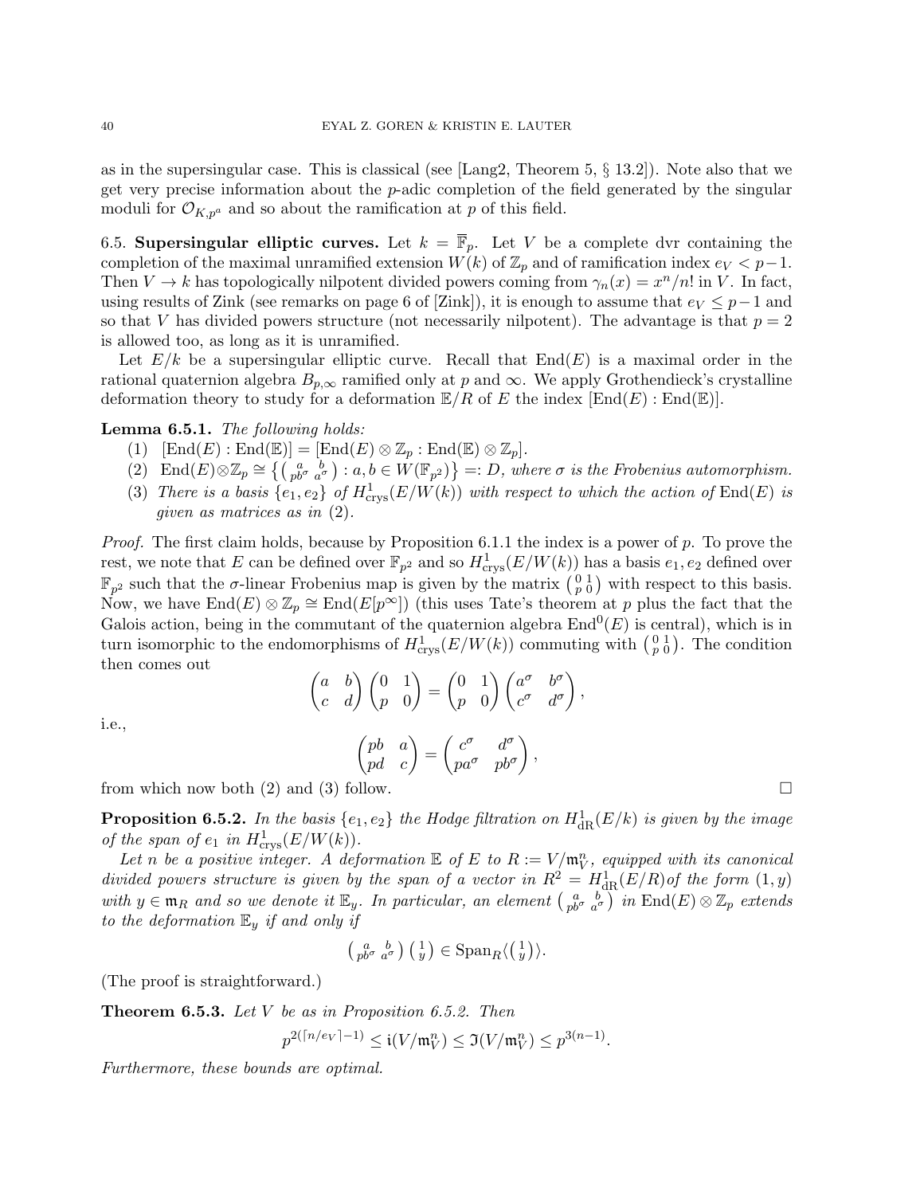as in the supersingular case. This is classical (see [Lang2, Theorem 5, § 13.2]). Note also that we get very precise information about the $p$-adic completion of the field generated by the singular moduli for $\mathcal{O}_{K,p^a}$ and so about the ramification at $p$ of this field.

6.5. **Supersingular elliptic curves.** Let $k = \overline{\mathbb{F}}_p$. Let $V$ be a complete dvr containing the completion of the maximal unramified extension $W(k)$ of $\mathbb{Z}_p$ and of ramification index $e_V < p-1$. Then $V \to k$ has topologically nilpotent divided powers coming from $\gamma_n(x) = x^n/n!$ in $V$. In fact, using results of Zink (see remarks on page 6 of [Zink]), it is enough to assume that $e_V \leq p-1$ and so that $V$ has divided powers structure (not necessarily nilpotent). The advantage is that $p = 2$ is allowed too, as long as it is unramified.

Let $E/k$ be a supersingular elliptic curve. Recall that $\mathrm{End}(E)$ is a maximal order in the rational quaternion algebra $B_{p,\infty}$ ramified only at $p$ and $\infty$. We apply Grothendieck's crystalline deformation theory to study for a deformation $\mathbb{E}/R$ of $E$ the index $[\mathrm{End}(E) : \mathrm{End}(\mathbb{E})]$.

**Lemma 6.5.1.** *The following holds:*

1. $[\mathrm{End}(E) : \mathrm{End}(\mathbb{E})] = [\mathrm{End}(E) \otimes \mathbb{Z}_p : \mathrm{End}(\mathbb{E}) \otimes \mathbb{Z}_p]$.
2. $\mathrm{End}(E) \otimes \mathbb{Z}_p \cong \left\{ \begin{pmatrix} a & b \\ pb^\sigma & a^\sigma \end{pmatrix} : a, b \in W(\mathbb{F}_{p^2}) \right\} =: D$*, where $\sigma$ is the Frobenius automorphism.*
3. *There is a basis $\{e_1, e_2\}$ of $H^1_{\mathrm{crys}}(E/W(k))$ with respect to which the action of $\mathrm{End}(E)$ is given as matrices as in (2).*

*Proof.* The first claim holds, because by Proposition 6.1.1 the index is a power of $p$. To prove the rest, we note that $E$ can be defined over $\mathbb{F}_{p^2}$ and so $H^1_{\mathrm{crys}}(E/W(k))$ has a basis $e_1, e_2$ defined over $\mathbb{F}_{p^2}$ such that the $\sigma$-linear Frobenius map is given by the matrix $\begin{pmatrix} 0 & 1 \\ p & 0 \end{pmatrix}$ with respect to this basis. Now, we have $\mathrm{End}(E) \otimes \mathbb{Z}_p \cong \mathrm{End}(E[p^\infty])$ (this uses Tate's theorem at $p$ plus the fact that the Galois action, being in the commutant of the quaternion algebra $\mathrm{End}^0(E)$ is central), which is in turn isomorphic to the endomorphisms of $H^1_{\mathrm{crys}}(E/W(k))$ commuting with $\begin{pmatrix} 0 & 1 \\ p & 0 \end{pmatrix}$. The condition then comes out

$$\begin{pmatrix} a & b \\ c & d \end{pmatrix} \begin{pmatrix} 0 & 1 \\ p & 0 \end{pmatrix} = \begin{pmatrix} 0 & 1 \\ p & 0 \end{pmatrix} \begin{pmatrix} a^\sigma & b^\sigma \\ c^\sigma & d^\sigma \end{pmatrix},$$

i.e.,

$$\begin{pmatrix} pb & a \\ pd & c \end{pmatrix} = \begin{pmatrix} c^\sigma & d^\sigma \\ pa^\sigma & pb^\sigma \end{pmatrix},$$

from which now both (2) and (3) follow. $\square$

**Proposition 6.5.2.** *In the basis $\{e_1, e_2\}$ the Hodge filtration on $H^1_{\mathrm{dR}}(E/k)$ is given by the image of the span of $e_1$ in $H^1_{\mathrm{crys}}(E/W(k))$.*

*Let $n$ be a positive integer. A deformation $\mathbb{E}$ of $E$ to $R := V/\mathfrak{m}_V^n$, equipped with its canonical divided powers structure is given by the span of a vector in $R^2 = H^1_{\mathrm{dR}}(E/R)$of the form $(1, y)$ with $y \in \mathfrak{m}_R$ and so we denote it $\mathbb{E}_y$. In particular, an element $\begin{pmatrix} a & b \\ pb^\sigma & a^\sigma \end{pmatrix}$ in $\mathrm{End}(E) \otimes \mathbb{Z}_p$ extends to the deformation $\mathbb{E}_y$ if and only if*

$$\begin{pmatrix} a & b \\ pb^\sigma & a^\sigma \end{pmatrix} \begin{pmatrix} 1 \\ y \end{pmatrix} \in \mathrm{Span}_R \langle \begin{pmatrix} 1 \\ y \end{pmatrix} \rangle.$$

(The proof is straightforward.)

**Theorem 6.5.3.** *Let $V$ be as in Proposition 6.5.2. Then*

$$p^{2(\lceil n/e_V \rceil - 1)} \leq \mathfrak{i}(V/\mathfrak{m}_V^n) \leq \mathfrak{I}(V/\mathfrak{m}_V^n) \leq p^{3(n-1)}.$$

*Furthermore, these bounds are optimal.*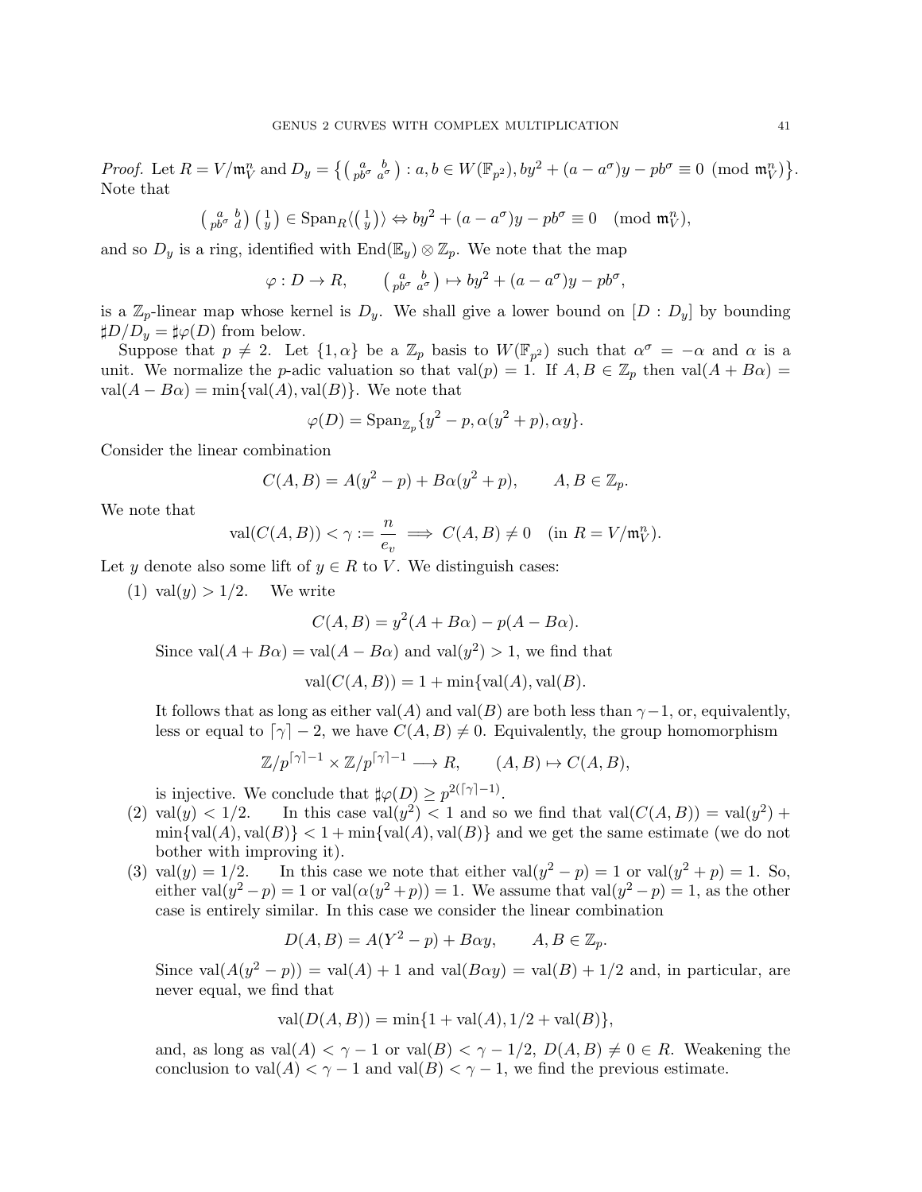*Proof.* Let $R = V/\mathfrak{m}_V^n$ and $D_y = \left\{ \left(\begin{smallmatrix} a & b \\ pb^\sigma & a^\sigma \end{smallmatrix}\right) : a, b \in W(\mathbb{F}_{p^2}), by^2 + (a - a^\sigma)y - pb^\sigma \equiv 0 \pmod{\mathfrak{m}_V^n} \right\}$. Note that

$$\left(\begin{smallmatrix} a & b \\ pb^\sigma & d \end{smallmatrix}\right)\left(\begin{smallmatrix} 1 \\ y \end{smallmatrix}\right) \in \mathrm{Span}_R\langle\left(\begin{smallmatrix} 1 \\ y \end{smallmatrix}\right)\rangle \Leftrightarrow by^2 + (a - a^\sigma)y - pb^\sigma \equiv 0 \pmod{\mathfrak{m}_V^n},$$

and so $D_y$ is a ring, identified with $\mathrm{End}(\mathbb{E}_y) \otimes \mathbb{Z}_p$. We note that the map

$$\varphi : D \to R, \qquad \left(\begin{smallmatrix} a & b \\ pb^\sigma & a^\sigma \end{smallmatrix}\right) \mapsto by^2 + (a - a^\sigma)y - pb^\sigma,$$

is a $\mathbb{Z}_p$-linear map whose kernel is $D_y$. We shall give a lower bound on $[D : D_y]$ by bounding $\sharp D/D_y = \sharp\varphi(D)$ from below.

Suppose that $p \neq 2$. Let $\{1, \alpha\}$ be a $\mathbb{Z}_p$ basis to $W(\mathbb{F}_{p^2})$ such that $\alpha^\sigma = -\alpha$ and $\alpha$ is a unit. We normalize the $p$-adic valuation so that $\mathrm{val}(p) = 1$. If $A, B \in \mathbb{Z}_p$ then $\mathrm{val}(A + B\alpha) = \mathrm{val}(A - B\alpha) = \min\{\mathrm{val}(A), \mathrm{val}(B)\}$. We note that

$$\varphi(D) = \mathrm{Span}_{\mathbb{Z}_p}\{y^2 - p, \alpha(y^2 + p), \alpha y\}.$$

Consider the linear combination

$$C(A, B) = A(y^2 - p) + B\alpha(y^2 + p), \qquad A, B \in \mathbb{Z}_p.$$

We note that

$$\mathrm{val}(C(A, B)) < \gamma := \frac{n}{e_v} \implies C(A, B) \neq 0 \quad (\text{in } R = V/\mathfrak{m}_V^n).$$

Let $y$ denote also some lift of $y \in R$ to $V$. We distinguish cases:

1. $\mathrm{val}(y) > 1/2$. We write

   $$C(A, B) = y^2(A + B\alpha) - p(A - B\alpha).$$

   Since $\mathrm{val}(A + B\alpha) = \mathrm{val}(A - B\alpha)$ and $\mathrm{val}(y^2) > 1$, we find that

   $$\mathrm{val}(C(A, B)) = 1 + \min\{\mathrm{val}(A), \mathrm{val}(B).$$

   It follows that as long as either $\mathrm{val}(A)$ and $\mathrm{val}(B)$ are both less than $\gamma - 1$, or, equivalently, less or equal to $\lceil\gamma\rceil - 2$, we have $C(A, B) \neq 0$. Equivalently, the group homomorphism

   $$\mathbb{Z}/p^{\lceil\gamma\rceil - 1} \times \mathbb{Z}/p^{\lceil\gamma\rceil - 1} \longrightarrow R, \qquad (A, B) \mapsto C(A, B),$$

   is injective. We conclude that $\sharp\varphi(D) \geq p^{2(\lceil\gamma\rceil - 1)}$.
2. $\mathrm{val}(y) < 1/2$. In this case $\mathrm{val}(y^2) < 1$ and so we find that $\mathrm{val}(C(A, B)) = \mathrm{val}(y^2) + \min\{\mathrm{val}(A), \mathrm{val}(B)\} < 1 + \min\{\mathrm{val}(A), \mathrm{val}(B)\}$ and we get the same estimate (we do not bother with improving it).
3. $\mathrm{val}(y) = 1/2$. In this case we note that either $\mathrm{val}(y^2 - p) = 1$ or $\mathrm{val}(y^2 + p) = 1$. So, either $\mathrm{val}(y^2 - p) = 1$ or $\mathrm{val}(\alpha(y^2 + p)) = 1$. We assume that $\mathrm{val}(y^2 - p) = 1$, as the other case is entirely similar. In this case we consider the linear combination

   $$D(A, B) = A(Y^2 - p) + B\alpha y, \qquad A, B \in \mathbb{Z}_p.$$

   Since $\mathrm{val}(A(y^2 - p)) = \mathrm{val}(A) + 1$ and $\mathrm{val}(B\alpha y) = \mathrm{val}(B) + 1/2$ and, in particular, are never equal, we find that

   $$\mathrm{val}(D(A, B)) = \min\{1 + \mathrm{val}(A), 1/2 + \mathrm{val}(B)\},$$

   and, as long as $\mathrm{val}(A) < \gamma - 1$ or $\mathrm{val}(B) < \gamma - 1/2$, $D(A, B) \neq 0 \in R$. Weakening the conclusion to $\mathrm{val}(A) < \gamma - 1$ and $\mathrm{val}(B) < \gamma - 1$, we find the previous estimate.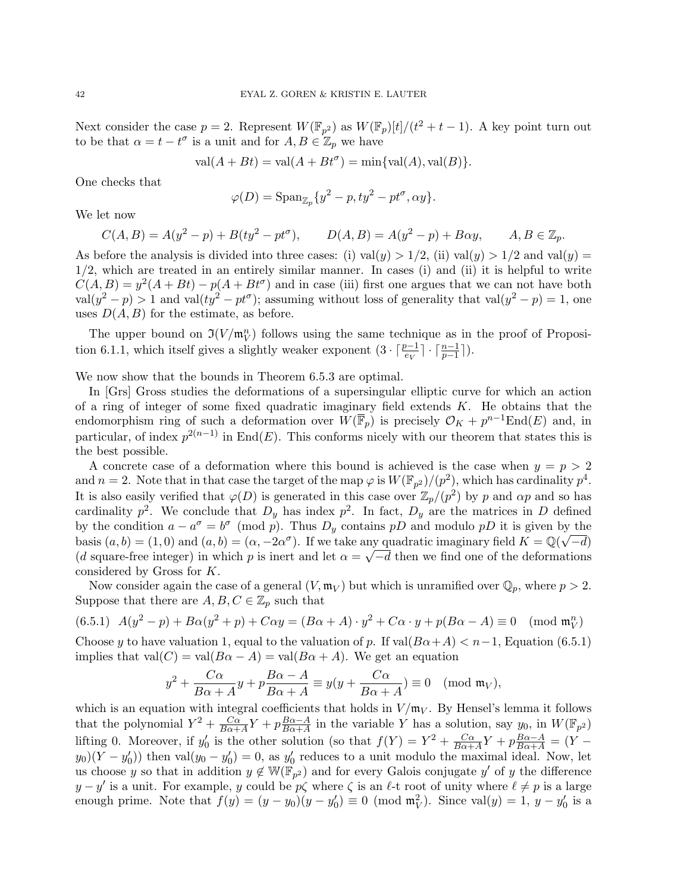Next consider the case $p = 2$. Represent $W(\mathbb{F}_{p^2})$ as $W(\mathbb{F}_p)[t]/(t^2 + t - 1)$. A key point turn out to be that $\alpha = t - t^\sigma$ is a unit and for $A, B \in \mathbb{Z}_p$ we have

$$\text{val}(A + Bt) = \text{val}(A + Bt^\sigma) = \min\{\text{val}(A), \text{val}(B)\}.$$

One checks that

$$\varphi(D) = \text{Span}_{\mathbb{Z}_p}\{y^2 - p, ty^2 - pt^\sigma, \alpha y\}.$$

We let now

$$C(A, B) = A(y^2 - p) + B(ty^2 - pt^\sigma), \qquad D(A, B) = A(y^2 - p) + B\alpha y, \qquad A, B \in \mathbb{Z}_p.$$

As before the analysis is divided into three cases: (i) $\text{val}(y) > 1/2$, (ii) $\text{val}(y) > 1/2$ and $\text{val}(y) = 1/2$, which are treated in an entirely similar manner. In cases (i) and (ii) it is helpful to write $C(A, B) = y^2(A + Bt) - p(A + Bt^\sigma)$ and in case (iii) first one argues that we can not have both $\text{val}(y^2 - p) > 1$ and $\text{val}(ty^2 - pt^\sigma)$; assuming without loss of generality that $\text{val}(y^2 - p) = 1$, one uses $D(A, B)$ for the estimate, as before.

The upper bound on $\mathfrak{I}(V/\mathfrak{m}_V^n)$ follows using the same technique as in the proof of Proposition 6.1.1, which itself gives a slightly weaker exponent $(3 \cdot \lceil \frac{p-1}{e_V} \rceil \cdot \lceil \frac{n-1}{p-1} \rceil)$.

We now show that the bounds in Theorem 6.5.3 are optimal.

In [Grs] Gross studies the deformations of a supersingular elliptic curve for which an action of a ring of integer of some fixed quadratic imaginary field extends $K$. He obtains that the endomorphism ring of such a deformation over $W(\overline{\mathbb{F}}_p)$ is precisely $\mathcal{O}_K + p^{n-1}\text{End}(E)$ and, in particular, of index $p^{2(n-1)}$ in $\text{End}(E)$. This conforms nicely with our theorem that states this is the best possible.

A concrete case of a deformation where this bound is achieved is the case when $y = p > 2$ and $n = 2$. Note that in that case the target of the map $\varphi$ is $W(\mathbb{F}_{p^2})/(p^2)$, which has cardinality $p^4$. It is also easily verified that $\varphi(D)$ is generated in this case over $\mathbb{Z}_p/(p^2)$ by $p$ and $\alpha p$ and so has cardinality $p^2$. We conclude that $D_y$ has index $p^2$. In fact, $D_y$ are the matrices in $D$ defined by the condition $a - a^\sigma = b^\sigma \pmod{p}$. Thus $D_y$ contains $pD$ and modulo $pD$ it is given by the basis $(a, b) = (1, 0)$ and $(a, b) = (\alpha, -2\alpha^\sigma)$. If we take any quadratic imaginary field $K = \mathbb{Q}(\sqrt{-d})$ ($d$ square-free integer) in which $p$ is inert and let $\alpha = \sqrt{-d}$ then we find one of the deformations considered by Gross for $K$.

Now consider again the case of a general $(V, \mathfrak{m}_V)$ but which is unramified over $\mathbb{Q}_p$, where $p > 2$. Suppose that there are $A, B, C \in \mathbb{Z}_p$ such that

$$\text{(6.5.1)} \quad A(y^2 - p) + B\alpha(y^2 + p) + C\alpha y = (B\alpha + A) \cdot y^2 + C\alpha \cdot y + p(B\alpha - A) \equiv 0 \pmod{\mathfrak{m}_V^n}$$

Choose $y$ to have valuation 1, equal to the valuation of $p$. If $\text{val}(B\alpha + A) < n-1$, Equation (6.5.1) implies that $\text{val}(C) = \text{val}(B\alpha - A) = \text{val}(B\alpha + A)$. We get an equation

$$y^2 + \frac{C\alpha}{B\alpha + A} y + p\frac{B\alpha - A}{B\alpha + A} \equiv y(y + \frac{C\alpha}{B\alpha + A}) \equiv 0 \pmod{\mathfrak{m}_V},$$

which is an equation with integral coefficients that holds in $V/\mathfrak{m}_V$. By Hensel's lemma it follows that the polynomial $Y^2 + \frac{C\alpha}{B\alpha + A}Y + p\frac{B\alpha - A}{B\alpha + A}$ in the variable $Y$ has a solution, say $y_0$, in $W(\mathbb{F}_{p^2})$ lifting 0. Moreover, if $y_0'$ is the other solution (so that $f(Y) = Y^2 + \frac{C\alpha}{B\alpha + A}Y + p\frac{B\alpha - A}{B\alpha + A} = (Y - y_0)(Y - y_0'))$ then $\text{val}(y_0 - y_0') = 0$, as $y_0'$ reduces to a unit modulo the maximal ideal. Now, let us choose $y$ so that in addition $y \notin \mathbb{W}(\mathbb{F}_{p^2})$ and for every Galois conjugate $y'$ of $y$ the difference $y - y'$ is a unit. For example, $y$ could be $p\zeta$ where $\zeta$ is an $\ell$-t root of unity where $\ell \neq p$ is a large enough prime. Note that $f(y) = (y - y_0)(y - y_0') \equiv 0 \pmod{\mathfrak{m}_V^2}$. Since $\text{val}(y) = 1$, $y - y_0'$ is a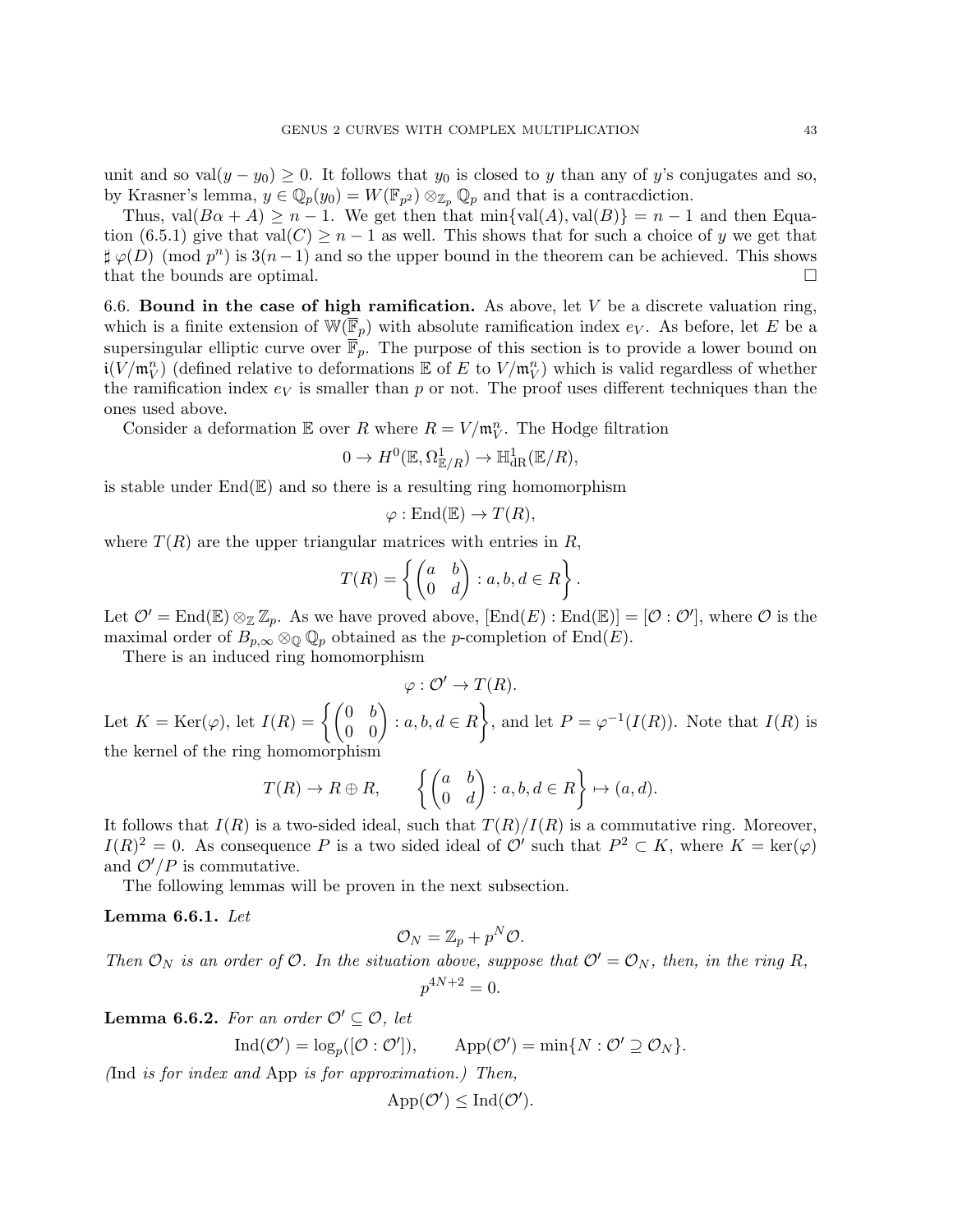unit and so $\mathrm{val}(y - y_0) \geq 0$. It follows that $y_0$ is closed to $y$ than any of $y$'s conjugates and so, by Krasner's lemma, $y \in \mathbb{Q}_p(y_0) = W(\mathbb{F}_{p^2}) \otimes_{\mathbb{Z}_p} \mathbb{Q}_p$ and that is a contracdiction.

Thus, $\mathrm{val}(B\alpha + A) \geq n - 1$. We get then that $\min\{\mathrm{val}(A), \mathrm{val}(B)\} = n - 1$ and then Equation (6.5.1) give that $\mathrm{val}(C) \geq n - 1$ as well. This shows that for such a choice of $y$ we get that $\sharp\, \varphi(D) \pmod{p^n}$ is $3(n-1)$ and so the upper bound in the theorem can be achieved. This shows that the bounds are optimal. $\square$

6.6. **Bound in the case of high ramification.** As above, let $V$ be a discrete valuation ring, which is a finite extension of $\mathbb{W}(\overline{\mathbb{F}}_p)$ with absolute ramification index $e_V$. As before, let $E$ be a supersingular elliptic curve over $\overline{\mathbb{F}}_p$. The purpose of this section is to provide a lower bound on $\mathfrak{i}(V/\mathfrak{m}_V^n)$ (defined relative to deformations $\mathbb{E}$ of $E$ to $V/\mathfrak{m}_V^n$) which is valid regardless of whether the ramification index $e_V$ is smaller than $p$ or not. The proof uses different techniques than the ones used above.

Consider a deformation $\mathbb{E}$ over $R$ where $R = V/\mathfrak{m}_V^n$. The Hodge filtration

$$0 \to H^0(\mathbb{E}, \Omega^1_{\mathbb{E}/R}) \to \mathbb{H}^1_{\mathrm{dR}}(\mathbb{E}/R),$$

is stable under $\mathrm{End}(\mathbb{E})$ and so there is a resulting ring homomorphism

$$\varphi : \mathrm{End}(\mathbb{E}) \to T(R),$$

where $T(R)$ are the upper triangular matrices with entries in $R$,

$$T(R) = \left\{ \begin{pmatrix} a & b \\ 0 & d \end{pmatrix} : a, b, d \in R \right\}.$$

Let $\mathcal{O}' = \mathrm{End}(\mathbb{E}) \otimes_{\mathbb{Z}} \mathbb{Z}_p$. As we have proved above, $[\mathrm{End}(E) : \mathrm{End}(\mathbb{E})] = [\mathcal{O} : \mathcal{O}']$, where $\mathcal{O}$ is the maximal order of $B_{p,\infty} \otimes_{\mathbb{Q}} \mathbb{Q}_p$ obtained as the $p$-completion of $\mathrm{End}(E)$.

There is an induced ring homomorphism

$$\varphi : \mathcal{O}' \to T(R).$$

Let $K = \mathrm{Ker}(\varphi)$, let $I(R) = \left\{ \begin{pmatrix} 0 & b \\ 0 & 0 \end{pmatrix} : a, b, d \in R \right\}$, and let $P = \varphi^{-1}(I(R))$. Note that $I(R)$ is the kernel of the ring homomorphism

$$T(R) \to R \oplus R, \qquad \left\{ \begin{pmatrix} a & b \\ 0 & d \end{pmatrix} : a, b, d \in R \right\} \mapsto (a, d).$$

It follows that $I(R)$ is a two-sided ideal, such that $T(R)/I(R)$ is a commutative ring. Moreover, $I(R)^2 = 0$. As consequence $P$ is a two sided ideal of $\mathcal{O}'$ such that $P^2 \subset K$, where $K = \ker(\varphi)$ and $\mathcal{O}'/P$ is commutative.

The following lemmas will be proven in the next subsection.

**Lemma 6.6.1.** *Let*

$$\mathcal{O}_N = \mathbb{Z}_p + p^N \mathcal{O}.$$

*Then $\mathcal{O}_N$ is an order of $\mathcal{O}$. In the situation above, suppose that $\mathcal{O}' = \mathcal{O}_N$, then, in the ring $R$,*

$$p^{4N+2} = 0.$$

**Lemma 6.6.2.** *For an order $\mathcal{O}' \subseteq \mathcal{O}$, let*

$$\mathrm{Ind}(\mathcal{O}') = \log_p([\mathcal{O} : \mathcal{O}']), \qquad \mathrm{App}(\mathcal{O}') = \min\{N : \mathcal{O}' \supseteq \mathcal{O}_N\}.$$

*(*Ind *is for index and* App *is for approximation.) Then,*

$$\mathrm{App}(\mathcal{O}') \leq \mathrm{Ind}(\mathcal{O}').$$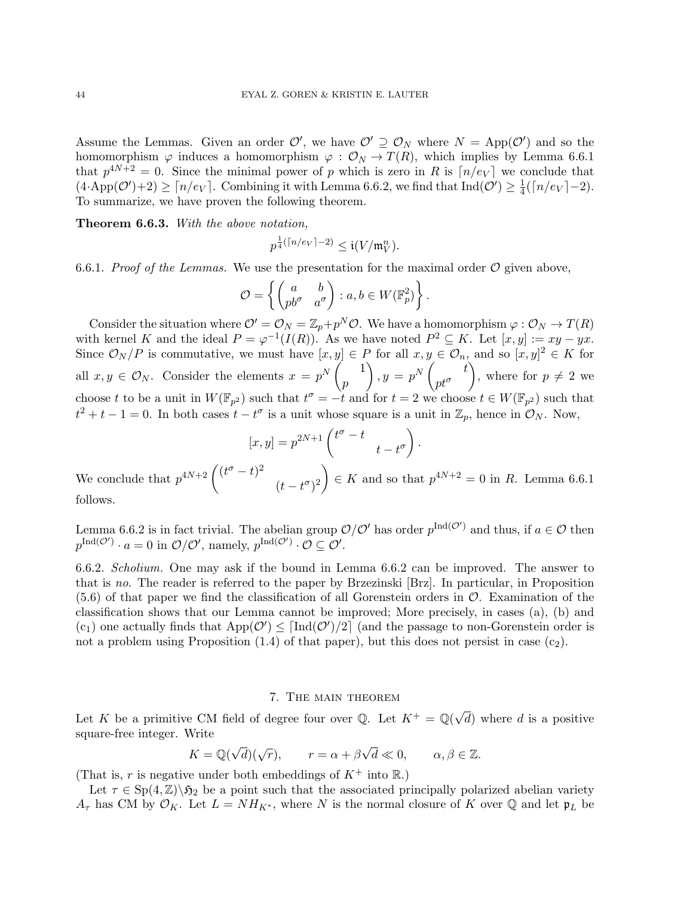Assume the Lemmas. Given an order $\mathcal{O}'$, we have $\mathcal{O}' \supseteq \mathcal{O}_N$ where $N = \mathrm{App}(\mathcal{O}')$ and so the homomorphism $\varphi$ induces a homomorphism $\varphi : \mathcal{O}_N \to T(R)$, which implies by Lemma 6.6.1 that $p^{4N+2} = 0$. Since the minimal power of $p$ which is zero in $R$ is $\lceil n/e_V \rceil$ we conclude that $(4 \cdot \mathrm{App}(\mathcal{O}')+2) \geq \lceil n/e_V \rceil$. Combining it with Lemma 6.6.2, we find that $\mathrm{Ind}(\mathcal{O}') \geq \frac{1}{4}(\lceil n/e_V \rceil - 2)$. To summarize, we have proven the following theorem.

**Theorem 6.6.3.** *With the above notation,*

$$p^{\frac{1}{4}(\lceil n/e_V \rceil - 2)} \leq \mathfrak{i}(V/\mathfrak{m}_V^n).$$

6.6.1. *Proof of the Lemmas.* We use the presentation for the maximal order $\mathcal{O}$ given above,

$$\mathcal{O} = \left\{ \begin{pmatrix} a & b \\ pb^\sigma & a^\sigma \end{pmatrix} : a, b \in W(\mathbb{F}_p^2) \right\}.$$

Consider the situation where $\mathcal{O}' = \mathcal{O}_N = \mathbb{Z}_p + p^N \mathcal{O}$. We have a homomorphism $\varphi : \mathcal{O}_N \to T(R)$ with kernel $K$ and the ideal $P = \varphi^{-1}(I(R))$. As we have noted $P^2 \subseteq K$. Let $[x, y] := xy - yx$. Since $\mathcal{O}_N/P$ is commutative, we must have $[x, y] \in P$ for all $x, y \in \mathcal{O}_n$, and so $[x, y]^2 \in K$ for all $x, y \in \mathcal{O}_N$. Consider the elements $x = p^N \begin{pmatrix} & 1 \\ p & \end{pmatrix}, y = p^N \begin{pmatrix} & t \\ pt^\sigma & \end{pmatrix}$, where for $p \neq 2$ we choose $t$ to be a unit in $W(\mathbb{F}_{p^2})$ such that $t^\sigma = -t$ and for $t = 2$ we choose $t \in W(\mathbb{F}_{p^2})$ such that $t^2 + t - 1 = 0$. In both cases $t - t^\sigma$ is a unit whose square is a unit in $\mathbb{Z}_p$, hence in $\mathcal{O}_N$. Now,

$$[x, y] = p^{2N+1} \begin{pmatrix} t^\sigma - t & \\ & t - t^\sigma \end{pmatrix}.$$

We conclude that $p^{4N+2} \begin{pmatrix} (t^\sigma - t)^2 & \\ & (t - t^\sigma)^2 \end{pmatrix} \in K$ and so that $p^{4N+2} = 0$ in $R$. Lemma 6.6.1 follows.

Lemma 6.6.2 is in fact trivial. The abelian group $\mathcal{O}/\mathcal{O}'$ has order $p^{\mathrm{Ind}(\mathcal{O}')}$ and thus, if $a \in \mathcal{O}$ then $p^{\mathrm{Ind}(\mathcal{O}')} \cdot a = 0$ in $\mathcal{O}/\mathcal{O}'$, namely, $p^{\mathrm{Ind}(\mathcal{O}')} \cdot \mathcal{O} \subseteq \mathcal{O}'$.

6.6.2. *Scholium.* One may ask if the bound in Lemma 6.6.2 can be improved. The answer to that is *no.* The reader is referred to the paper by Brzezinski [Brz]. In particular, in Proposition (5.6) of that paper we find the classification of all Gorenstein orders in $\mathcal{O}$. Examination of the classification shows that our Lemma cannot be improved; More precisely, in cases (a), (b) and ($c_1$) one actually finds that $\mathrm{App}(\mathcal{O}') \leq \lceil \mathrm{Ind}(\mathcal{O}')/2 \rceil$ (and the passage to non-Gorenstein order is not a problem using Proposition (1.4) of that paper), but this does not persist in case ($c_2$).

## 7. The main theorem

Let $K$ be a primitive CM field of degree four over $\mathbb{Q}$. Let $K^+ = \mathbb{Q}(\sqrt{d})$ where $d$ is a positive square-free integer. Write

$$K = \mathbb{Q}(\sqrt{d})(\sqrt{r}), \qquad r = \alpha + \beta\sqrt{d} \ll 0, \qquad \alpha, \beta \in \mathbb{Z}.$$

(That is, $r$ is negative under both embeddings of $K^+$ into $\mathbb{R}$.)

Let $\tau \in \mathrm{Sp}(4, \mathbb{Z}) \backslash \mathfrak{H}_2$ be a point such that the associated principally polarized abelian variety $A_\tau$ has CM by $\mathcal{O}_K$. Let $L = NH_{K^*}$, where $N$ is the normal closure of $K$ over $\mathbb{Q}$ and let $\mathfrak{p}_L$ be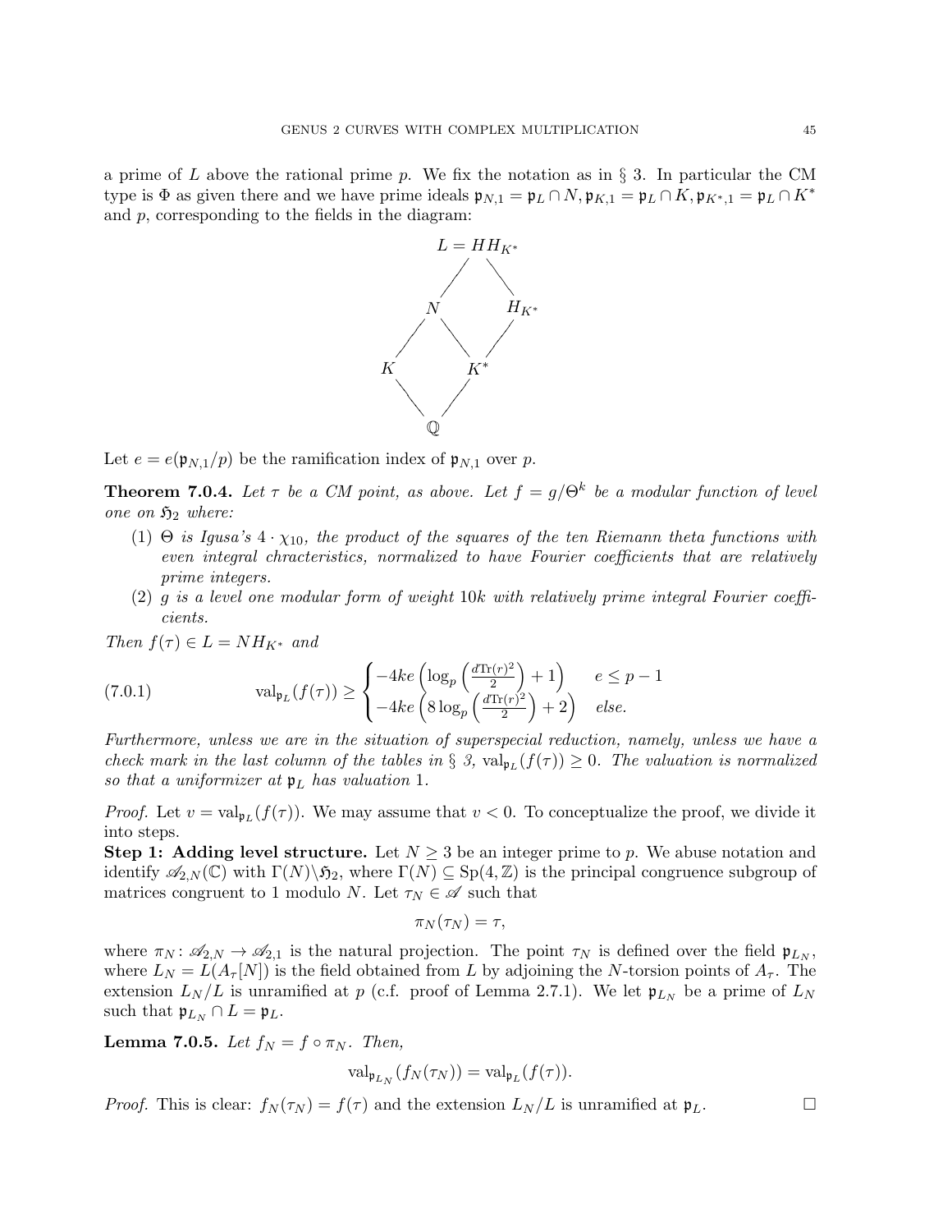a prime of $L$ above the rational prime $p$. We fix the notation as in § 3. In particular the CM type is $\Phi$ as given there and we have prime ideals $\mathfrak{p}_{N,1} = \mathfrak{p}_L \cap N, \mathfrak{p}_{K,1} = \mathfrak{p}_L \cap K, \mathfrak{p}_{K^*,1} = \mathfrak{p}_L \cap K^*$ and $p$, corresponding to the fields in the diagram:

$$
\begin{array}{ccccc}
 & & L = HH_{K^*} & & \\
 & \diagup & & \diagdown & \\
 & N & & & H_{K^*} \\
 \diagup & & \diagdown & \diagup & \\
K & & & K^* & \\
 & \diagdown & \diagup & & \\
 & & \mathbb{Q} & &
\end{array}
$$

Let $e = e(\mathfrak{p}_{N,1}/p)$ be the ramification index of $\mathfrak{p}_{N,1}$ over $p$.

**Theorem 7.0.4.** *Let $\tau$ be a CM point, as above. Let $f = g/\Theta^k$ be a modular function of level one on $\mathfrak{H}_2$ where:*

1. *$\Theta$ is Igusa's $4 \cdot \chi_{10}$, the product of the squares of the ten Riemann theta functions with even integral chracteristics, normalized to have Fourier coefficients that are relatively prime integers.*
2. *$g$ is a level one modular form of weight $10k$ with relatively prime integral Fourier coefficients.*

*Then $f(\tau) \in L = NH_{K^*}$ and*

$$
\mathrm{val}_{\mathfrak{p}_L}(f(\tau)) \geq \begin{cases} -4ke\left(\log_p\left(\frac{d\mathrm{Tr}(r)^2}{2}\right) + 1\right) & e \leq p-1 \\ -4ke\left(8\log_p\left(\frac{d\mathrm{Tr}(r)^2}{2}\right) + 2\right) & \textit{else.} \end{cases} \tag{7.0.1}
$$

*Furthermore, unless we are in the situation of superspecial reduction, namely, unless we have a check mark in the last column of the tables in § 3, $\mathrm{val}_{\mathfrak{p}_L}(f(\tau)) \geq 0$. The valuation is normalized so that a uniformizer at $\mathfrak{p}_L$ has valuation 1.*

*Proof.* Let $v = \mathrm{val}_{\mathfrak{p}_L}(f(\tau))$. We may assume that $v < 0$. To conceptualize the proof, we divide it into steps.

**Step 1: Adding level structure.** Let $N \geq 3$ be an integer prime to $p$. We abuse notation and identify $\mathscr{A}_{2,N}(\mathbb{C})$ with $\Gamma(N)\backslash\mathfrak{H}_2$, where $\Gamma(N) \subseteq \mathrm{Sp}(4, \mathbb{Z})$ is the principal congruence subgroup of matrices congruent to 1 modulo $N$. Let $\tau_N \in \mathscr{A}$ such that

$$
\pi_N(\tau_N) = \tau,
$$

where $\pi_N \colon \mathscr{A}_{2,N} \to \mathscr{A}_{2,1}$ is the natural projection. The point $\tau_N$ is defined over the field $\mathfrak{p}_{L_N}$, where $L_N = L(A_\tau[N])$ is the field obtained from $L$ by adjoining the $N$-torsion points of $A_\tau$. The extension $L_N/L$ is unramified at $p$ (c.f. proof of Lemma 2.7.1). We let $\mathfrak{p}_{L_N}$ be a prime of $L_N$ such that $\mathfrak{p}_{L_N} \cap L = \mathfrak{p}_L$.

**Lemma 7.0.5.** *Let $f_N = f \circ \pi_N$. Then,*

$$
\mathrm{val}_{\mathfrak{p}_{L_N}}(f_N(\tau_N)) = \mathrm{val}_{\mathfrak{p}_L}(f(\tau)).
$$

*Proof.* This is clear: $f_N(\tau_N) = f(\tau)$ and the extension $L_N/L$ is unramified at $\mathfrak{p}_L$. $\square$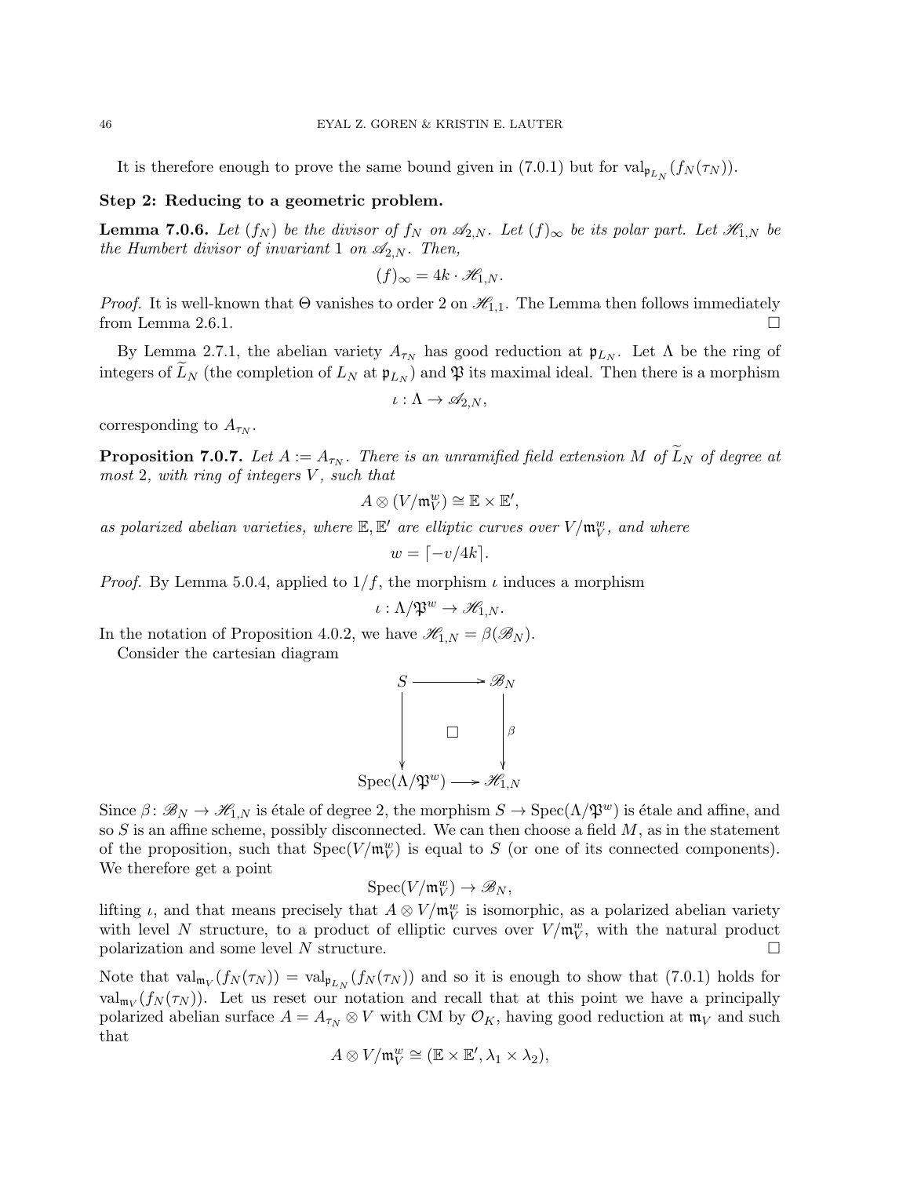It is therefore enough to prove the same bound given in (7.0.1) but for $\mathrm{val}_{\mathfrak{p}_{L_N}}(f_N(\tau_N))$.

**Step 2: Reducing to a geometric problem.**

**Lemma 7.0.6.** *Let $(f_N)$ be the divisor of $f_N$ on $\mathscr{A}_{2,N}$. Let $(f)_\infty$ be its polar part. Let $\mathscr{H}_{1,N}$ be the Humbert divisor of invariant 1 on $\mathscr{A}_{2,N}$. Then,*

$$(f)_\infty = 4k \cdot \mathscr{H}_{1,N}.$$

*Proof.* It is well-known that $\Theta$ vanishes to order 2 on $\mathscr{H}_{1,1}$. The Lemma then follows immediately from Lemma 2.6.1. $\square$

By Lemma 2.7.1, the abelian variety $A_{\tau_N}$ has good reduction at $\mathfrak{p}_{L_N}$. Let $\Lambda$ be the ring of integers of $\widetilde{L}_N$ (the completion of $L_N$ at $\mathfrak{p}_{L_N}$) and $\mathfrak{P}$ its maximal ideal. Then there is a morphism

$$\iota : \Lambda \to \mathscr{A}_{2,N},$$

corresponding to $A_{\tau_N}$.

**Proposition 7.0.7.** *Let $A := A_{\tau_N}$. There is an unramified field extension $M$ of $\widetilde{L}_N$ of degree at most 2, with ring of integers $V$, such that*

$$A \otimes (V/\mathfrak{m}_V^w) \cong \mathbb{E} \times \mathbb{E}',$$

*as polarized abelian varieties, where $\mathbb{E}, \mathbb{E}'$ are elliptic curves over $V/\mathfrak{m}_V^w$, and where*

$$w = \lceil -v/4k \rceil.$$

*Proof.* By Lemma 5.0.4, applied to $1/f$, the morphism $\iota$ induces a morphism

$$\iota : \Lambda/\mathfrak{P}^w \to \mathscr{H}_{1,N}.$$

In the notation of Proposition 4.0.2, we have $\mathscr{H}_{1,N} = \beta(\mathscr{B}_N)$.

Consider the cartesian diagram

$$\begin{array}{ccc} S & \longrightarrow & \mathscr{B}_N \\ \big\downarrow & \square & \big\downarrow \beta \\ \mathrm{Spec}(\Lambda/\mathfrak{P}^w) & \longrightarrow & \mathscr{H}_{1,N} \end{array}$$

Since $\beta \colon \mathscr{B}_N \to \mathscr{H}_{1,N}$ is étale of degree 2, the morphism $S \to \mathrm{Spec}(\Lambda/\mathfrak{P}^w)$ is étale and affine, and so $S$ is an affine scheme, possibly disconnected. We can then choose a field $M$, as in the statement of the proposition, such that $\mathrm{Spec}(V/\mathfrak{m}_V^w)$ is equal to $S$ (or one of its connected components). We therefore get a point

$$\mathrm{Spec}(V/\mathfrak{m}_V^w) \to \mathscr{B}_N,$$

lifting $\iota$, and that means precisely that $A \otimes V/\mathfrak{m}_V^w$ is isomorphic, as a polarized abelian variety with level $N$ structure, to a product of elliptic curves over $V/\mathfrak{m}_V^w$, with the natural product polarization and some level $N$ structure. $\square$

Note that $\mathrm{val}_{\mathfrak{m}_V}(f_N(\tau_N)) = \mathrm{val}_{\mathfrak{p}_{L_N}}(f_N(\tau_N))$ and so it is enough to show that (7.0.1) holds for $\mathrm{val}_{\mathfrak{m}_V}(f_N(\tau_N))$. Let us reset our notation and recall that at this point we have a principally polarized abelian surface $A = A_{\tau_N} \otimes V$ with CM by $\mathcal{O}_K$, having good reduction at $\mathfrak{m}_V$ and such that

$$A \otimes V/\mathfrak{m}_V^w \cong (\mathbb{E} \times \mathbb{E}', \lambda_1 \times \lambda_2),$$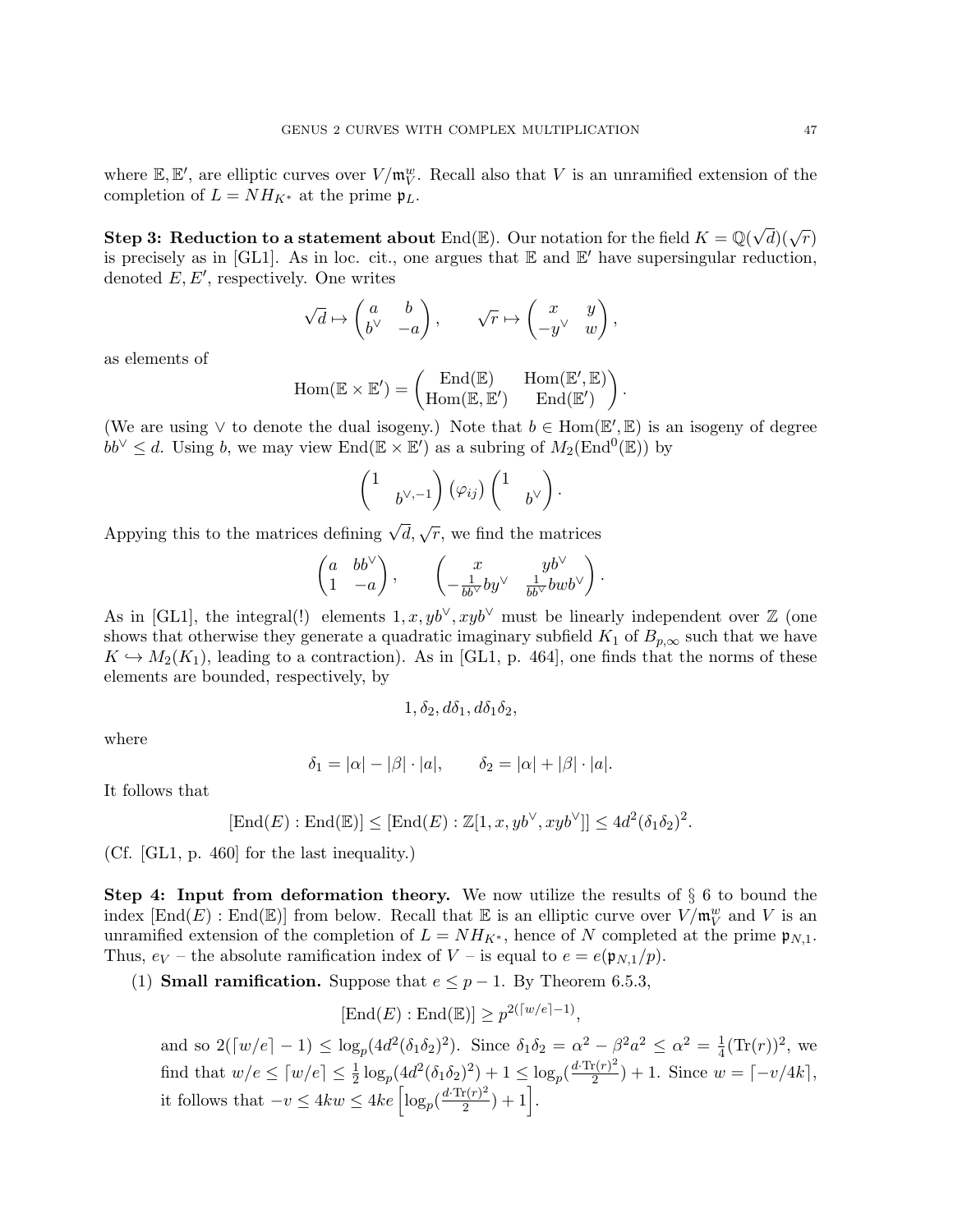where $\mathbb{E}, \mathbb{E}'$, are elliptic curves over $V/\mathfrak{m}_V^w$. Recall also that $V$ is an unramified extension of the completion of $L = NH_{K^*}$ at the prime $\mathfrak{p}_L$.

**Step 3: Reduction to a statement about** $\mathrm{End}(\mathbb{E})$. Our notation for the field $K = \mathbb{Q}(\sqrt{d})(\sqrt{r})$ is precisely as in [GL1]. As in loc. cit., one argues that $\mathbb{E}$ and $\mathbb{E}'$ have supersingular reduction, denoted $E, E'$, respectively. One writes

$$\sqrt{d} \mapsto \begin{pmatrix} a & b \\ b^\vee & -a \end{pmatrix}, \qquad \sqrt{r} \mapsto \begin{pmatrix} x & y \\ -y^\vee & w \end{pmatrix},$$

as elements of

$$\mathrm{Hom}(\mathbb{E} \times \mathbb{E}') = \begin{pmatrix} \mathrm{End}(\mathbb{E}) & \mathrm{Hom}(\mathbb{E}', \mathbb{E}) \\ \mathrm{Hom}(\mathbb{E}, \mathbb{E}') & \mathrm{End}(\mathbb{E}') \end{pmatrix}.$$

(We are using $\vee$ to denote the dual isogeny.) Note that $b \in \mathrm{Hom}(\mathbb{E}', \mathbb{E})$ is an isogeny of degree $bb^\vee \leq d$. Using $b$, we may view $\mathrm{End}(\mathbb{E} \times \mathbb{E}')$ as a subring of $M_2(\mathrm{End}^0(\mathbb{E}))$ by

$$\begin{pmatrix} 1 & \\ & b^{\vee,-1} \end{pmatrix} (\varphi_{ij}) \begin{pmatrix} 1 & \\ & b^\vee \end{pmatrix}.$$

Appying this to the matrices defining $\sqrt{d}, \sqrt{r}$, we find the matrices

$$\begin{pmatrix} a & bb^\vee \\ 1 & -a \end{pmatrix}, \qquad \begin{pmatrix} x & yb^\vee \\ -\frac{1}{bb^\vee} by^\vee & \frac{1}{bb^\vee} bwb^\vee \end{pmatrix}.$$

As in [GL1], the integral(!) elements $1, x, yb^\vee, xyb^\vee$ must be linearly independent over $\mathbb{Z}$ (one shows that otherwise they generate a quadratic imaginary subfield $K_1$ of $B_{p,\infty}$ such that we have $K \hookrightarrow M_2(K_1)$, leading to a contraction). As in [GL1, p. 464], one finds that the norms of these elements are bounded, respectively, by

$$1, \delta_2, d\delta_1, d\delta_1\delta_2,$$

where

$$\delta_1 = |\alpha| - |\beta| \cdot |a|, \qquad \delta_2 = |\alpha| + |\beta| \cdot |a|.$$

It follows that

$$[\mathrm{End}(E) : \mathrm{End}(\mathbb{E})] \leq [\mathrm{End}(E) : \mathbb{Z}[1, x, yb^\vee, xyb^\vee]] \leq 4d^2(\delta_1\delta_2)^2.$$

(Cf. [GL1, p. 460] for the last inequality.)

**Step 4: Input from deformation theory.** We now utilize the results of § 6 to bound the index $[\mathrm{End}(E) : \mathrm{End}(\mathbb{E})]$ from below. Recall that $\mathbb{E}$ is an elliptic curve over $V/\mathfrak{m}_V^w$ and $V$ is an unramified extension of the completion of $L = NH_{K^*}$, hence of $N$ completed at the prime $\mathfrak{p}_{N,1}$. Thus, $e_V$ – the absolute ramification index of $V$ – is equal to $e = e(\mathfrak{p}_{N,1}/p)$.

1. **Small ramification.** Suppose that $e \leq p - 1$. By Theorem 6.5.3,

$$[\mathrm{End}(E) : \mathrm{End}(\mathbb{E})] \geq p^{2(\lceil w/e \rceil - 1)},$$

and so $2(\lceil w/e \rceil - 1) \leq \log_p(4d^2(\delta_1\delta_2)^2)$. Since $\delta_1\delta_2 = \alpha^2 - \beta^2 a^2 \leq \alpha^2 = \frac{1}{4}(\mathrm{Tr}(r))^2$, we find that $w/e \leq \lceil w/e \rceil \leq \frac{1}{2}\log_p(4d^2(\delta_1\delta_2)^2) + 1 \leq \log_p(\frac{d \cdot \mathrm{Tr}(r)^2}{2}) + 1$. Since $w = \lceil -v/4k \rceil$, it follows that $-v \leq 4kw \leq 4ke \left[\log_p(\frac{d \cdot \mathrm{Tr}(r)^2}{2}) + 1\right]$.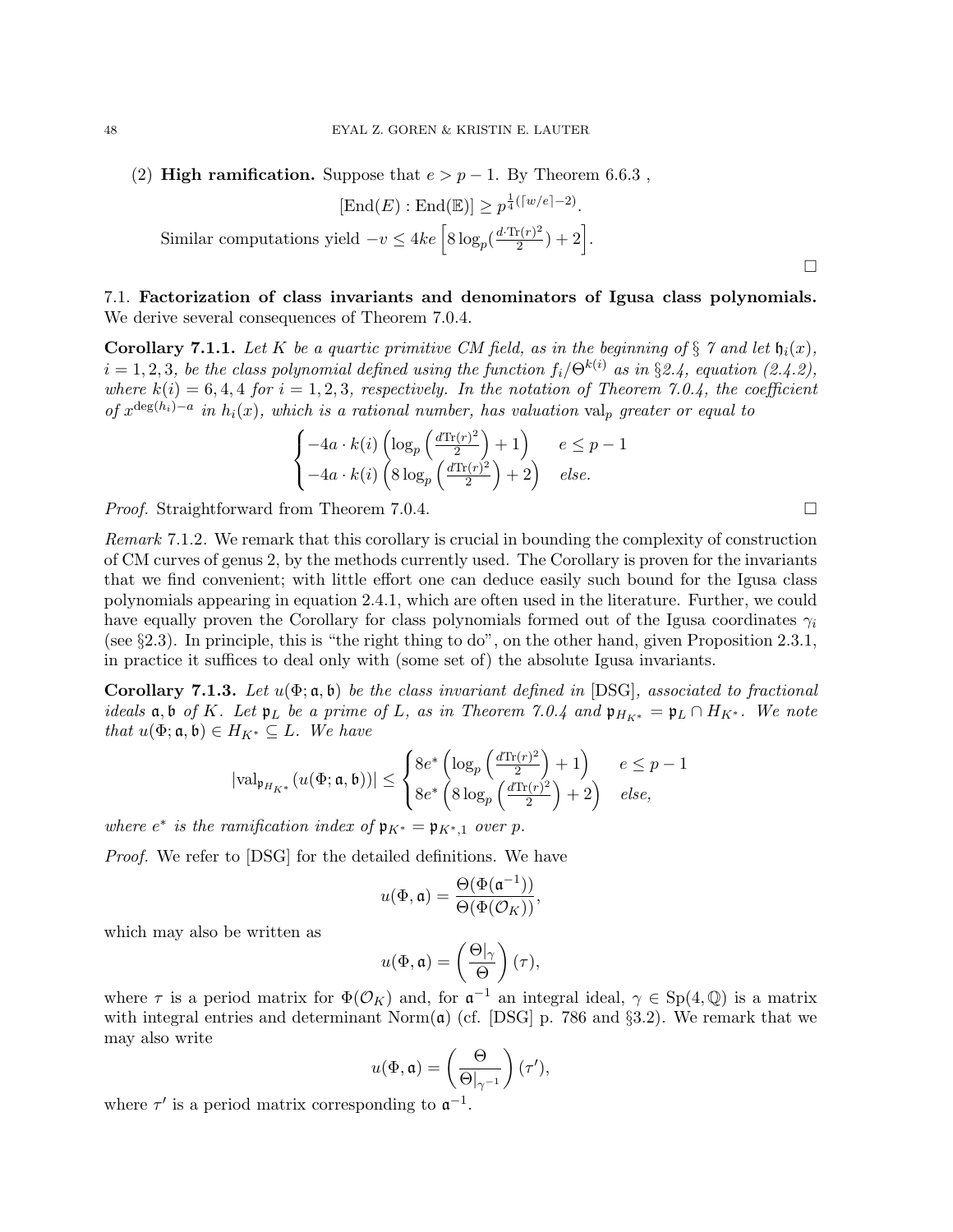(2) **High ramification.** Suppose that $e > p - 1$. By Theorem 6.6.3 ,

$$[\mathrm{End}(E) : \mathrm{End}(\mathbb{E})] \geq p^{\frac{1}{4}(\lceil w/e \rceil - 2)}.$$

Similar computations yield $-v \leq 4ke\left[8\log_p(\frac{d\cdot \mathrm{Tr}(r)^2}{2}) + 2\right]$.

□

## 7.1. Factorization of class invariants and denominators of Igusa class polynomials.

We derive several consequences of Theorem 7.0.4.

**Corollary 7.1.1.** *Let $K$ be a quartic primitive CM field, as in the beginning of § 7 and let $\mathfrak{h}_i(x)$, $i = 1, 2, 3$, be the class polynomial defined using the function $f_i/\Theta^{k(i)}$ as in §2.4, equation (2.4.2), where $k(i) = 6, 4, 4$ for $i = 1, 2, 3$, respectively. In the notation of Theorem 7.0.4, the coefficient of $x^{\deg(h_i)-a}$ in $h_i(x)$, which is a rational number, has valuation $\mathrm{val}_p$ greater or equal to*

$$\begin{cases} -4a \cdot k(i)\left(\log_p\left(\frac{d\mathrm{Tr}(r)^2}{2}\right) + 1\right) & e \leq p-1 \\ -4a \cdot k(i)\left(8\log_p\left(\frac{d\mathrm{Tr}(r)^2}{2}\right) + 2\right) & else. \end{cases}$$

*Proof.* Straightforward from Theorem 7.0.4. □

*Remark* 7.1.2. We remark that this corollary is crucial in bounding the complexity of construction of CM curves of genus 2, by the methods currently used. The Corollary is proven for the invariants that we find convenient; with little effort one can deduce easily such bound for the Igusa class polynomials appearing in equation 2.4.1, which are often used in the literature. Further, we could have equally proven the Corollary for class polynomials formed out of the Igusa coordinates $\gamma_i$ (see §2.3). In principle, this is "the right thing to do", on the other hand, given Proposition 2.3.1, in practice it suffices to deal only with (some set of) the absolute Igusa invariants.

**Corollary 7.1.3.** *Let $u(\Phi; \mathfrak{a}, \mathfrak{b})$ be the class invariant defined in* [DSG]*, associated to fractional ideals $\mathfrak{a}, \mathfrak{b}$ of $K$. Let $\mathfrak{p}_L$ be a prime of $L$, as in Theorem 7.0.4 and $\mathfrak{p}_{H_{K^*}} = \mathfrak{p}_L \cap H_{K^*}$. We note that $u(\Phi; \mathfrak{a}, \mathfrak{b}) \in H_{K^*} \subseteq L$. We have*

$$|\mathrm{val}_{\mathfrak{p}_{H_{K^*}}}(u(\Phi; \mathfrak{a}, \mathfrak{b}))| \leq \begin{cases} 8e^*\left(\log_p\left(\frac{d\mathrm{Tr}(r)^2}{2}\right) + 1\right) & e \leq p-1 \\ 8e^*\left(8\log_p\left(\frac{d\mathrm{Tr}(r)^2}{2}\right) + 2\right) & else, \end{cases}$$

*where $e^*$ is the ramification index of $\mathfrak{p}_{K^*} = \mathfrak{p}_{K^*,1}$ over $p$.*

*Proof.* We refer to [DSG] for the detailed definitions. We have

$$u(\Phi, \mathfrak{a}) = \frac{\Theta(\Phi(\mathfrak{a}^{-1}))}{\Theta(\Phi(\mathcal{O}_K))},$$

which may also be written as

$$u(\Phi, \mathfrak{a}) = \left(\frac{\Theta|_\gamma}{\Theta}\right)(\tau),$$

where $\tau$ is a period matrix for $\Phi(\mathcal{O}_K)$ and, for $\mathfrak{a}^{-1}$ an integral ideal, $\gamma \in \mathrm{Sp}(4, \mathbb{Q})$ is a matrix with integral entries and determinant $\mathrm{Norm}(\mathfrak{a})$ (cf. [DSG] p. 786 and §3.2). We remark that we may also write

$$u(\Phi, \mathfrak{a}) = \left(\frac{\Theta}{\Theta|_{\gamma^{-1}}}\right)(\tau'),$$

where $\tau'$ is a period matrix corresponding to $\mathfrak{a}^{-1}$.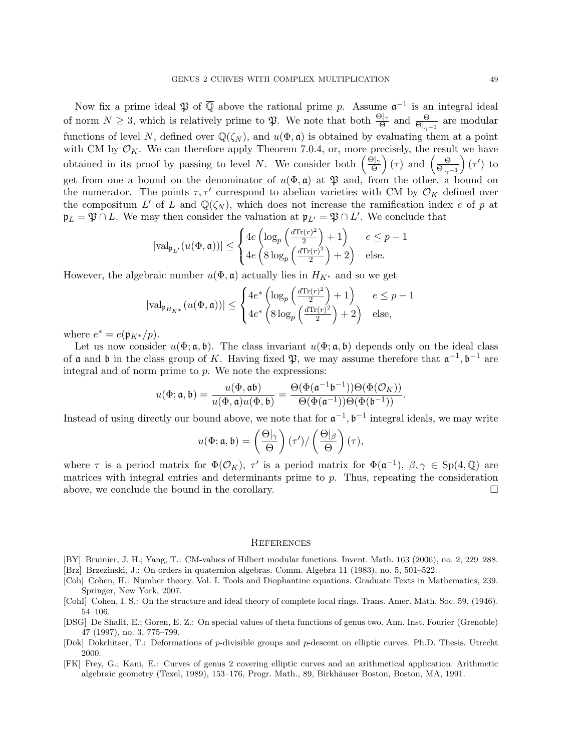Now fix a prime ideal $\mathfrak{P}$ of $\overline{\mathbb{Q}}$ above the rational prime $p$. Assume $\mathfrak{a}^{-1}$ is an integral ideal of norm $N \geq 3$, which is relatively prime to $\mathfrak{P}$. We note that both $\frac{\Theta|_\gamma}{\Theta}$ and $\frac{\Theta}{\Theta|_{\gamma^{-1}}}$ are modular functions of level $N$, defined over $\mathbb{Q}(\zeta_N)$, and $u(\Phi, \mathfrak{a})$ is obtained by evaluating them at a point with CM by $\mathcal{O}_K$. We can therefore apply Theorem 7.0.4, or, more precisely, the result we have obtained in its proof by passing to level $N$. We consider both $\left(\frac{\Theta|_\gamma}{\Theta}\right)(\tau)$ and $\left(\frac{\Theta}{\Theta|_{\gamma^{-1}}}\right)(\tau')$ to get from one a bound on the denominator of $u(\Phi, \mathfrak{a})$ at $\mathfrak{P}$ and, from the other, a bound on the numerator. The points $\tau, \tau'$ correspond to abelian varieties with CM by $\mathcal{O}_K$ defined over the compositum $L'$ of $L$ and $\mathbb{Q}(\zeta_N)$, which does not increase the ramification index $e$ of $p$ at $\mathfrak{p}_L = \mathfrak{P} \cap L$. We may then consider the valuation at $\mathfrak{p}_{L'} = \mathfrak{P} \cap L'$. We conclude that

$$|\mathrm{val}_{\mathfrak{p}_{L'}}(u(\Phi, \mathfrak{a}))| \leq \begin{cases} 4e\left(\log_p\left(\frac{d\mathrm{Tr}(r)^2}{2}\right) + 1\right) & e \leq p-1 \\ 4e\left(8\log_p\left(\frac{d\mathrm{Tr}(r)^2}{2}\right) + 2\right) & \text{else.} \end{cases}$$

However, the algebraic number $u(\Phi, \mathfrak{a})$ actually lies in $H_{K^*}$ and so we get

$$|\mathrm{val}_{\mathfrak{p}_{H_{K^*}}}(u(\Phi, \mathfrak{a}))| \leq \begin{cases} 4e^*\left(\log_p\left(\frac{d\mathrm{Tr}(r)^2}{2}\right) + 1\right) & e \leq p-1 \\ 4e^*\left(8\log_p\left(\frac{d\mathrm{Tr}(r)^2}{2}\right) + 2\right) & \text{else,} \end{cases}$$

where $e^* = e(\mathfrak{p}_{K^*}/p)$.

Let us now consider $u(\Phi; \mathfrak{a}, \mathfrak{b})$. The class invariant $u(\Phi; \mathfrak{a}, \mathfrak{b})$ depends only on the ideal class of $\mathfrak{a}$ and $\mathfrak{b}$ in the class group of $K$. Having fixed $\mathfrak{P}$, we may assume therefore that $\mathfrak{a}^{-1}, \mathfrak{b}^{-1}$ are integral and of norm prime to $p$. We note the expressions:

$$u(\Phi; \mathfrak{a}, \mathfrak{b}) = \frac{u(\Phi, \mathfrak{a}\mathfrak{b})}{u(\Phi, \mathfrak{a})u(\Phi, \mathfrak{b})} = \frac{\Theta(\Phi(\mathfrak{a}^{-1}\mathfrak{b}^{-1}))\Theta(\Phi(\mathcal{O}_K))}{\Theta(\Phi(\mathfrak{a}^{-1}))\Theta(\Phi(\mathfrak{b}^{-1}))}.$$

Instead of using directly our bound above, we note that for $\mathfrak{a}^{-1}, \mathfrak{b}^{-1}$ integral ideals, we may write

$$u(\Phi; \mathfrak{a}, \mathfrak{b}) = \left(\frac{\Theta|_\gamma}{\Theta}\right)(\tau') / \left(\frac{\Theta|_\beta}{\Theta}\right)(\tau),$$

where $\tau$ is a period matrix for $\Phi(\mathcal{O}_K)$, $\tau'$ is a period matrix for $\Phi(\mathfrak{a}^{-1})$, $\beta, \gamma \in \mathrm{Sp}(4, \mathbb{Q})$ are matrices with integral entries and determinants prime to $p$. Thus, repeating the consideration above, we conclude the bound in the corollary. $\square$

## References

[BY] Bruinier, J. H.; Yang, T.: CM-values of Hilbert modular functions. Invent. Math. 163 (2006), no. 2, 229–288.

[Brz] Brzezinski, J.: On orders in quaternion algebras. Comm. Algebra 11 (1983), no. 5, 501–522.

[Coh] Cohen, H.: Number theory. Vol. I. Tools and Diophantine equations. Graduate Texts in Mathematics, 239. Springer, New York, 2007.

[CohI] Cohen, I. S.: On the structure and ideal theory of complete local rings. Trans. Amer. Math. Soc. 59, (1946). 54–106.

[DSG] De Shalit, E.; Goren, E. Z.: On special values of theta functions of genus two. Ann. Inst. Fourier (Grenoble) 47 (1997), no. 3, 775–799.

[Dok] Dokchitser, T.: Deformations of $p$-divisible groups and $p$-descent on elliptic curves. Ph.D. Thesis. Utrecht 2000.

[FK] Frey, G.; Kani, E.: Curves of genus 2 covering elliptic curves and an arithmetical application. Arithmetic algebraic geometry (Texel, 1989), 153–176, Progr. Math., 89, Birkhäuser Boston, Boston, MA, 1991.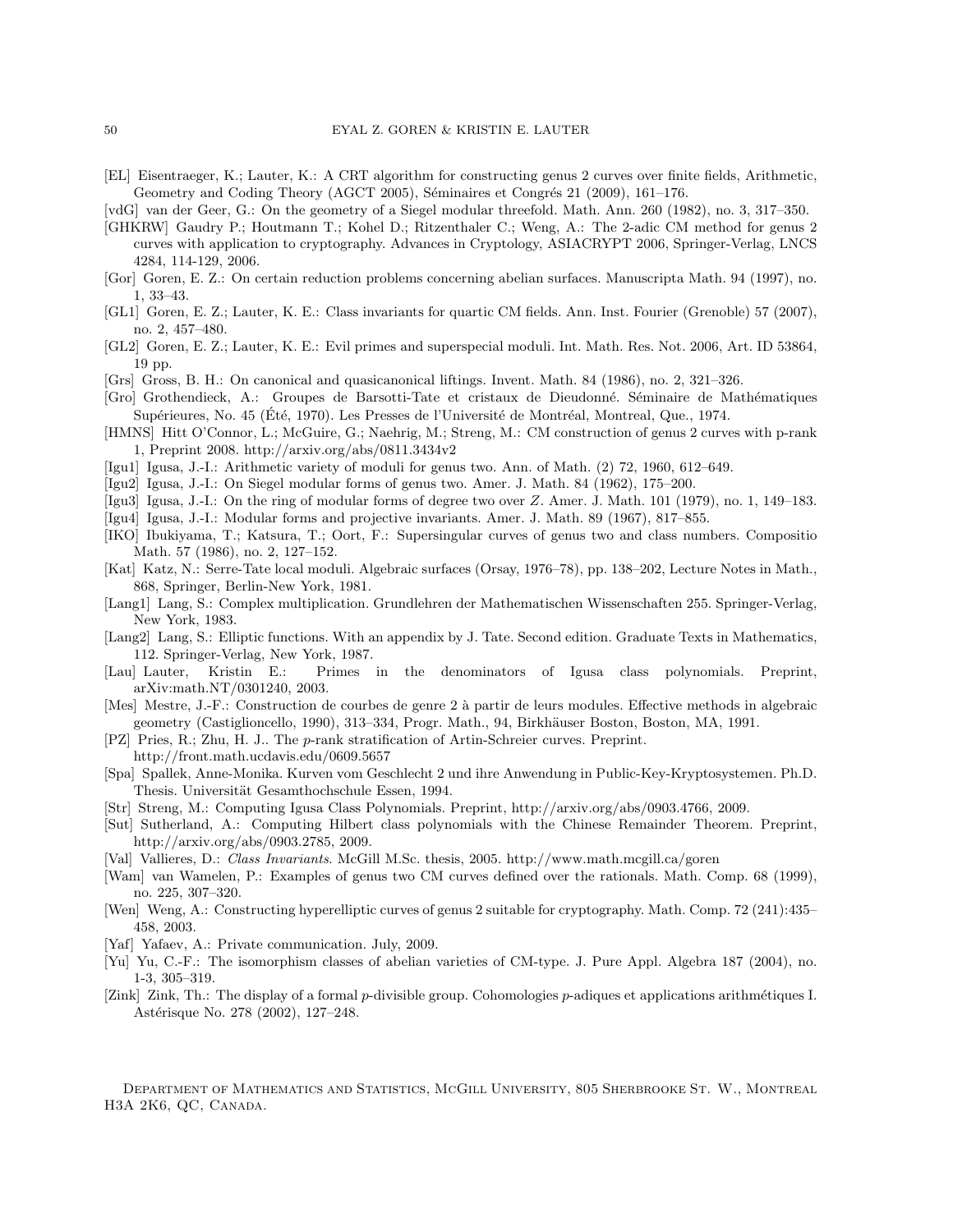[EL] Eisentraeger, K.; Lauter, K.: A CRT algorithm for constructing genus 2 curves over finite fields, Arithmetic, Geometry and Coding Theory (AGCT 2005), Séminaires et Congrés 21 (2009), 161–176.

[vdG] van der Geer, G.: On the geometry of a Siegel modular threefold. Math. Ann. 260 (1982), no. 3, 317–350.

[GHKRW] Gaudry P.; Houtmann T.; Kohel D.; Ritzenthaler C.; Weng, A.: The 2-adic CM method for genus 2 curves with application to cryptography. Advances in Cryptology, ASIACRYPT 2006, Springer-Verlag, LNCS 4284, 114-129, 2006.

[Gor] Goren, E. Z.: On certain reduction problems concerning abelian surfaces. Manuscripta Math. 94 (1997), no. 1, 33–43.

[GL1] Goren, E. Z.; Lauter, K. E.: Class invariants for quartic CM fields. Ann. Inst. Fourier (Grenoble) 57 (2007), no. 2, 457–480.

[GL2] Goren, E. Z.; Lauter, K. E.: Evil primes and superspecial moduli. Int. Math. Res. Not. 2006, Art. ID 53864, 19 pp.

[Grs] Gross, B. H.: On canonical and quasicanonical liftings. Invent. Math. 84 (1986), no. 2, 321–326.

[Gro] Grothendieck, A.: Groupes de Barsotti-Tate et cristaux de Dieudonné. Séminaire de Mathématiques Supérieures, No. 45 (Été, 1970). Les Presses de l'Université de Montréal, Montreal, Que., 1974.

[HMNS] Hitt O'Connor, L.; McGuire, G.; Naehrig, M.; Streng, M.: CM construction of genus 2 curves with p-rank 1, Preprint 2008. http://arxiv.org/abs/0811.3434v2

[Igu1] Igusa, J.-I.: Arithmetic variety of moduli for genus two. Ann. of Math. (2) 72, 1960, 612–649.

[Igu2] Igusa, J.-I.: On Siegel modular forms of genus two. Amer. J. Math. 84 (1962), 175–200.

[Igu3] Igusa, J.-I.: On the ring of modular forms of degree two over $Z$. Amer. J. Math. 101 (1979), no. 1, 149–183.

[Igu4] Igusa, J.-I.: Modular forms and projective invariants. Amer. J. Math. 89 (1967), 817–855.

[IKO] Ibukiyama, T.; Katsura, T.; Oort, F.: Supersingular curves of genus two and class numbers. Compositio Math. 57 (1986), no. 2, 127–152.

[Kat] Katz, N.: Serre-Tate local moduli. Algebraic surfaces (Orsay, 1976–78), pp. 138–202, Lecture Notes in Math., 868, Springer, Berlin-New York, 1981.

[Lang1] Lang, S.: Complex multiplication. Grundlehren der Mathematischen Wissenschaften 255. Springer-Verlag, New York, 1983.

[Lang2] Lang, S.: Elliptic functions. With an appendix by J. Tate. Second edition. Graduate Texts in Mathematics, 112. Springer-Verlag, New York, 1987.

[Lau] Lauter, Kristin E.: Primes in the denominators of Igusa class polynomials. Preprint, arXiv:math.NT/0301240, 2003.

[Mes] Mestre, J.-F.: Construction de courbes de genre 2 à partir de leurs modules. Effective methods in algebraic geometry (Castiglioncello, 1990), 313–334, Progr. Math., 94, Birkhäuser Boston, Boston, MA, 1991.

[PZ] Pries, R.; Zhu, H. J.. The $p$-rank stratification of Artin-Schreier curves. Preprint. http://front.math.ucdavis.edu/0609.5657

[Spa] Spallek, Anne-Monika. Kurven vom Geschlecht 2 und ihre Anwendung in Public-Key-Kryptosystemen. Ph.D. Thesis. Universität Gesamthochschule Essen, 1994.

[Str] Streng, M.: Computing Igusa Class Polynomials. Preprint, http://arxiv.org/abs/0903.4766, 2009.

[Sut] Sutherland, A.: Computing Hilbert class polynomials with the Chinese Remainder Theorem. Preprint, http://arxiv.org/abs/0903.2785, 2009.

[Val] Vallieres, D.: *Class Invariants*. McGill M.Sc. thesis, 2005. http://www.math.mcgill.ca/goren

[Wam] van Wamelen, P.: Examples of genus two CM curves defined over the rationals. Math. Comp. 68 (1999), no. 225, 307–320.

[Wen] Weng, A.: Constructing hyperelliptic curves of genus 2 suitable for cryptography. Math. Comp. 72 (241):435–458, 2003.

[Yaf] Yafaev, A.: Private communication. July, 2009.

[Yu] Yu, C.-F.: The isomorphism classes of abelian varieties of CM-type. J. Pure Appl. Algebra 187 (2004), no. 1-3, 305–319.

[Zink] Zink, Th.: The display of a formal $p$-divisible group. Cohomologies $p$-adiques et applications arithmétiques I. Astérisque No. 278 (2002), 127–248.

Department of Mathematics and Statistics, McGill University, 805 Sherbrooke St. W., Montreal H3A 2K6, QC, Canada.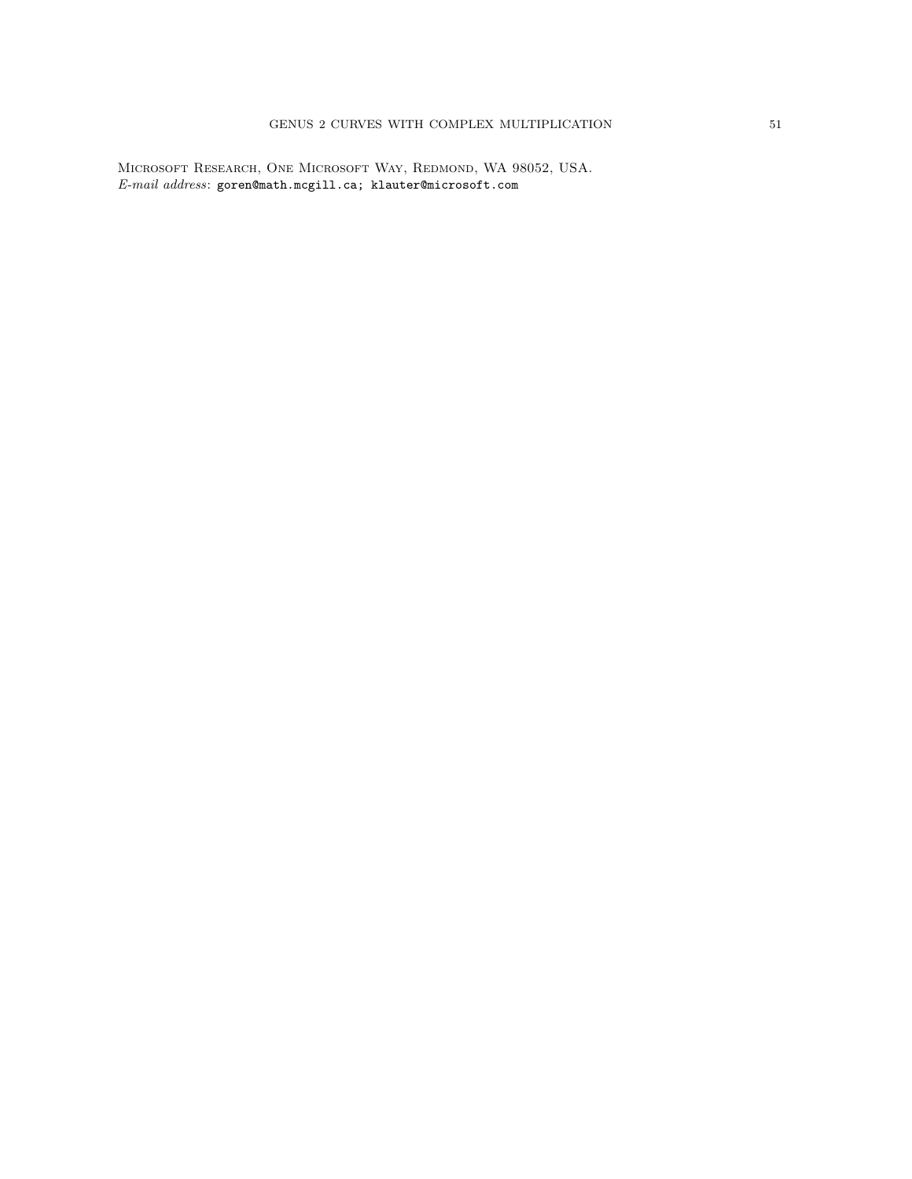Microsoft Research, One Microsoft Way, Redmond, WA 98052, USA.
*E-mail address*: goren@math.mcgill.ca; klauter@microsoft.com